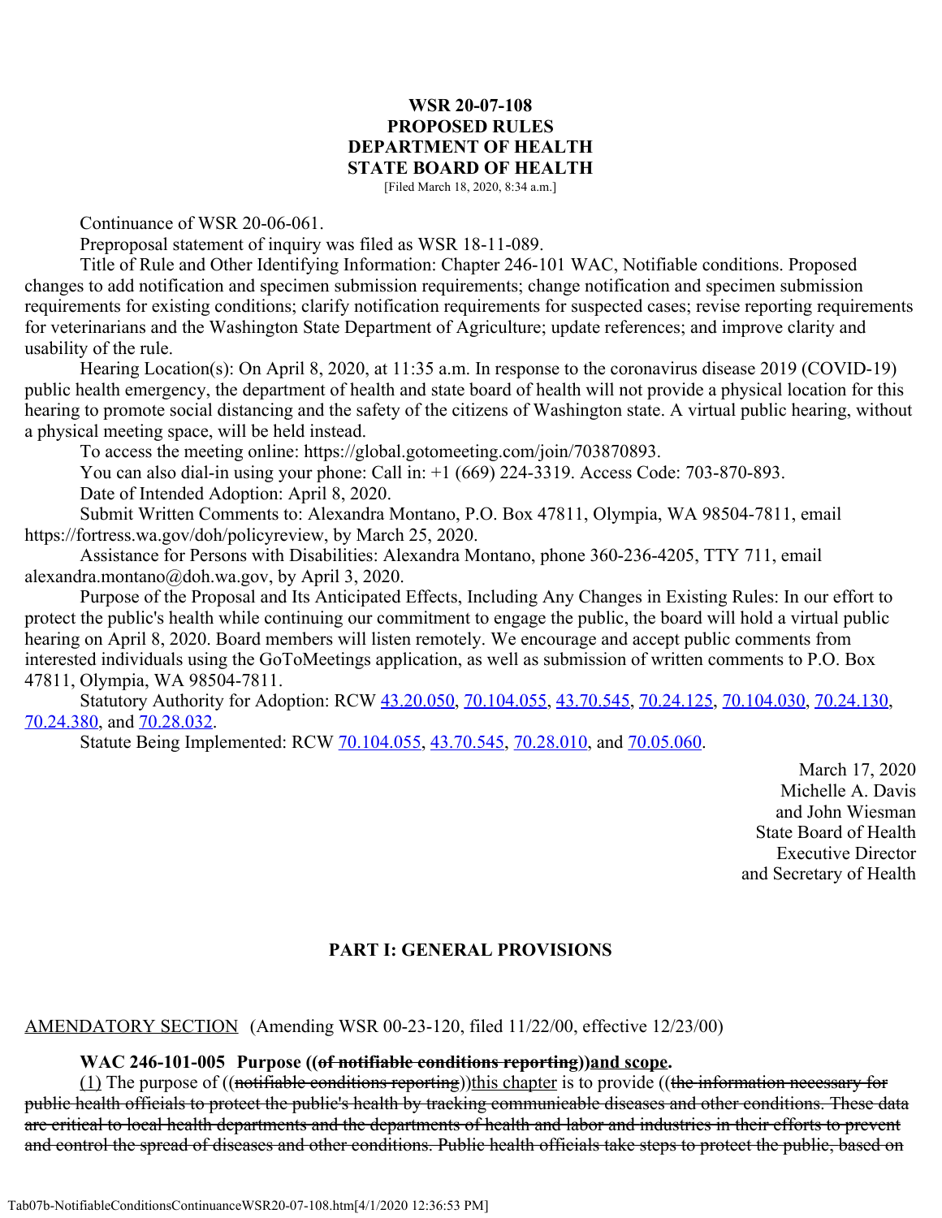**WSR 20-07-108**
**PROPOSED RULES**
**DEPARTMENT OF HEALTH**
**STATE BOARD OF HEALTH**

[Filed March 18, 2020, 8:34 a.m.]

Continuance of WSR 20-06-061.

Preproposal statement of inquiry was filed as WSR 18-11-089.

Title of Rule and Other Identifying Information: Chapter 246-101 WAC, Notifiable conditions. Proposed changes to add notification and specimen submission requirements; change notification and specimen submission requirements for existing conditions; clarify notification requirements for suspected cases; revise reporting requirements for veterinarians and the Washington State Department of Agriculture; update references; and improve clarity and usability of the rule.

Hearing Location(s): On April 8, 2020, at 11:35 a.m. In response to the coronavirus disease 2019 (COVID-19) public health emergency, the department of health and state board of health will not provide a physical location for this hearing to promote social distancing and the safety of the citizens of Washington state. A virtual public hearing, without a physical meeting space, will be held instead.

To access the meeting online: https://global.gotomeeting.com/join/703870893.

You can also dial-in using your phone: Call in: +1 (669) 224-3319. Access Code: 703-870-893.

Date of Intended Adoption: April 8, 2020.

Submit Written Comments to: Alexandra Montano, P.O. Box 47811, Olympia, WA 98504-7811, email https://fortress.wa.gov/doh/policyreview, by March 25, 2020.

Assistance for Persons with Disabilities: Alexandra Montano, phone 360-236-4205, TTY 711, email alexandra.montano@doh.wa.gov, by April 3, 2020.

Purpose of the Proposal and Its Anticipated Effects, Including Any Changes in Existing Rules: In our effort to protect the public's health while continuing our commitment to engage the public, the board will hold a virtual public hearing on April 8, 2020. Board members will listen remotely. We encourage and accept public comments from interested individuals using the GoToMeetings application, as well as submission of written comments to P.O. Box 47811, Olympia, WA 98504-7811.

Statutory Authority for Adoption: RCW 43.20.050, 70.104.055, 43.70.545, 70.24.125, 70.104.030, 70.24.130, 70.24.380, and 70.28.032.

Statute Being Implemented: RCW 70.104.055, 43.70.545, 70.28.010, and 70.05.060.

March 17, 2020
Michelle A. Davis
and John Wiesman
State Board of Health
Executive Director
and Secretary of Health

**PART I: GENERAL PROVISIONS**

AMENDATORY SECTION (Amending WSR 00-23-120, filed 11/22/00, effective 12/23/00)

**WAC 246-101-005 Purpose ((~~of notifiable conditions reporting~~))and scope.**

(1) The purpose of ((~~notifiable conditions reporting~~))this chapter is to provide ((~~the information necessary for public health officials to protect the public's health by tracking communicable diseases and other conditions. These data are critical to local health departments and the departments of health and labor and industries in their efforts to prevent and control the spread of diseases and other conditions. Public health officials take steps to protect the public, based on~~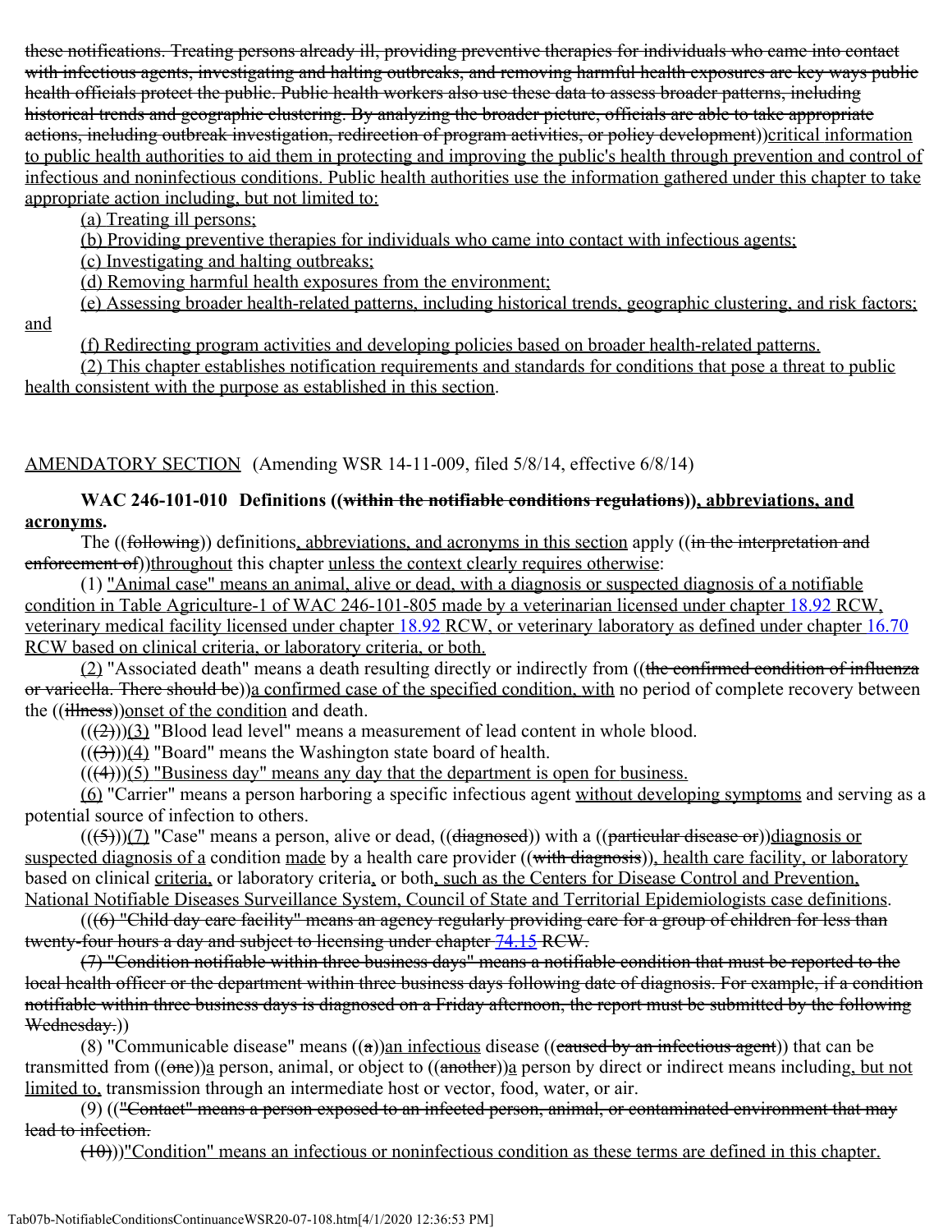these notifications. Treating persons already ill, providing preventive therapies for individuals who came into contact with infectious agents, investigating and halting outbreaks, and removing harmful health exposures are key ways public health officials protect the public. Public health workers also use these data to assess broader patterns, including historical trends and geographic clustering. By analyzing the broader picture, officials are able to take appropriate actions, including outbreak investigation, redirection of program activities, or policy development))critical information to public health authorities to aid them in protecting and improving the public's health through prevention and control of infectious and noninfectious conditions. Public health authorities use the information gathered under this chapter to take appropriate action including, but not limited to:

(a) Treating ill persons;

(b) Providing preventive therapies for individuals who came into contact with infectious agents;

(c) Investigating and halting outbreaks;

(d) Removing harmful health exposures from the environment;

(e) Assessing broader health-related patterns, including historical trends, geographic clustering, and risk factors; and

(f) Redirecting program activities and developing policies based on broader health-related patterns.

(2) This chapter establishes notification requirements and standards for conditions that pose a threat to public health consistent with the purpose as established in this section.

AMENDATORY SECTION (Amending WSR 14-11-009, filed 5/8/14, effective 6/8/14)

**WAC 246-101-010 Definitions ((within the notifiable conditions regulations)), abbreviations, and acronyms.**

The ((following)) definitions, abbreviations, and acronyms in this section apply ((in the interpretation and enforcement of))throughout this chapter unless the context clearly requires otherwise:

(1) "Animal case" means an animal, alive or dead, with a diagnosis or suspected diagnosis of a notifiable condition in Table Agriculture-1 of WAC 246-101-805 made by a veterinarian licensed under chapter 18.92 RCW, veterinary medical facility licensed under chapter 18.92 RCW, or veterinary laboratory as defined under chapter 16.70 RCW based on clinical criteria, or laboratory criteria, or both.

(2) "Associated death" means a death resulting directly or indirectly from ((the confirmed condition of influenza or varicella. There should be))a confirmed case of the specified condition, with no period of complete recovery between the ((illness))onset of the condition and death.

(((2)))(3) "Blood lead level" means a measurement of lead content in whole blood.

(((3)))(4) "Board" means the Washington state board of health.

(((4)))(5) "Business day" means any day that the department is open for business.

(6) "Carrier" means a person harboring a specific infectious agent without developing symptoms and serving as a potential source of infection to others.

(((5)))(7) "Case" means a person, alive or dead, ((diagnosed)) with a ((particular disease or))diagnosis or suspected diagnosis of a condition made by a health care provider ((with diagnosis)), health care facility, or laboratory based on clinical criteria, or laboratory criteria, or both, such as the Centers for Disease Control and Prevention, National Notifiable Diseases Surveillance System, Council of State and Territorial Epidemiologists case definitions.

(((6) "Child day care facility" means an agency regularly providing care for a group of children for less than twenty-four hours a day and subject to licensing under chapter 74.15 RCW.

(7) "Condition notifiable within three business days" means a notifiable condition that must be reported to the local health officer or the department within three business days following date of diagnosis. For example, if a condition notifiable within three business days is diagnosed on a Friday afternoon, the report must be submitted by the following Wednesday.))

(8) "Communicable disease" means ((a))an infectious disease ((caused by an infectious agent)) that can be transmitted from ((one))a person, animal, or object to ((another))a person by direct or indirect means including, but not limited to, transmission through an intermediate host or vector, food, water, or air.

(9) (("Contact" means a person exposed to an infected person, animal, or contaminated environment that may lead to infection.

(10)))"Condition" means an infectious or noninfectious condition as these terms are defined in this chapter.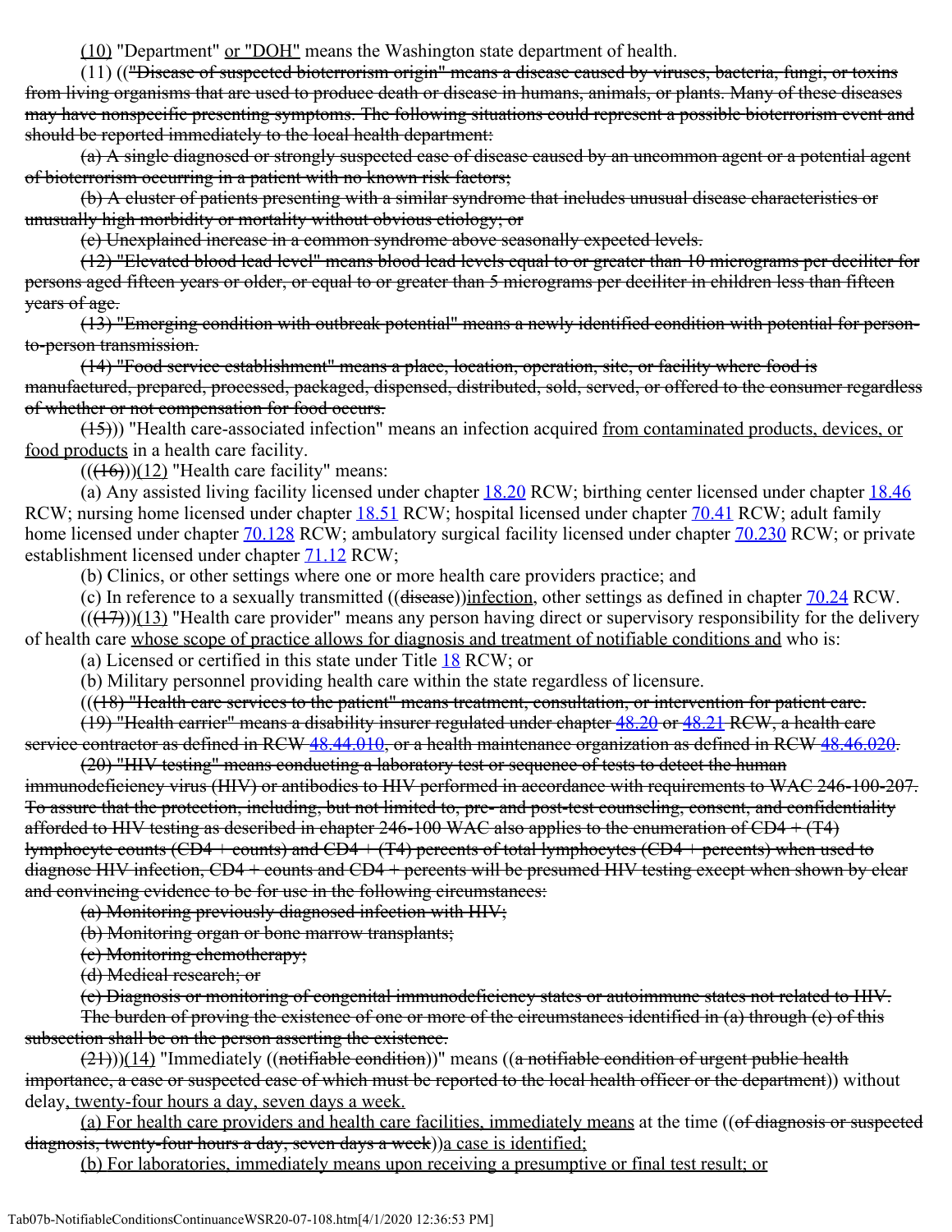(10) "Department" or "DOH" means the Washington state department of health.

(11) (("Disease of suspected bioterrorism origin" means a disease caused by viruses, bacteria, fungi, or toxins from living organisms that are used to produce death or disease in humans, animals, or plants. Many of these diseases may have nonspecific presenting symptoms. The following situations could represent a possible bioterrorism event and should be reported immediately to the local health department:

(a) A single diagnosed or strongly suspected case of disease caused by an uncommon agent or a potential agent of bioterrorism occurring in a patient with no known risk factors;

(b) A cluster of patients presenting with a similar syndrome that includes unusual disease characteristics or unusually high morbidity or mortality without obvious etiology; or

(c) Unexplained increase in a common syndrome above seasonally expected levels.

(12) "Elevated blood lead level" means blood lead levels equal to or greater than 10 micrograms per deciliter for persons aged fifteen years or older, or equal to or greater than 5 micrograms per deciliter in children less than fifteen years of age.

(13) "Emerging condition with outbreak potential" means a newly identified condition with potential for person-to-person transmission.

(14) "Food service establishment" means a place, location, operation, site, or facility where food is manufactured, prepared, processed, packaged, dispensed, distributed, sold, served, or offered to the consumer regardless of whether or not compensation for food occurs.

(15))) "Health care-associated infection" means an infection acquired from contaminated products, devices, or food products in a health care facility.

(((16)))(12) "Health care facility" means:

(a) Any assisted living facility licensed under chapter 18.20 RCW; birthing center licensed under chapter 18.46 RCW; nursing home licensed under chapter 18.51 RCW; hospital licensed under chapter 70.41 RCW; adult family home licensed under chapter 70.128 RCW; ambulatory surgical facility licensed under chapter 70.230 RCW; or private establishment licensed under chapter 71.12 RCW;

(b) Clinics, or other settings where one or more health care providers practice; and

(c) In reference to a sexually transmitted ((disease))infection, other settings as defined in chapter 70.24 RCW.

(((17)))(13) "Health care provider" means any person having direct or supervisory responsibility for the delivery of health care whose scope of practice allows for diagnosis and treatment of notifiable conditions and who is:

(a) Licensed or certified in this state under Title 18 RCW; or

(b) Military personnel providing health care within the state regardless of licensure.

(((18) "Health care services to the patient" means treatment, consultation, or intervention for patient care.

(19) "Health carrier" means a disability insurer regulated under chapter 48.20 or 48.21 RCW, a health care service contractor as defined in RCW 48.44.010, or a health maintenance organization as defined in RCW 48.46.020.

(20) "HIV testing" means conducting a laboratory test or sequence of tests to detect the human immunodeficiency virus (HIV) or antibodies to HIV performed in accordance with requirements to WAC 246-100-207. To assure that the protection, including, but not limited to, pre- and post-test counseling, consent, and confidentiality afforded to HIV testing as described in chapter 246-100 WAC also applies to the enumeration of CD4 + (T4) lymphocyte counts (CD4 + counts) and CD4 + (T4) percents of total lymphocytes (CD4 + percents) when used to diagnose HIV infection, CD4 + counts and CD4 + percents will be presumed HIV testing except when shown by clear and convincing evidence to be for use in the following circumstances:

(a) Monitoring previously diagnosed infection with HIV;

(b) Monitoring organ or bone marrow transplants;

(c) Monitoring chemotherapy;

(d) Medical research; or

(e) Diagnosis or monitoring of congenital immunodeficiency states or autoimmune states not related to HIV.

The burden of proving the existence of one or more of the circumstances identified in (a) through (e) of this subsection shall be on the person asserting the existence.

(21)))(14) "Immediately ((notifiable condition))" means ((a notifiable condition of urgent public health importance, a case or suspected case of which must be reported to the local health officer or the department)) without delay, twenty-four hours a day, seven days a week.

(a) For health care providers and health care facilities, immediately means at the time ((of diagnosis or suspected diagnosis, twenty-four hours a day, seven days a week))a case is identified;

(b) For laboratories, immediately means upon receiving a presumptive or final test result; or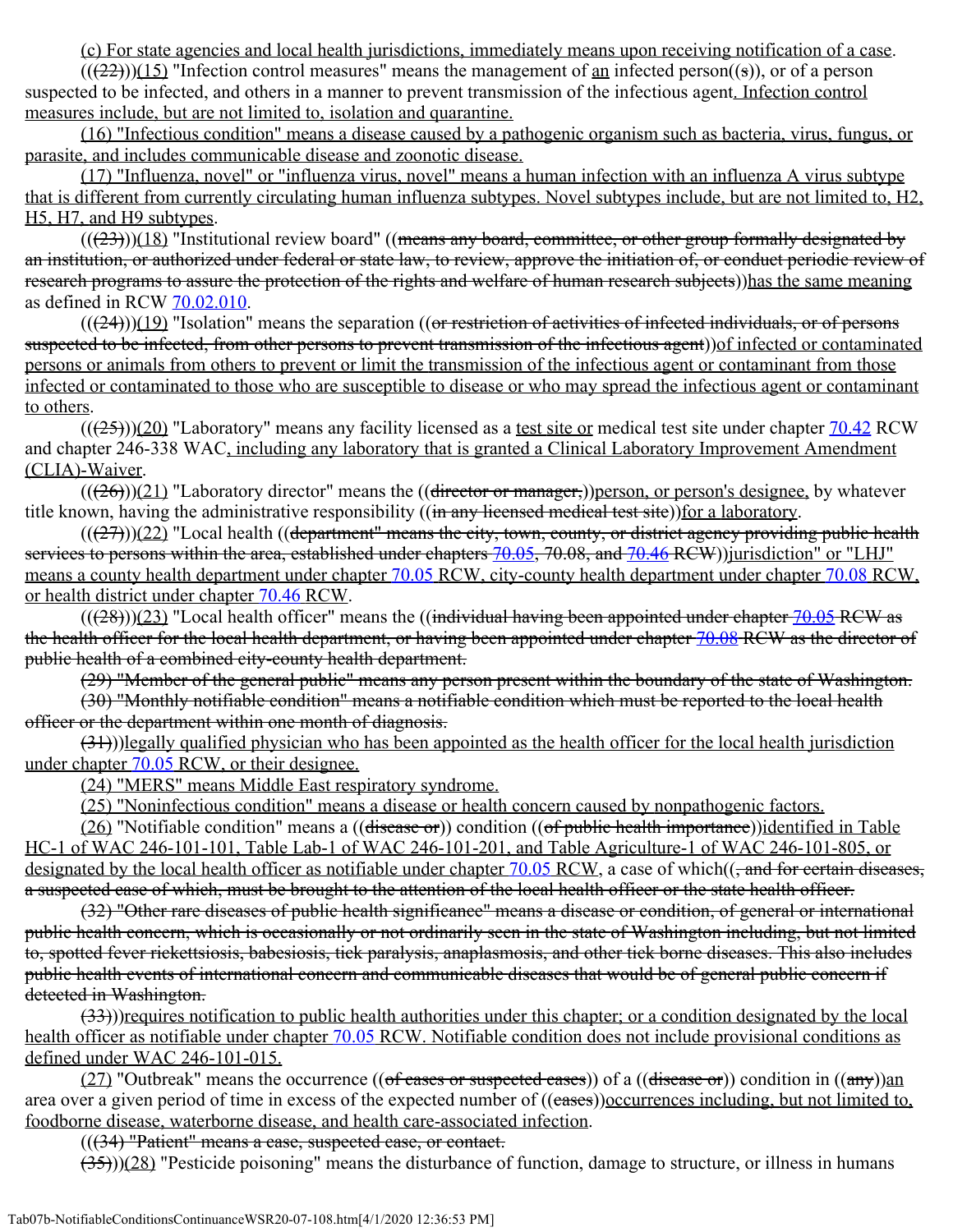(c) For state agencies and local health jurisdictions, immediately means upon receiving notification of a case.

(((22)))(15) "Infection control measures" means the management of an infected person((s)), or of a person suspected to be infected, and others in a manner to prevent transmission of the infectious agent. Infection control measures include, but are not limited to, isolation and quarantine.

(16) "Infectious condition" means a disease caused by a pathogenic organism such as bacteria, virus, fungus, or parasite, and includes communicable disease and zoonotic disease.

(17) "Influenza, novel" or "influenza virus, novel" means a human infection with an influenza A virus subtype that is different from currently circulating human influenza subtypes. Novel subtypes include, but are not limited to, H2, H5, H7, and H9 subtypes.

(((23)))(18) "Institutional review board" ((means any board, committee, or other group formally designated by an institution, or authorized under federal or state law, to review, approve the initiation of, or conduct periodic review of research programs to assure the protection of the rights and welfare of human research subjects))has the same meaning as defined in RCW 70.02.010.

(((24)))(19) "Isolation" means the separation ((or restriction of activities of infected individuals, or of persons suspected to be infected, from other persons to prevent transmission of the infectious agent))of infected or contaminated persons or animals from others to prevent or limit the transmission of the infectious agent or contaminant from those infected or contaminated to those who are susceptible to disease or who may spread the infectious agent or contaminant to others.

(((25)))(20) "Laboratory" means any facility licensed as a test site or medical test site under chapter 70.42 RCW and chapter 246-338 WAC, including any laboratory that is granted a Clinical Laboratory Improvement Amendment (CLIA)-Waiver.

(((26)))(21) "Laboratory director" means the ((director or manager,))person, or person's designee, by whatever title known, having the administrative responsibility ((in any licensed medical test site))for a laboratory.

(((27)))(22) "Local health ((department" means the city, town, county, or district agency providing public health services to persons within the area, established under chapters 70.05, 70.08, and 70.46 RCW))jurisdiction" or "LHJ" means a county health department under chapter 70.05 RCW, city-county health department under chapter 70.08 RCW, or health district under chapter 70.46 RCW.

(((28)))(23) "Local health officer" means the ((individual having been appointed under chapter 70.05 RCW as the health officer for the local health department, or having been appointed under chapter 70.08 RCW as the director of public health of a combined city-county health department.

(29) "Member of the general public" means any person present within the boundary of the state of Washington.

(30) "Monthly notifiable condition" means a notifiable condition which must be reported to the local health officer or the department within one month of diagnosis.

(31)))legally qualified physician who has been appointed as the health officer for the local health jurisdiction under chapter 70.05 RCW, or their designee.

(24) "MERS" means Middle East respiratory syndrome.

(25) "Noninfectious condition" means a disease or health concern caused by nonpathogenic factors.

(26) "Notifiable condition" means a ((disease or)) condition ((of public health importance))identified in Table HC-1 of WAC 246-101-101, Table Lab-1 of WAC 246-101-201, and Table Agriculture-1 of WAC 246-101-805, or designated by the local health officer as notifiable under chapter 70.05 RCW, a case of which((, and for certain diseases, a suspected case of which, must be brought to the attention of the local health officer or the state health officer.

(32) "Other rare diseases of public health significance" means a disease or condition, of general or international public health concern, which is occasionally or not ordinarily seen in the state of Washington including, but not limited to, spotted fever rickettsiosis, babesiosis, tick paralysis, anaplasmosis, and other tick borne diseases. This also includes public health events of international concern and communicable diseases that would be of general public concern if detected in Washington.

(33)))requires notification to public health authorities under this chapter; or a condition designated by the local health officer as notifiable under chapter 70.05 RCW. Notifiable condition does not include provisional conditions as defined under WAC 246-101-015.

(27) "Outbreak" means the occurrence ((of cases or suspected cases)) of a ((disease or)) condition in ((any))an area over a given period of time in excess of the expected number of ((cases))occurrences including, but not limited to, foodborne disease, waterborne disease, and health care-associated infection.

(((34) "Patient" means a case, suspected case, or contact.

(35)))(28) "Pesticide poisoning" means the disturbance of function, damage to structure, or illness in humans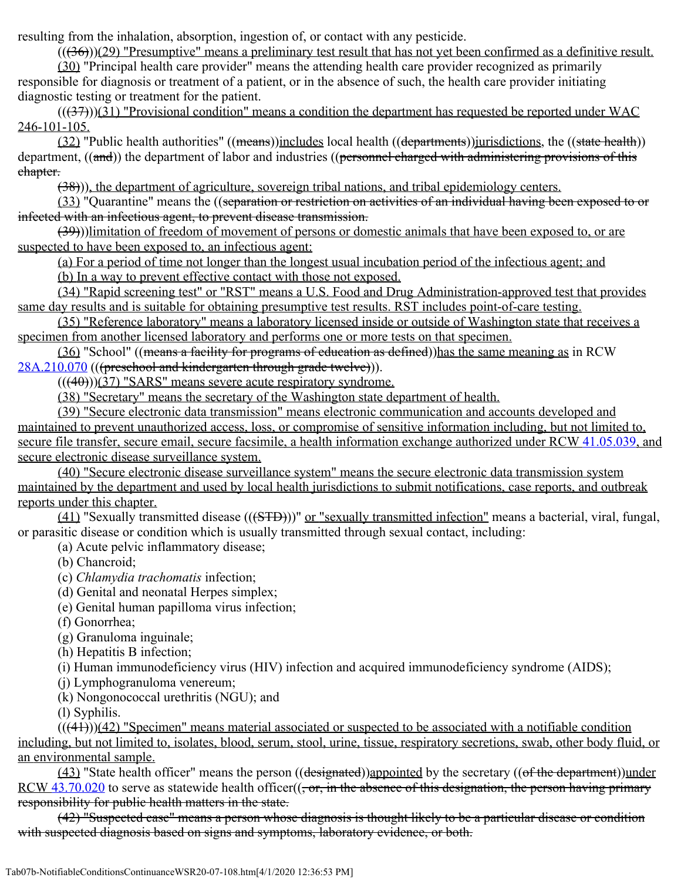resulting from the inhalation, absorption, ingestion of, or contact with any pesticide.

((~~(36)~~))(29) "Presumptive" means a preliminary test result that has not yet been confirmed as a definitive result.

(30) "Principal health care provider" means the attending health care provider recognized as primarily responsible for diagnosis or treatment of a patient, or in the absence of such, the health care provider initiating diagnostic testing or treatment for the patient.

((~~(37)~~))(31) "Provisional condition" means a condition the department has requested be reported under WAC 246-101-105.

(32) "Public health authorities" ((~~means~~))includes local health ((~~departments~~))jurisdictions, the ((~~state health~~)) department, ((~~and~~)) the department of labor and industries ((~~personnel charged with administering provisions of this chapter.~~

~~(38)~~)), the department of agriculture, sovereign tribal nations, and tribal epidemiology centers.

(33) "Quarantine" means the ((~~separation or restriction on activities of an individual having been exposed to or infected with an infectious agent, to prevent disease transmission.~~

~~(39)~~))limitation of freedom of movement of persons or domestic animals that have been exposed to, or are suspected to have been exposed to, an infectious agent:

(a) For a period of time not longer than the longest usual incubation period of the infectious agent; and

(b) In a way to prevent effective contact with those not exposed.

(34) "Rapid screening test" or "RST" means a U.S. Food and Drug Administration-approved test that provides same day results and is suitable for obtaining presumptive test results. RST includes point-of-care testing.

(35) "Reference laboratory" means a laboratory licensed inside or outside of Washington state that receives a specimen from another licensed laboratory and performs one or more tests on that specimen.

(36) "School" ((~~means a facility for programs of education as defined~~))has the same meaning as in RCW 28A.210.070 ((~~(preschool and kindergarten through grade twelve)~~)).

((~~(40)~~))(37) "SARS" means severe acute respiratory syndrome.

(38) "Secretary" means the secretary of the Washington state department of health.

(39) "Secure electronic data transmission" means electronic communication and accounts developed and maintained to prevent unauthorized access, loss, or compromise of sensitive information including, but not limited to, secure file transfer, secure email, secure facsimile, a health information exchange authorized under RCW 41.05.039, and secure electronic disease surveillance system.

(40) "Secure electronic disease surveillance system" means the secure electronic data transmission system maintained by the department and used by local health jurisdictions to submit notifications, case reports, and outbreak reports under this chapter.

(41) "Sexually transmitted disease ((~~(STD)~~))" or "sexually transmitted infection" means a bacterial, viral, fungal, or parasitic disease or condition which is usually transmitted through sexual contact, including:

(a) Acute pelvic inflammatory disease;

(b) Chancroid;

(c) *Chlamydia trachomatis* infection;

(d) Genital and neonatal Herpes simplex;

(e) Genital human papilloma virus infection;

(f) Gonorrhea;

(g) Granuloma inguinale;

(h) Hepatitis B infection;

(i) Human immunodeficiency virus (HIV) infection and acquired immunodeficiency syndrome (AIDS);

(j) Lymphogranuloma venereum;

(k) Nongonococcal urethritis (NGU); and

(l) Syphilis.

((~~(41)~~))(42) "Specimen" means material associated or suspected to be associated with a notifiable condition including, but not limited to, isolates, blood, serum, stool, urine, tissue, respiratory secretions, swab, other body fluid, or an environmental sample.

(43) "State health officer" means the person ((~~designated~~))appointed by the secretary ((~~of the department~~))under RCW 43.70.020 to serve as statewide health officer((~~, or, in the absence of this designation, the person having primary responsibility for public health matters in the state.~~

~~(42) "Suspected case" means a person whose diagnosis is thought likely to be a particular disease or condition with suspected diagnosis based on signs and symptoms, laboratory evidence, or both.~~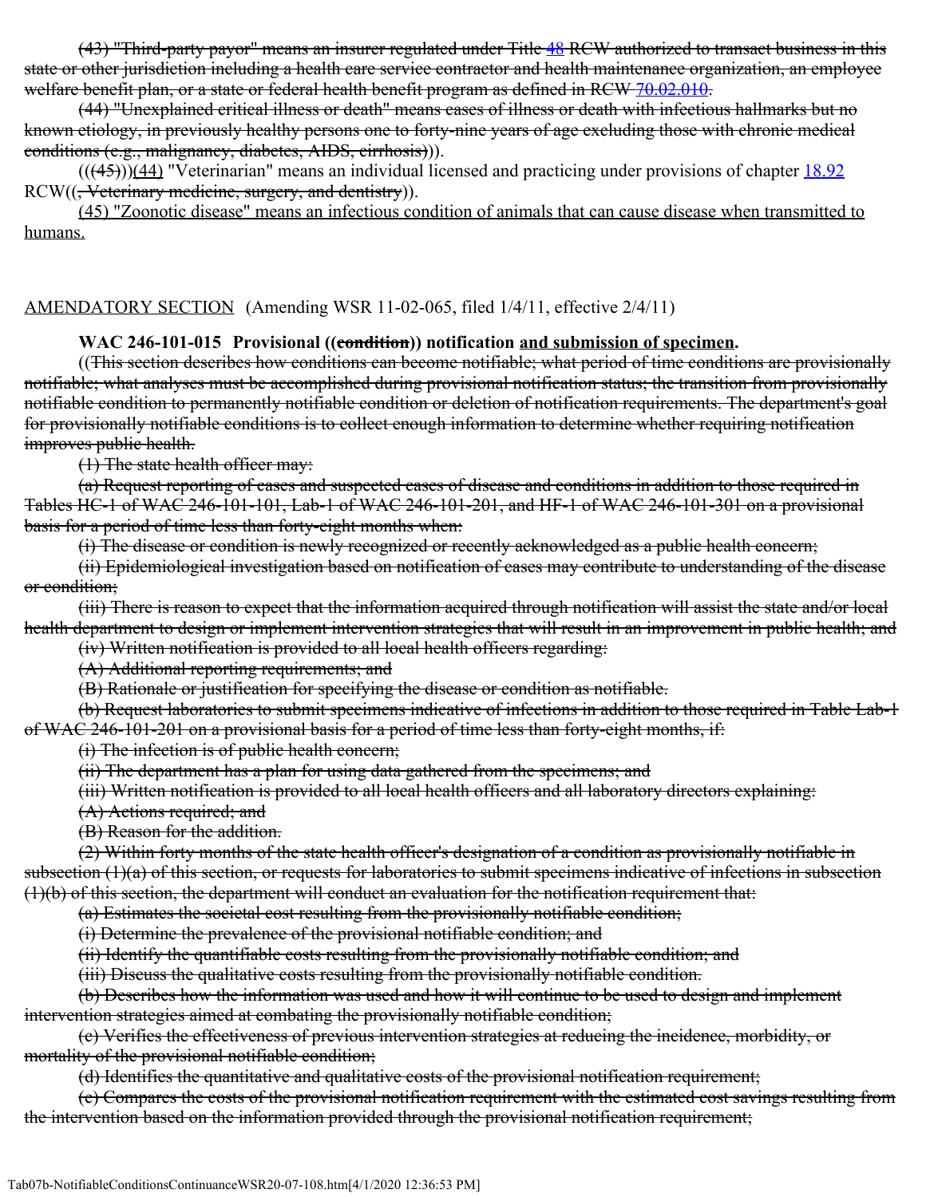~~(43) "Third-party payor" means an insurer regulated under Title 48 RCW authorized to transact business in this state or other jurisdiction including a health care service contractor and health maintenance organization, an employee welfare benefit plan, or a state or federal health benefit program as defined in RCW 70.02.010.~~

~~(44) "Unexplained critical illness or death" means cases of illness or death with infectious hallmarks but no known etiology, in previously healthy persons one to forty-nine years of age excluding those with chronic medical conditions (e.g., malignancy, diabetes, AIDS, cirrhosis)~~)).

((~~(45)~~))<u>(44)</u> "Veterinarian" means an individual licensed and practicing under provisions of chapter 18.92 RCW((~~, Veterinary medicine, surgery, and dentistry~~)).

<u>(45) "Zoonotic disease" means an infectious condition of animals that can cause disease when transmitted to humans.</u>

<u>AMENDATORY SECTION</u> (Amending WSR 11-02-065, filed 1/4/11, effective 2/4/11)

**WAC 246-101-015 Provisional ((~~condition~~)) notification <u>and submission of specimen</u>.**

((~~This section describes how conditions can become notifiable; what period of time conditions are provisionally notifiable; what analyses must be accomplished during provisional notification status; the transition from provisionally notifiable condition to permanently notifiable condition or deletion of notification requirements. The department's goal for provisionally notifiable conditions is to collect enough information to determine whether requiring notification improves public health.~~

~~(1) The state health officer may:~~

~~(a) Request reporting of cases and suspected cases of disease and conditions in addition to those required in Tables HC-1 of WAC 246-101-101, Lab-1 of WAC 246-101-201, and HF-1 of WAC 246-101-301 on a provisional basis for a period of time less than forty-eight months when:~~

~~(i) The disease or condition is newly recognized or recently acknowledged as a public health concern;~~

~~(ii) Epidemiological investigation based on notification of cases may contribute to understanding of the disease or condition;~~

~~(iii) There is reason to expect that the information acquired through notification will assist the state and/or local health department to design or implement intervention strategies that will result in an improvement in public health; and~~

~~(iv) Written notification is provided to all local health officers regarding:~~

~~(A) Additional reporting requirements; and~~

~~(B) Rationale or justification for specifying the disease or condition as notifiable.~~

~~(b) Request laboratories to submit specimens indicative of infections in addition to those required in Table Lab-1 of WAC 246-101-201 on a provisional basis for a period of time less than forty-eight months, if:~~

~~(i) The infection is of public health concern;~~

~~(ii) The department has a plan for using data gathered from the specimens; and~~

~~(iii) Written notification is provided to all local health officers and all laboratory directors explaining:~~

~~(A) Actions required; and~~

~~(B) Reason for the addition.~~

~~(2) Within forty months of the state health officer's designation of a condition as provisionally notifiable in subsection (1)(a) of this section, or requests for laboratories to submit specimens indicative of infections in subsection (1)(b) of this section, the department will conduct an evaluation for the notification requirement that:~~

~~(a) Estimates the societal cost resulting from the provisionally notifiable condition;~~

~~(i) Determine the prevalence of the provisional notifiable condition; and~~

~~(ii) Identify the quantifiable costs resulting from the provisionally notifiable condition; and~~

~~(iii) Discuss the qualitative costs resulting from the provisionally notifiable condition.~~

~~(b) Describes how the information was used and how it will continue to be used to design and implement intervention strategies aimed at combating the provisionally notifiable condition;~~

~~(c) Verifies the effectiveness of previous intervention strategies at reducing the incidence, morbidity, or mortality of the provisional notifiable condition;~~

~~(d) Identifies the quantitative and qualitative costs of the provisional notification requirement;~~

~~(e) Compares the costs of the provisional notification requirement with the estimated cost savings resulting from the intervention based on the information provided through the provisional notification requirement;~~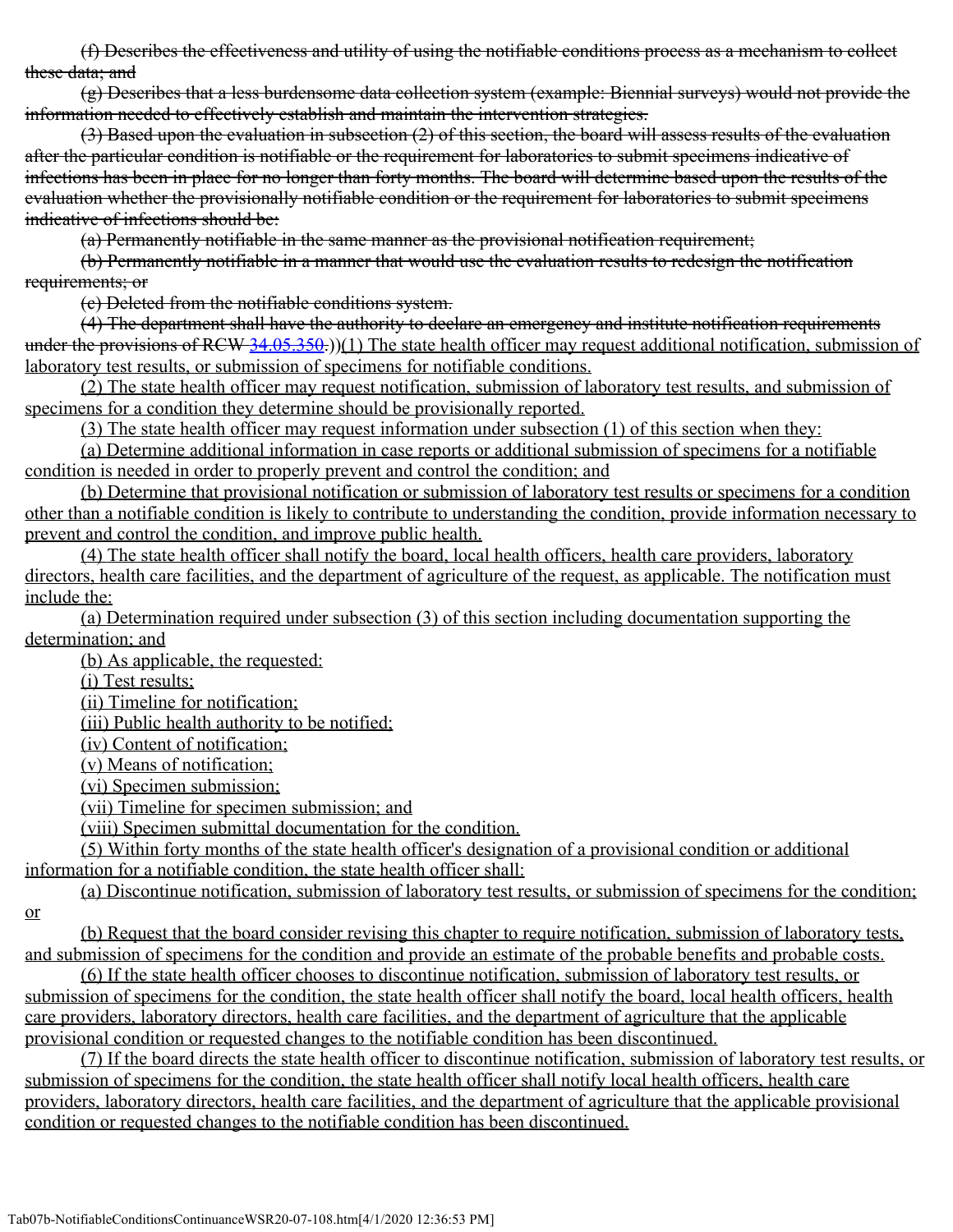~~(f) Describes the effectiveness and utility of using the notifiable conditions process as a mechanism to collect these data; and~~

~~(g) Describes that a less burdensome data collection system (example: Biennial surveys) would not provide the information needed to effectively establish and maintain the intervention strategies.~~

~~(3) Based upon the evaluation in subsection (2) of this section, the board will assess results of the evaluation after the particular condition is notifiable or the requirement for laboratories to submit specimens indicative of infections has been in place for no longer than forty months. The board will determine based upon the results of the evaluation whether the provisionally notifiable condition or the requirement for laboratories to submit specimens indicative of infections should be:~~

~~(a) Permanently notifiable in the same manner as the provisional notification requirement;~~

~~(b) Permanently notifiable in a manner that would use the evaluation results to redesign the notification requirements; or~~

~~(c) Deleted from the notifiable conditions system.~~

~~(4) The department shall have the authority to declare an emergency and institute notification requirements under the provisions of RCW 34.05.350.~~))<u>(1) The state health officer may request additional notification, submission of laboratory test results, or submission of specimens for notifiable conditions.</u>

<u>(2) The state health officer may request notification, submission of laboratory test results, and submission of specimens for a condition they determine should be provisionally reported.</u>

<u>(3) The state health officer may request information under subsection (1) of this section when they:</u>

<u>(a) Determine additional information in case reports or additional submission of specimens for a notifiable condition is needed in order to properly prevent and control the condition; and</u>

<u>(b) Determine that provisional notification or submission of laboratory test results or specimens for a condition other than a notifiable condition is likely to contribute to understanding the condition, provide information necessary to prevent and control the condition, and improve public health.</u>

<u>(4) The state health officer shall notify the board, local health officers, health care providers, laboratory directors, health care facilities, and the department of agriculture of the request, as applicable. The notification must include the:</u>

<u>(a) Determination required under subsection (3) of this section including documentation supporting the determination; and</u>

<u>(b) As applicable, the requested:</u>

<u>(i) Test results;</u>

<u>(ii) Timeline for notification;</u>

<u>(iii) Public health authority to be notified;</u>

<u>(iv) Content of notification;</u>

<u>(v) Means of notification;</u>

<u>(vi) Specimen submission;</u>

<u>(vii) Timeline for specimen submission; and</u>

<u>(viii) Specimen submittal documentation for the condition.</u>

<u>(5) Within forty months of the state health officer's designation of a provisional condition or additional information for a notifiable condition, the state health officer shall:</u>

<u>(a) Discontinue notification, submission of laboratory test results, or submission of specimens for the condition; or</u>

<u>(b) Request that the board consider revising this chapter to require notification, submission of laboratory tests, and submission of specimens for the condition and provide an estimate of the probable benefits and probable costs.</u>

<u>(6) If the state health officer chooses to discontinue notification, submission of laboratory test results, or submission of specimens for the condition, the state health officer shall notify the board, local health officers, health care providers, laboratory directors, health care facilities, and the department of agriculture that the applicable provisional condition or requested changes to the notifiable condition has been discontinued.</u>

<u>(7) If the board directs the state health officer to discontinue notification, submission of laboratory test results, or submission of specimens for the condition, the state health officer shall notify local health officers, health care providers, laboratory directors, health care facilities, and the department of agriculture that the applicable provisional condition or requested changes to the notifiable condition has been discontinued.</u>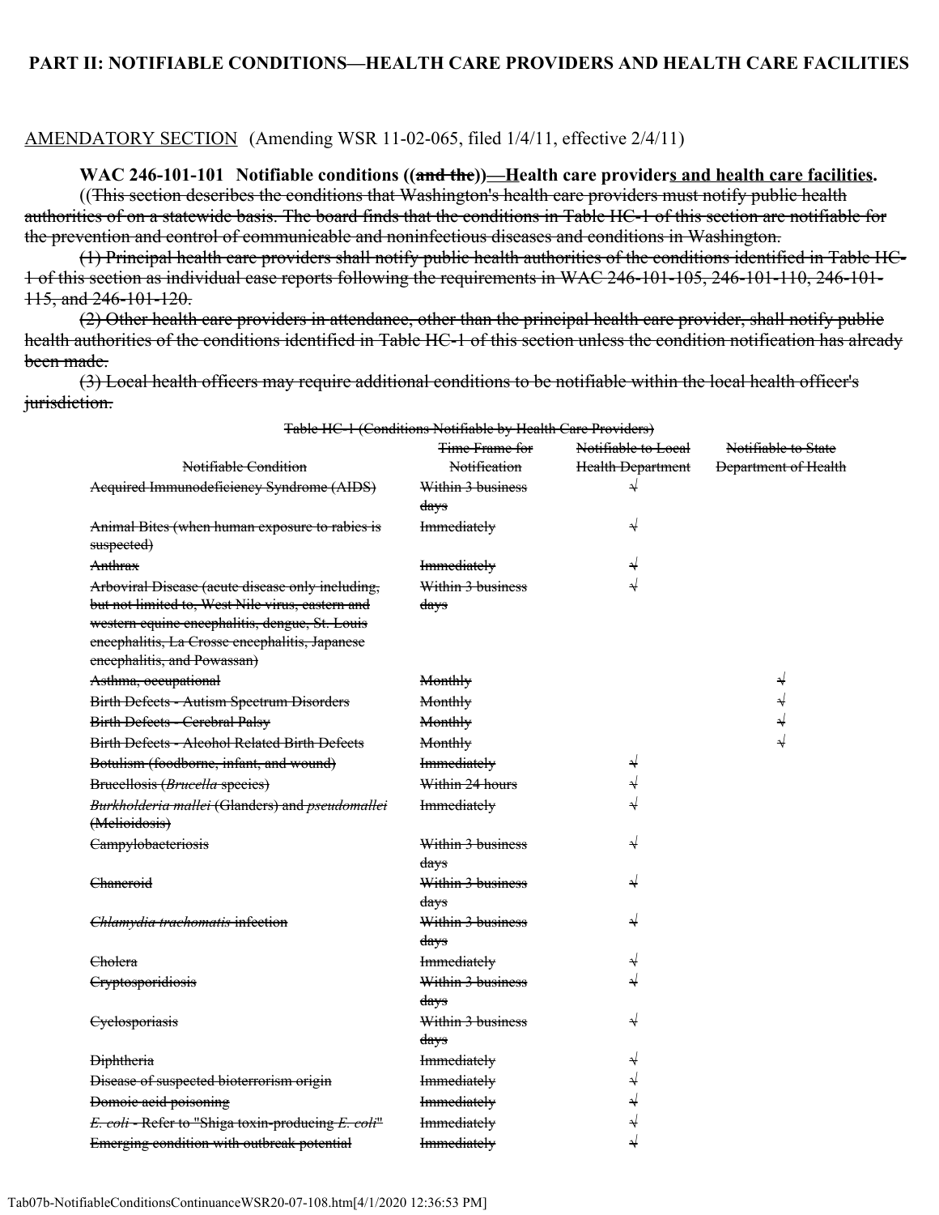**PART II: NOTIFIABLE CONDITIONS—HEALTH CARE PROVIDERS AND HEALTH CARE FACILITIES**

AMENDATORY SECTION (Amending WSR 11-02-065, filed 1/4/11, effective 2/4/11)

**WAC 246-101-101 Notifiable conditions ((~~and the~~))—Health care providers and health care facilities.**

((~~This section describes the conditions that Washington's health care providers must notify public health authorities of on a statewide basis. The board finds that the conditions in Table HC-1 of this section are notifiable for the prevention and control of communicable and noninfectious diseases and conditions in Washington.~~

~~(1) Principal health care providers shall notify public health authorities of the conditions identified in Table HC-1 of this section as individual case reports following the requirements in WAC 246-101-105, 246-101-110, 246-101-115, and 246-101-120.~~

~~(2) Other health care providers in attendance, other than the principal health care provider, shall notify public health authorities of the conditions identified in Table HC-1 of this section unless the condition notification has already been made.~~

~~(3) Local health officers may require additional conditions to be notifiable within the local health officer's jurisdiction.~~

~~Table HC-1 (Conditions Notifiable by Health Care Providers)~~

| ~~Notifiable Condition~~ | ~~Time Frame for Notification~~ | ~~Notifiable to Local Health Department~~ | ~~Notifiable to State Department of Health~~ |
|---|---|---|---|
| ~~Acquired Immunodeficiency Syndrome (AIDS)~~ | ~~Within 3 business days~~ | ~~√~~ | |
| ~~Animal Bites (when human exposure to rabies is suspected)~~ | ~~Immediately~~ | ~~√~~ | |
| ~~Anthrax~~ | ~~Immediately~~ | ~~√~~ | |
| ~~Arboviral Disease (acute disease only including, but not limited to, West Nile virus, eastern and western equine encephalitis, dengue, St. Louis encephalitis, La Crosse encephalitis, Japanese encephalitis, and Powassan)~~ | ~~Within 3 business days~~ | ~~√~~ | |
| ~~Asthma, occupational~~ | ~~Monthly~~ | | ~~√~~ |
| ~~Birth Defects - Autism Spectrum Disorders~~ | ~~Monthly~~ | | ~~√~~ |
| ~~Birth Defects - Cerebral Palsy~~ | ~~Monthly~~ | | ~~√~~ |
| ~~Birth Defects - Alcohol Related Birth Defects~~ | ~~Monthly~~ | | ~~√~~ |
| ~~Botulism (foodborne, infant, and wound)~~ | ~~Immediately~~ | ~~√~~ | |
| ~~Brucellosis (*Brucella* species)~~ | ~~Within 24 hours~~ | ~~√~~ | |
| ~~*Burkholderia mallei* (Glanders) and *pseudomallei* (Melioidosis)~~ | ~~Immediately~~ | ~~√~~ | |
| ~~Campylobacteriosis~~ | ~~Within 3 business days~~ | ~~√~~ | |
| ~~Chancroid~~ | ~~Within 3 business days~~ | ~~√~~ | |
| ~~*Chlamydia trachomatis* infection~~ | ~~Within 3 business days~~ | ~~√~~ | |
| ~~Cholera~~ | ~~Immediately~~ | ~~√~~ | |
| ~~Cryptosporidiosis~~ | ~~Within 3 business days~~ | ~~√~~ | |
| ~~Cyclosporiasis~~ | ~~Within 3 business days~~ | ~~√~~ | |
| ~~Diphtheria~~ | ~~Immediately~~ | ~~√~~ | |
| ~~Disease of suspected bioterrorism origin~~ | ~~Immediately~~ | ~~√~~ | |
| ~~Domoic acid poisoning~~ | ~~Immediately~~ | ~~√~~ | |
| ~~*E. coli* - Refer to "Shiga toxin-producing *E. coli*"~~ | ~~Immediately~~ | ~~√~~ | |
| ~~Emerging condition with outbreak potential~~ | ~~Immediately~~ | ~~√~~ | |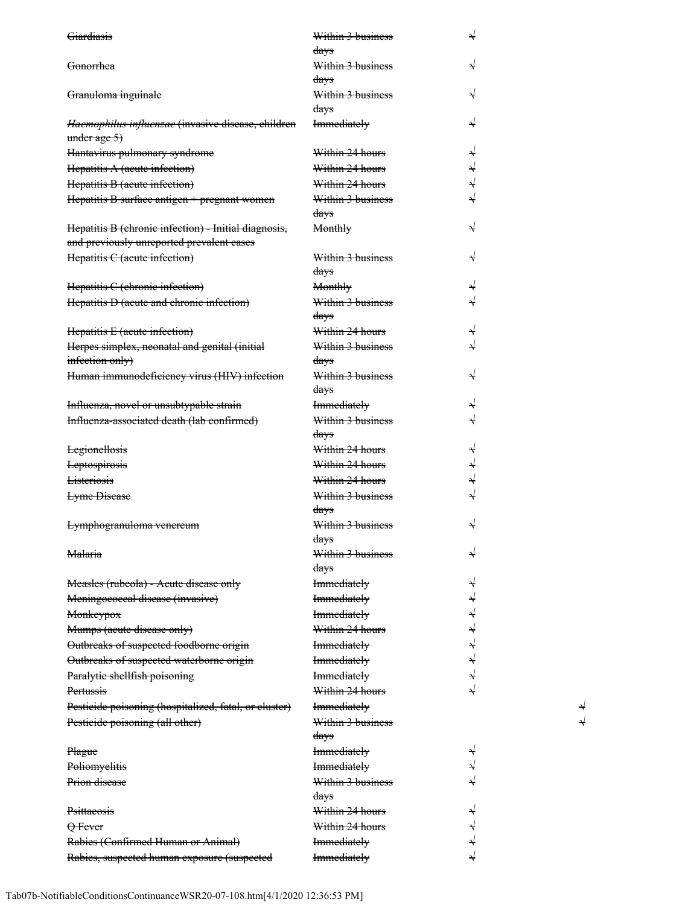| | | | |
|---|---|---|---|
| ~~Giardiasis~~ | ~~Within 3 business days~~ | ~~√~~ | |
| ~~Gonorrhea~~ | ~~Within 3 business days~~ | ~~√~~ | |
| ~~Granuloma inguinale~~ | ~~Within 3 business days~~ | ~~√~~ | |
| ~~*Haemophilus influenzae* (invasive disease, children under age 5)~~ | ~~Immediately~~ | ~~√~~ | |
| ~~Hantavirus pulmonary syndrome~~ | ~~Within 24 hours~~ | ~~√~~ | |
| ~~Hepatitis A (acute infection)~~ | ~~Within 24 hours~~ | ~~√~~ | |
| ~~Hepatitis B (acute infection)~~ | ~~Within 24 hours~~ | ~~√~~ | |
| ~~Hepatitis B surface antigen + pregnant women~~ | ~~Within 3 business days~~ | ~~√~~ | |
| ~~Hepatitis B (chronic infection) - Initial diagnosis, and previously unreported prevalent cases~~ | ~~Monthly~~ | ~~√~~ | |
| ~~Hepatitis C (acute infection)~~ | ~~Within 3 business days~~ | ~~√~~ | |
| ~~Hepatitis C (chronic infection)~~ | ~~Monthly~~ | ~~√~~ | |
| ~~Hepatitis D (acute and chronic infection)~~ | ~~Within 3 business days~~ | ~~√~~ | |
| ~~Hepatitis E (acute infection)~~ | ~~Within 24 hours~~ | ~~√~~ | |
| ~~Herpes simplex, neonatal and genital (initial infection only)~~ | ~~Within 3 business days~~ | ~~√~~ | |
| ~~Human immunodeficiency virus (HIV) infection~~ | ~~Within 3 business days~~ | ~~√~~ | |
| ~~Influenza, novel or unsubtypable strain~~ | ~~Immediately~~ | ~~√~~ | |
| ~~Influenza-associated death (lab confirmed)~~ | ~~Within 3 business days~~ | ~~√~~ | |
| ~~Legionellosis~~ | ~~Within 24 hours~~ | ~~√~~ | |
| ~~Leptospirosis~~ | ~~Within 24 hours~~ | ~~√~~ | |
| ~~Listeriosis~~ | ~~Within 24 hours~~ | ~~√~~ | |
| ~~Lyme Disease~~ | ~~Within 3 business days~~ | ~~√~~ | |
| ~~Lymphogranuloma venereum~~ | ~~Within 3 business days~~ | ~~√~~ | |
| ~~Malaria~~ | ~~Within 3 business days~~ | ~~√~~ | |
| ~~Measles (rubeola) - Acute disease only~~ | ~~Immediately~~ | ~~√~~ | |
| ~~Meningococcal disease (invasive)~~ | ~~Immediately~~ | ~~√~~ | |
| ~~Monkeypox~~ | ~~Immediately~~ | ~~√~~ | |
| ~~Mumps (acute disease only)~~ | ~~Within 24 hours~~ | ~~√~~ | |
| ~~Outbreaks of suspected foodborne origin~~ | ~~Immediately~~ | ~~√~~ | |
| ~~Outbreaks of suspected waterborne origin~~ | ~~Immediately~~ | ~~√~~ | |
| ~~Paralytic shellfish poisoning~~ | ~~Immediately~~ | ~~√~~ | |
| ~~Pertussis~~ | ~~Within 24 hours~~ | ~~√~~ | |
| ~~Pesticide poisoning (hospitalized, fatal, or cluster)~~ | ~~Immediately~~ | | ~~√~~ |
| ~~Pesticide poisoning (all other)~~ | ~~Within 3 business days~~ | | ~~√~~ |
| ~~Plague~~ | ~~Immediately~~ | ~~√~~ | |
| ~~Poliomyelitis~~ | ~~Immediately~~ | ~~√~~ | |
| ~~Prion disease~~ | ~~Within 3 business days~~ | ~~√~~ | |
| ~~Psittacosis~~ | ~~Within 24 hours~~ | ~~√~~ | |
| ~~Q Fever~~ | ~~Within 24 hours~~ | ~~√~~ | |
| ~~Rabies (Confirmed Human or Animal)~~ | ~~Immediately~~ | ~~√~~ | |
| ~~Rabies, suspected human exposure (suspected~~ | ~~Immediately~~ | ~~√~~ | |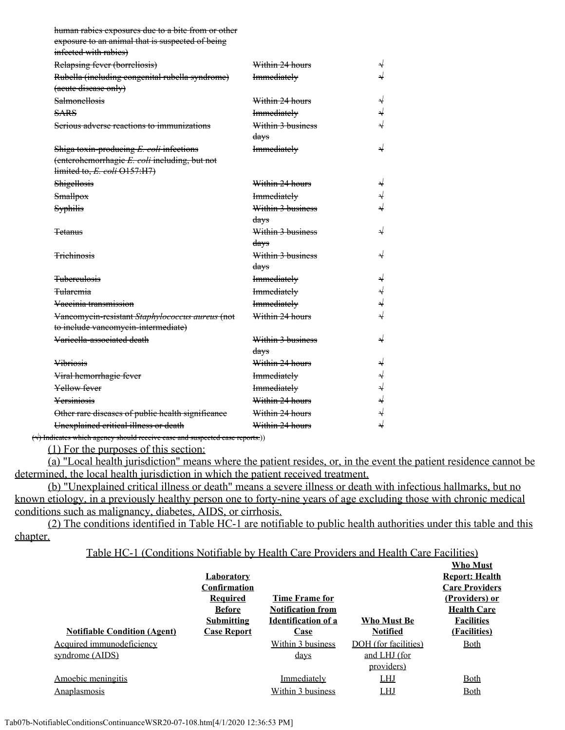| | | |
|---|---|---|
| ~~human rabies exposures due to a bite from or other exposure to an animal that is suspected of being infected with rabies)~~ | | |
| ~~Relapsing fever (borreliosis)~~ | ~~Within 24 hours~~ | ~~√~~ |
| ~~Rubella (including congenital rubella syndrome) (acute disease only)~~ | ~~Immediately~~ | ~~√~~ |
| ~~Salmonellosis~~ | ~~Within 24 hours~~ | ~~√~~ |
| ~~SARS~~ | ~~Immediately~~ | ~~√~~ |
| ~~Serious adverse reactions to immunizations~~ | ~~Within 3 business days~~ | ~~√~~ |
| ~~Shiga toxin-producing *E. coli* infections (enterohemorrhagic *E. coli* including, but not limited to, *E. coli* O157:H7)~~ | ~~Immediately~~ | ~~√~~ |
| ~~Shigellosis~~ | ~~Within 24 hours~~ | ~~√~~ |
| ~~Smallpox~~ | ~~Immediately~~ | ~~√~~ |
| ~~Syphilis~~ | ~~Within 3 business days~~ | ~~√~~ |
| ~~Tetanus~~ | ~~Within 3 business days~~ | ~~√~~ |
| ~~Trichinosis~~ | ~~Within 3 business days~~ | ~~√~~ |
| ~~Tuberculosis~~ | ~~Immediately~~ | ~~√~~ |
| ~~Tularemia~~ | ~~Immediately~~ | ~~√~~ |
| ~~Vaccinia transmission~~ | ~~Immediately~~ | ~~√~~ |
| ~~Vancomycin-resistant *Staphylococcus aureus* (not to include vancomycin-intermediate)~~ | ~~Within 24 hours~~ | ~~√~~ |
| ~~Varicella-associated death~~ | ~~Within 3 business days~~ | ~~√~~ |
| ~~Vibriosis~~ | ~~Within 24 hours~~ | ~~√~~ |
| ~~Viral hemorrhagic fever~~ | ~~Immediately~~ | ~~√~~ |
| ~~Yellow fever~~ | ~~Immediately~~ | ~~√~~ |
| ~~Yersiniosis~~ | ~~Within 24 hours~~ | ~~√~~ |
| ~~Other rare diseases of public health significance~~ | ~~Within 24 hours~~ | ~~√~~ |
| ~~Unexplained critical illness or death~~ | ~~Within 24 hours~~ | ~~√~~ |

~~(√) Indicates which agency should receive case and suspected case reports.~~))

<u>(1) For the purposes of this section:</u>

<u>(a) "Local health jurisdiction" means where the patient resides, or, in the event the patient residence cannot be determined, the local health jurisdiction in which the patient received treatment.</u>

<u>(b) "Unexplained critical illness or death" means a severe illness or death with infectious hallmarks, but no known etiology, in a previously healthy person one to forty-nine years of age excluding those with chronic medical conditions such as malignancy, diabetes, AIDS, or cirrhosis.</u>

<u>(2) The conditions identified in Table HC-1 are notifiable to public health authorities under this table and this chapter.</u>

<u>Table HC-1 (Conditions Notifiable by Health Care Providers and Health Care Facilities)</u>

| **Notifiable Condition (Agent)** | **Laboratory Confirmation Required Before Submitting Case Report** | **Time Frame for Notification from Identification of a Case** | **Who Must Be Notified** | **Who Must Report: Health Care Providers (Providers) or Health Care Facilities (Facilities)** |
|---|---|---|---|---|
| Acquired immunodeficiency syndrome (AIDS) | | Within 3 business days | DOH (for facilities) and LHJ (for providers) | Both |
| Amoebic meningitis | | Immediately | LHJ | Both |
| Anaplasmosis | | Within 3 business | LHJ | Both |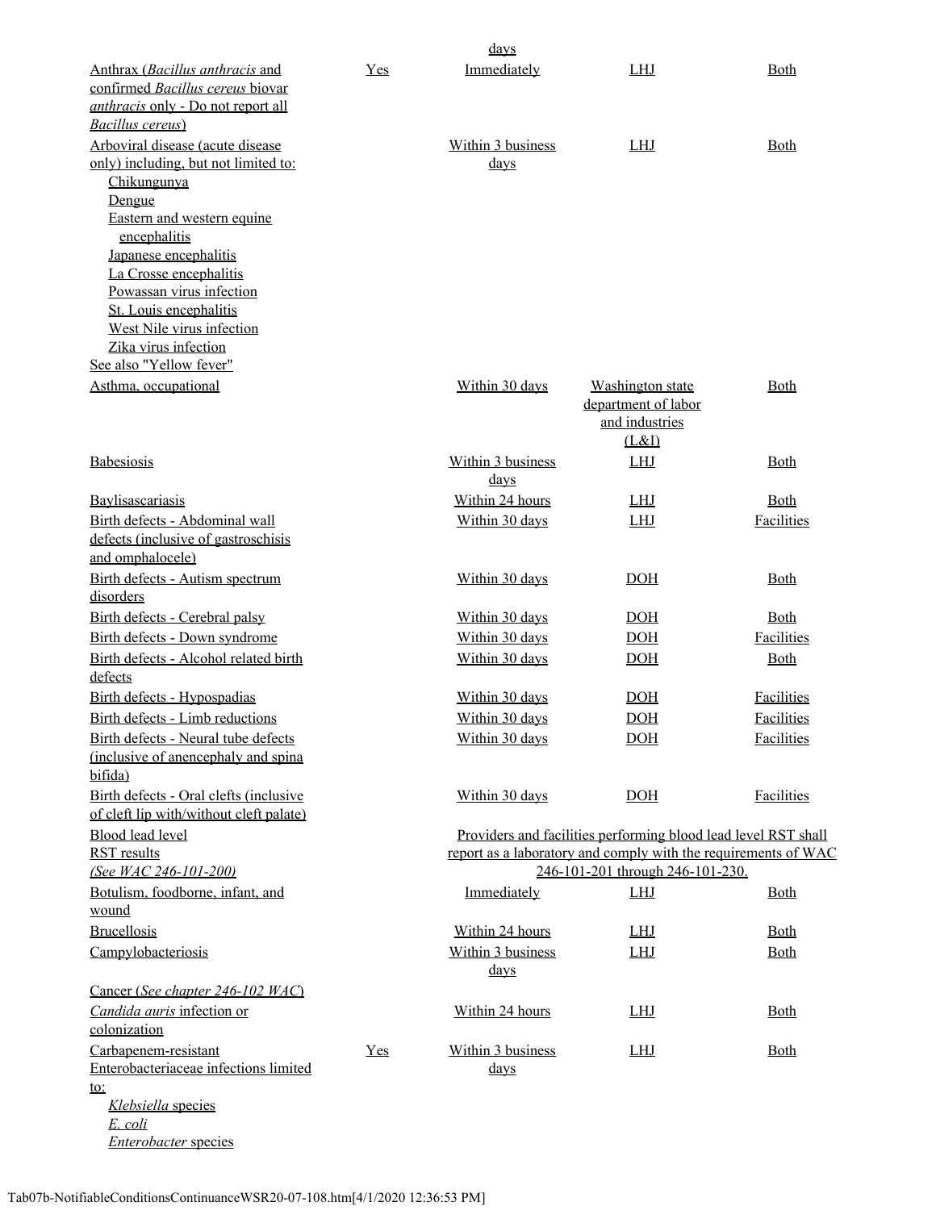| | | days | | |
|---|---|---|---|---|
| Anthrax (*Bacillus anthracis* and confirmed *Bacillus cereus* biovar *anthracis* only - Do not report all *Bacillus cereus*) | Yes | Immediately | LHJ | Both |
| Arboviral disease (acute disease only) including, but not limited to: Chikungunya, Dengue, Eastern and western equine encephalitis, Japanese encephalitis, La Crosse encephalitis, Powassan virus infection, St. Louis encephalitis, West Nile virus infection, Zika virus infection. See also "Yellow fever" | | Within 3 business days | LHJ | Both |
| Asthma, occupational | | Within 30 days | Washington state department of labor and industries (L&I) | Both |
| Babesiosis | | Within 3 business days | LHJ | Both |
| Baylisascariasis | | Within 24 hours | LHJ | Both |
| Birth defects - Abdominal wall defects (inclusive of gastroschisis and omphalocele) | | Within 30 days | LHJ | Facilities |
| Birth defects - Autism spectrum disorders | | Within 30 days | DOH | Both |
| Birth defects - Cerebral palsy | | Within 30 days | DOH | Both |
| Birth defects - Down syndrome | | Within 30 days | DOH | Facilities |
| Birth defects - Alcohol related birth defects | | Within 30 days | DOH | Both |
| Birth defects - Hypospadias | | Within 30 days | DOH | Facilities |
| Birth defects - Limb reductions | | Within 30 days | DOH | Facilities |
| Birth defects - Neural tube defects (inclusive of anencephaly and spina bifida) | | Within 30 days | DOH | Facilities |
| Birth defects - Oral clefts (inclusive of cleft lip with/without cleft palate) | | Within 30 days | DOH | Facilities |
| Blood lead level RST results *(See WAC 246-101-200)* | | Providers and facilities performing blood lead level RST shall report as a laboratory and comply with the requirements of WAC 246-101-201 through 246-101-230. | | |
| Botulism, foodborne, infant, and wound | | Immediately | LHJ | Both |
| Brucellosis | | Within 24 hours | LHJ | Both |
| Campylobacteriosis | | Within 3 business days | LHJ | Both |
| Cancer (*See chapter 246-102 WAC*) | | | | |
| *Candida auris* infection or colonization | | Within 24 hours | LHJ | Both |
| Carbapenem-resistant Enterobacteriaceae infections limited to: *Klebsiella* species, *E. coli*, *Enterobacter* species | Yes | Within 3 business days | LHJ | Both |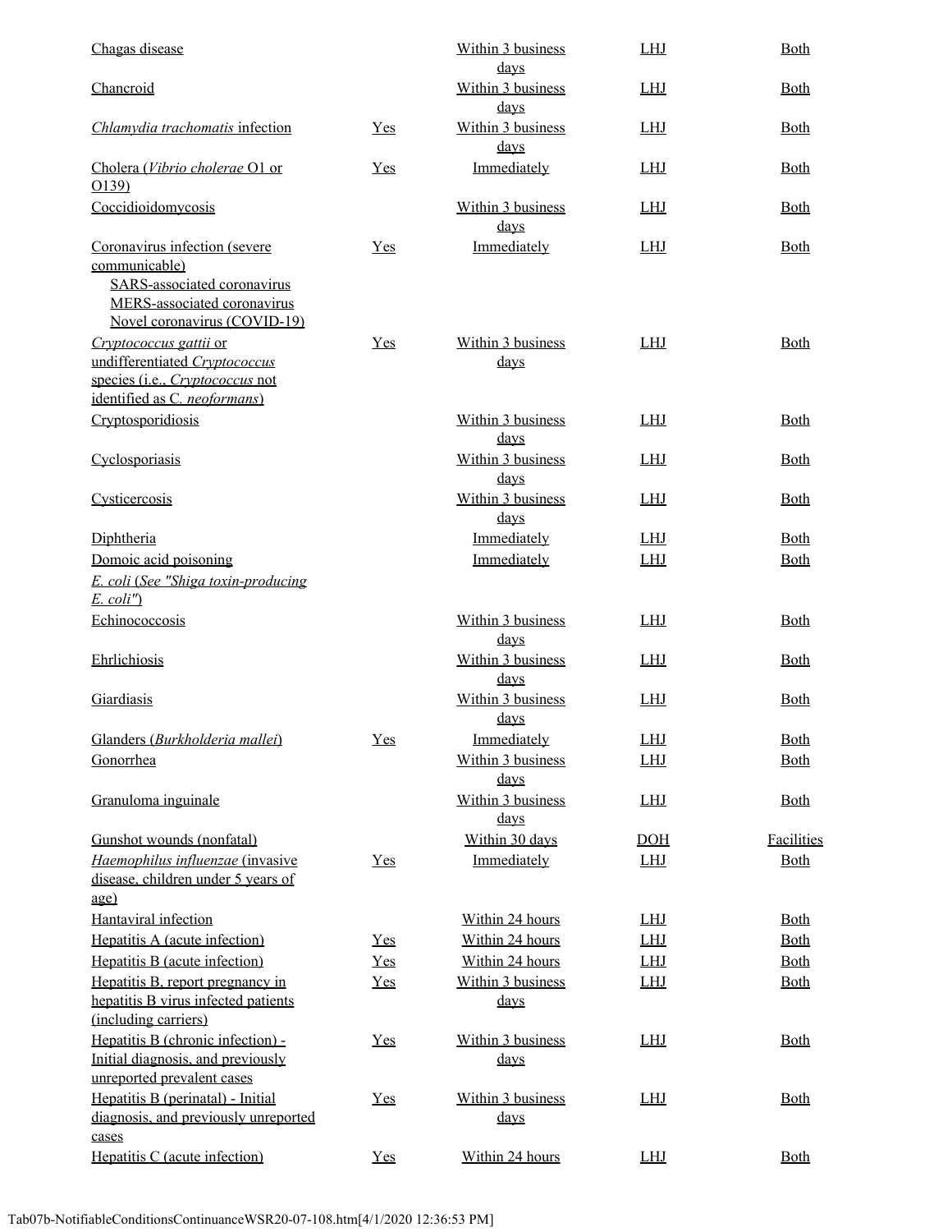| | | | | |
|---|---|---|---|---|
| Chagas disease | | Within 3 business days | LHJ | Both |
| Chancroid | | Within 3 business days | LHJ | Both |
| *Chlamydia trachomatis* infection | Yes | Within 3 business days | LHJ | Both |
| Cholera (*Vibrio cholerae* O1 or O139) | Yes | Immediately | LHJ | Both |
| Coccidioidomycosis | | Within 3 business days | LHJ | Both |
| Coronavirus infection (severe communicable)<br>SARS-associated coronavirus<br>MERS-associated coronavirus<br>Novel coronavirus (COVID-19) | Yes | Immediately | LHJ | Both |
| *Cryptococcus gattii* or undifferentiated *Cryptococcus* species (i.e., *Cryptococcus* not identified as C. *neoformans*) | Yes | Within 3 business days | LHJ | Both |
| Cryptosporidiosis | | Within 3 business days | LHJ | Both |
| Cyclosporiasis | | Within 3 business days | LHJ | Both |
| Cysticercosis | | Within 3 business days | LHJ | Both |
| Diphtheria | | Immediately | LHJ | Both |
| Domoic acid poisoning | | Immediately | LHJ | Both |
| *E. coli* (*See "Shiga toxin-producing E. coli"*) | | | | |
| Echinococcosis | | Within 3 business days | LHJ | Both |
| Ehrlichiosis | | Within 3 business days | LHJ | Both |
| Giardiasis | | Within 3 business days | LHJ | Both |
| Glanders (*Burkholderia mallei*) | Yes | Immediately | LHJ | Both |
| Gonorrhea | | Within 3 business days | LHJ | Both |
| Granuloma inguinale | | Within 3 business days | LHJ | Both |
| Gunshot wounds (nonfatal) | | Within 30 days | DOH | Facilities |
| *Haemophilus influenzae* (invasive disease, children under 5 years of age) | Yes | Immediately | LHJ | Both |
| Hantaviral infection | | Within 24 hours | LHJ | Both |
| Hepatitis A (acute infection) | Yes | Within 24 hours | LHJ | Both |
| Hepatitis B (acute infection) | Yes | Within 24 hours | LHJ | Both |
| Hepatitis B, report pregnancy in hepatitis B virus infected patients (including carriers) | Yes | Within 3 business days | LHJ | Both |
| Hepatitis B (chronic infection) - Initial diagnosis, and previously unreported prevalent cases | Yes | Within 3 business days | LHJ | Both |
| Hepatitis B (perinatal) - Initial diagnosis, and previously unreported cases | Yes | Within 3 business days | LHJ | Both |
| Hepatitis C (acute infection) | Yes | Within 24 hours | LHJ | Both |

Tab07b-NotifiableConditionsContinuanceWSR20-07-108.htm[4/1/2020 12:36:53 PM]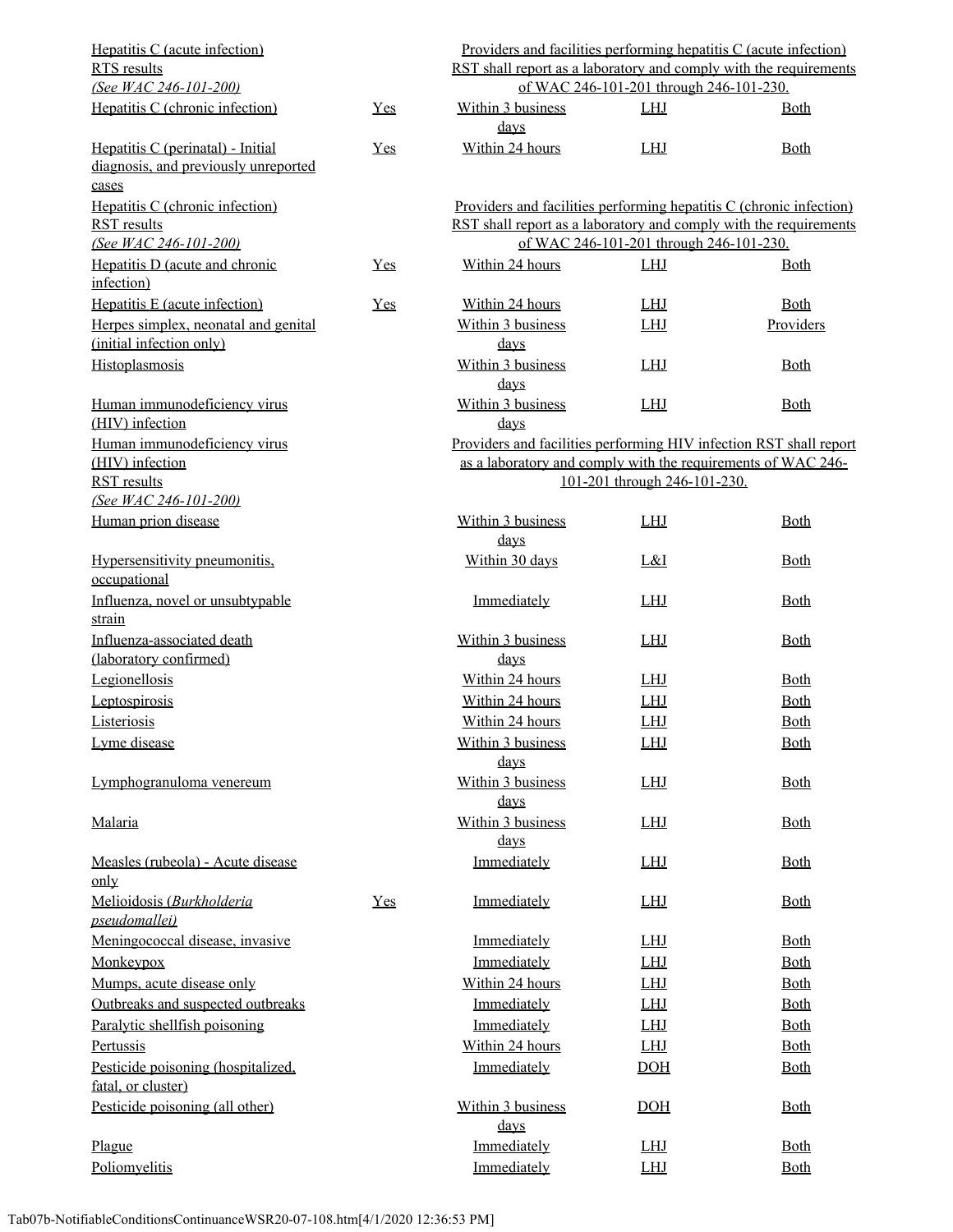| | | | | |
|---|---|---|---|---|
| Hepatitis C (acute infection) RTS results *(See WAC 246-101-200)* | Providers and facilities performing hepatitis C (acute infection) RST shall report as a laboratory and comply with the requirements of WAC 246-101-201 through 246-101-230. | | | |
| Hepatitis C (chronic infection) | Yes | Within 3 business days | LHJ | Both |
| Hepatitis C (perinatal) - Initial diagnosis, and previously unreported cases | Yes | Within 24 hours | LHJ | Both |
| Hepatitis C (chronic infection) RST results *(See WAC 246-101-200)* | Providers and facilities performing hepatitis C (chronic infection) RST shall report as a laboratory and comply with the requirements of WAC 246-101-201 through 246-101-230. | | | |
| Hepatitis D (acute and chronic infection) | Yes | Within 24 hours | LHJ | Both |
| Hepatitis E (acute infection) | Yes | Within 24 hours | LHJ | Both |
| Herpes simplex, neonatal and genital (initial infection only) | | Within 3 business days | LHJ | Providers |
| Histoplasmosis | | Within 3 business days | LHJ | Both |
| Human immunodeficiency virus (HIV) infection | | Within 3 business days | LHJ | Both |
| Human immunodeficiency virus (HIV) infection RST results *(See WAC 246-101-200)* | Providers and facilities performing HIV infection RST shall report as a laboratory and comply with the requirements of WAC 246-101-201 through 246-101-230. | | | |
| Human prion disease | | Within 3 business days | LHJ | Both |
| Hypersensitivity pneumonitis, occupational | | Within 30 days | L&I | Both |
| Influenza, novel or unsubtypable strain | | Immediately | LHJ | Both |
| Influenza-associated death (laboratory confirmed) | | Within 3 business days | LHJ | Both |
| Legionellosis | | Within 24 hours | LHJ | Both |
| Leptospirosis | | Within 24 hours | LHJ | Both |
| Listeriosis | | Within 24 hours | LHJ | Both |
| Lyme disease | | Within 3 business days | LHJ | Both |
| Lymphogranuloma venereum | | Within 3 business days | LHJ | Both |
| Malaria | | Within 3 business days | LHJ | Both |
| Measles (rubeola) - Acute disease only | | Immediately | LHJ | Both |
| Melioidosis (*Burkholderia pseudomallei)* | Yes | Immediately | LHJ | Both |
| Meningococcal disease, invasive | | Immediately | LHJ | Both |
| Monkeypox | | Immediately | LHJ | Both |
| Mumps, acute disease only | | Within 24 hours | LHJ | Both |
| Outbreaks and suspected outbreaks | | Immediately | LHJ | Both |
| Paralytic shellfish poisoning | | Immediately | LHJ | Both |
| Pertussis | | Within 24 hours | LHJ | Both |
| Pesticide poisoning (hospitalized, fatal, or cluster) | | Immediately | DOH | Both |
| Pesticide poisoning (all other) | | Within 3 business days | DOH | Both |
| Plague | | Immediately | LHJ | Both |
| Poliomyelitis | | Immediately | LHJ | Both |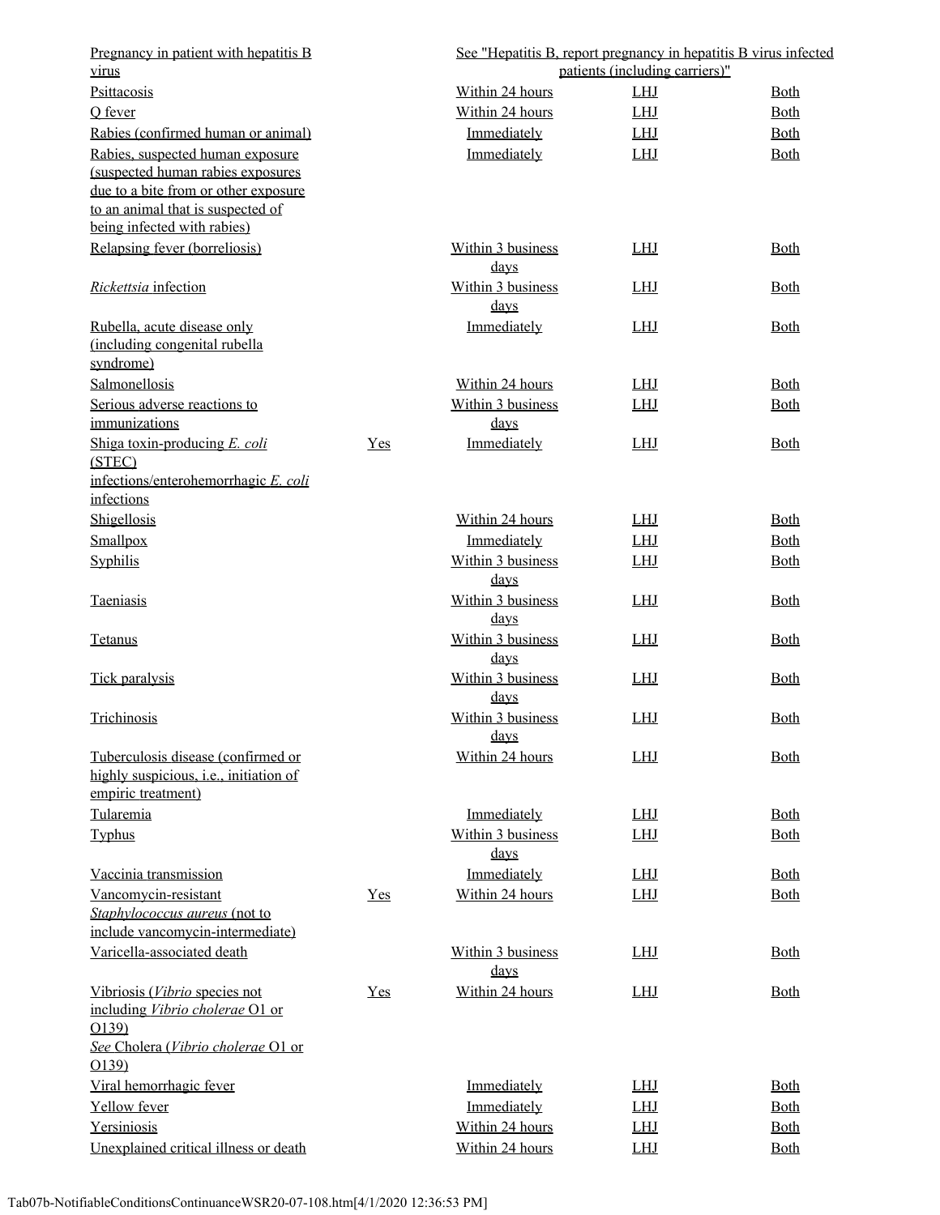| | | | | |
|---|---|---|---|---|
| Pregnancy in patient with hepatitis B virus | | See "Hepatitis B, report pregnancy in hepatitis B virus infected patients (including carriers)" | | |
| Psittacosis | | Within 24 hours | LHJ | Both |
| Q fever | | Within 24 hours | LHJ | Both |
| Rabies (confirmed human or animal) | | Immediately | LHJ | Both |
| Rabies, suspected human exposure (suspected human rabies exposures due to a bite from or other exposure to an animal that is suspected of being infected with rabies) | | Immediately | LHJ | Both |
| Relapsing fever (borreliosis) | | Within 3 business days | LHJ | Both |
| *Rickettsia* infection | | Within 3 business days | LHJ | Both |
| Rubella, acute disease only (including congenital rubella syndrome) | | Immediately | LHJ | Both |
| Salmonellosis | | Within 24 hours | LHJ | Both |
| Serious adverse reactions to immunizations | | Within 3 business days | LHJ | Both |
| Shiga toxin-producing *E. coli* (STEC) infections/enterohemorrhagic *E. coli* infections | Yes | Immediately | LHJ | Both |
| Shigellosis | | Within 24 hours | LHJ | Both |
| Smallpox | | Immediately | LHJ | Both |
| Syphilis | | Within 3 business days | LHJ | Both |
| Taeniasis | | Within 3 business days | LHJ | Both |
| Tetanus | | Within 3 business days | LHJ | Both |
| Tick paralysis | | Within 3 business days | LHJ | Both |
| Trichinosis | | Within 3 business days | LHJ | Both |
| Tuberculosis disease (confirmed or highly suspicious, i.e., initiation of empiric treatment) | | Within 24 hours | LHJ | Both |
| Tularemia | | Immediately | LHJ | Both |
| Typhus | | Within 3 business days | LHJ | Both |
| Vaccinia transmission | | Immediately | LHJ | Both |
| Vancomycin-resistant *Staphylococcus aureus* (not to include vancomycin-intermediate) | Yes | Within 24 hours | LHJ | Both |
| Varicella-associated death | | Within 3 business days | LHJ | Both |
| Vibriosis (*Vibrio* species not including *Vibrio cholerae* O1 or O139) *See* Cholera (*Vibrio cholerae* O1 or O139) | Yes | Within 24 hours | LHJ | Both |
| Viral hemorrhagic fever | | Immediately | LHJ | Both |
| Yellow fever | | Immediately | LHJ | Both |
| Yersiniosis | | Within 24 hours | LHJ | Both |
| Unexplained critical illness or death | | Within 24 hours | LHJ | Both |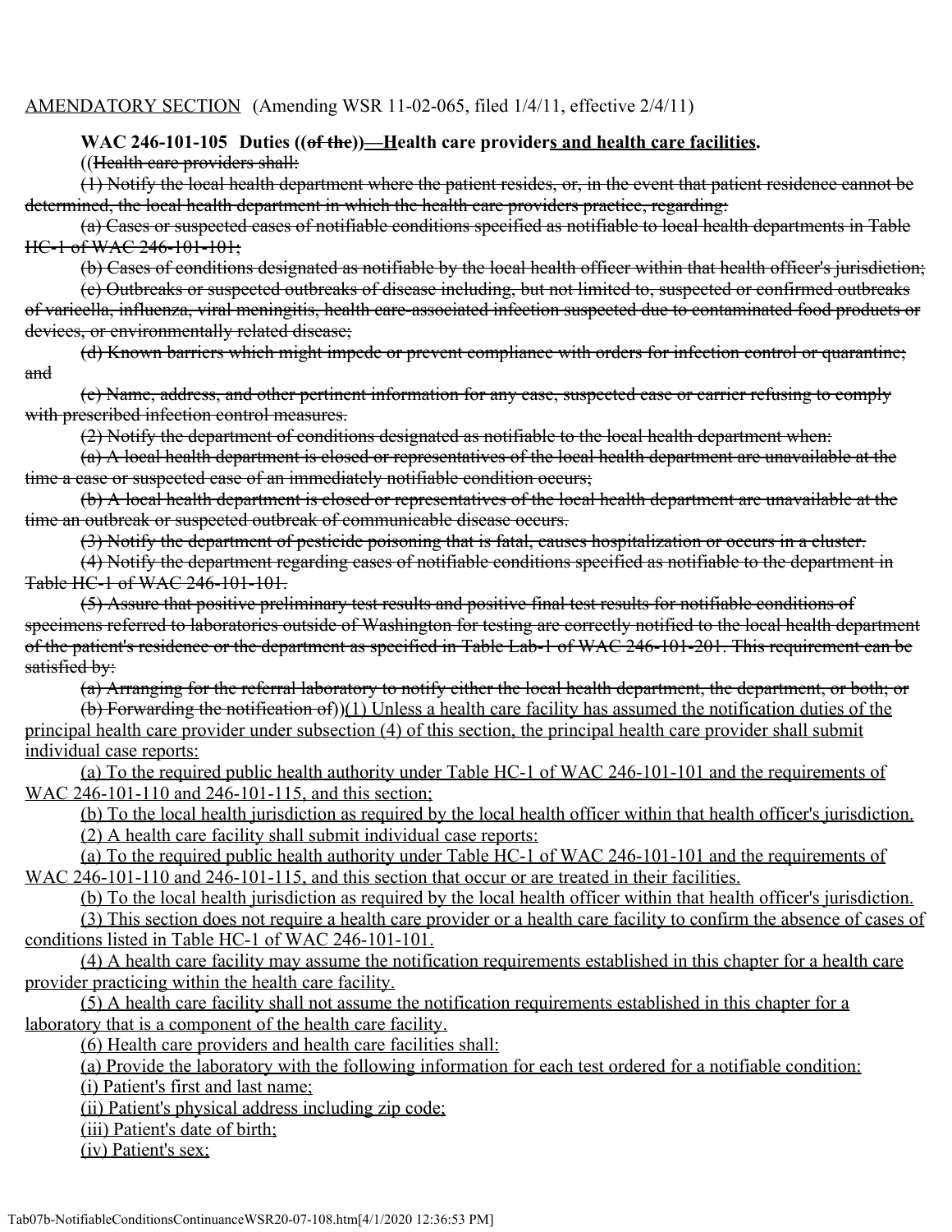AMENDATORY SECTION (Amending WSR 11-02-065, filed 1/4/11, effective 2/4/11)

**WAC 246-101-105 Duties ((~~of the~~))—Health care providers and health care facilities.**

((~~Health care providers shall:~~

~~(1) Notify the local health department where the patient resides, or, in the event that patient residence cannot be determined, the local health department in which the health care providers practice, regarding:~~

~~(a) Cases or suspected cases of notifiable conditions specified as notifiable to local health departments in Table HC-1 of WAC 246-101-101;~~

~~(b) Cases of conditions designated as notifiable by the local health officer within that health officer's jurisdiction;~~

~~(c) Outbreaks or suspected outbreaks of disease including, but not limited to, suspected or confirmed outbreaks of varicella, influenza, viral meningitis, health care-associated infection suspected due to contaminated food products or devices, or environmentally related disease;~~

~~(d) Known barriers which might impede or prevent compliance with orders for infection control or quarantine; and~~

~~(e) Name, address, and other pertinent information for any case, suspected case or carrier refusing to comply with prescribed infection control measures.~~

~~(2) Notify the department of conditions designated as notifiable to the local health department when:~~

~~(a) A local health department is closed or representatives of the local health department are unavailable at the time a case or suspected case of an immediately notifiable condition occurs;~~

~~(b) A local health department is closed or representatives of the local health department are unavailable at the time an outbreak or suspected outbreak of communicable disease occurs.~~

~~(3) Notify the department of pesticide poisoning that is fatal, causes hospitalization or occurs in a cluster.~~

~~(4) Notify the department regarding cases of notifiable conditions specified as notifiable to the department in Table HC-1 of WAC 246-101-101.~~

~~(5) Assure that positive preliminary test results and positive final test results for notifiable conditions of specimens referred to laboratories outside of Washington for testing are correctly notified to the local health department of the patient's residence or the department as specified in Table Lab-1 of WAC 246-101-201. This requirement can be satisfied by:~~

~~(a) Arranging for the referral laboratory to notify either the local health department, the department, or both; or~~

~~(b) Forwarding the notification of~~))(1) Unless a health care facility has assumed the notification duties of the principal health care provider under subsection (4) of this section, the principal health care provider shall submit individual case reports:

(a) To the required public health authority under Table HC-1 of WAC 246-101-101 and the requirements of WAC 246-101-110 and 246-101-115, and this section;

(b) To the local health jurisdiction as required by the local health officer within that health officer's jurisdiction.

(2) A health care facility shall submit individual case reports:

(a) To the required public health authority under Table HC-1 of WAC 246-101-101 and the requirements of WAC 246-101-110 and 246-101-115, and this section that occur or are treated in their facilities.

(b) To the local health jurisdiction as required by the local health officer within that health officer's jurisdiction.

(3) This section does not require a health care provider or a health care facility to confirm the absence of cases of conditions listed in Table HC-1 of WAC 246-101-101.

(4) A health care facility may assume the notification requirements established in this chapter for a health care provider practicing within the health care facility.

(5) A health care facility shall not assume the notification requirements established in this chapter for a laboratory that is a component of the health care facility.

(6) Health care providers and health care facilities shall:

(a) Provide the laboratory with the following information for each test ordered for a notifiable condition:

(i) Patient's first and last name;

(ii) Patient's physical address including zip code;

(iii) Patient's date of birth;

(iv) Patient's sex;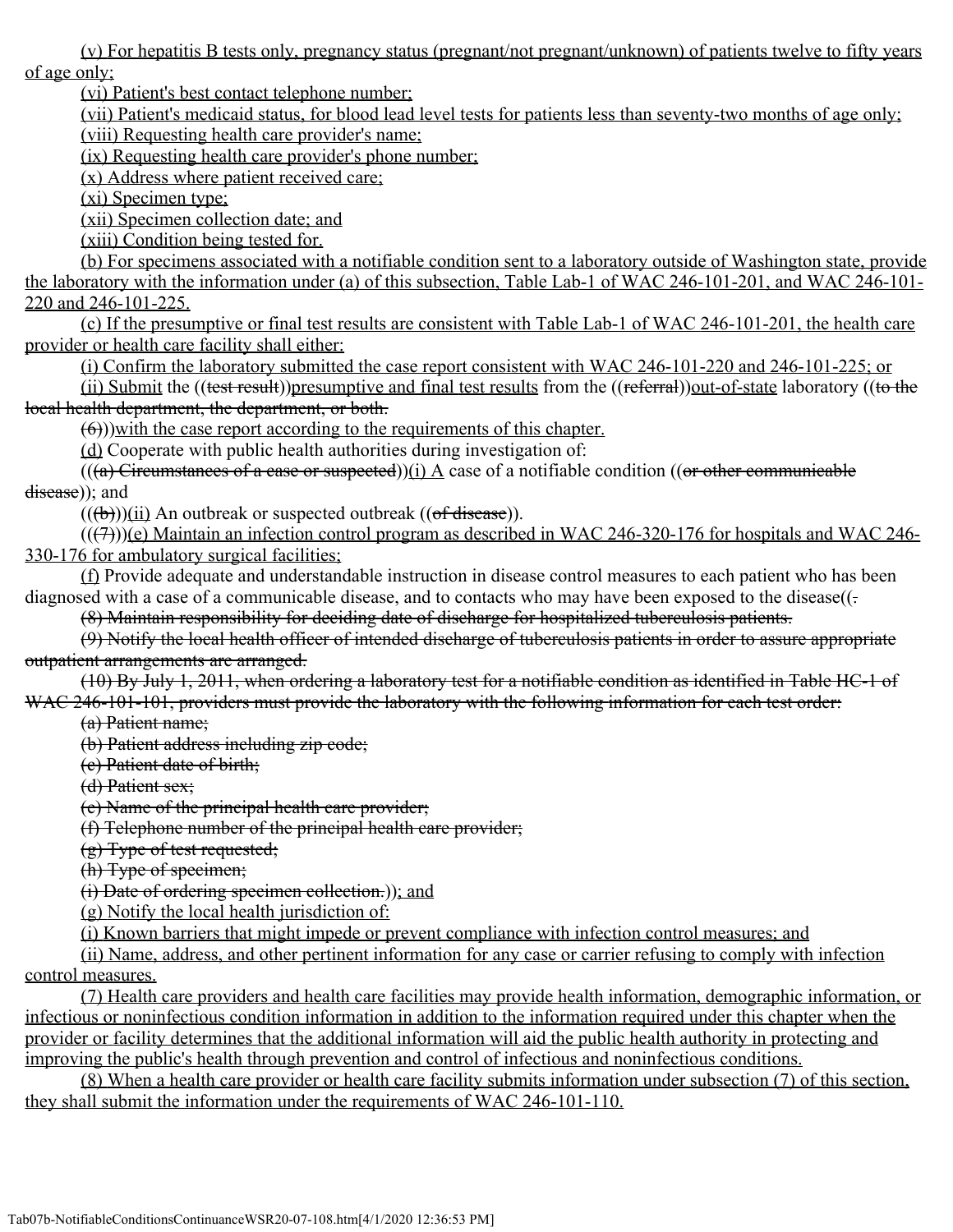(v) For hepatitis B tests only, pregnancy status (pregnant/not pregnant/unknown) of patients twelve to fifty years of age only;

(vi) Patient's best contact telephone number;

(vii) Patient's medicaid status, for blood lead level tests for patients less than seventy-two months of age only;

(viii) Requesting health care provider's name;

(ix) Requesting health care provider's phone number;

(x) Address where patient received care;

(xi) Specimen type;

(xii) Specimen collection date; and

(xiii) Condition being tested for.

(b) For specimens associated with a notifiable condition sent to a laboratory outside of Washington state, provide the laboratory with the information under (a) of this subsection, Table Lab-1 of WAC 246-101-201, and WAC 246-101-220 and 246-101-225.

(c) If the presumptive or final test results are consistent with Table Lab-1 of WAC 246-101-201, the health care provider or health care facility shall either:

(i) Confirm the laboratory submitted the case report consistent with WAC 246-101-220 and 246-101-225; or

(ii) Submit the ((~~test result~~))presumptive and final test results from the ((~~referral~~))out-of-state laboratory ((~~to the local health department, the department, or both.~~

~~(6)~~))with the case report according to the requirements of this chapter.

(d) Cooperate with public health authorities during investigation of:

(((~~a) Circumstances of a case or suspected~~))(i) A case of a notifiable condition ((~~or other communicable disease~~)); and

((~~(b)~~))(ii) An outbreak or suspected outbreak ((~~of disease~~)).

((~~(7)~~))(e) Maintain an infection control program as described in WAC 246-320-176 for hospitals and WAC 246-330-176 for ambulatory surgical facilities;

(f) Provide adequate and understandable instruction in disease control measures to each patient who has been diagnosed with a case of a communicable disease, and to contacts who may have been exposed to the disease((~~.~~

~~(8) Maintain responsibility for deciding date of discharge for hospitalized tuberculosis patients.~~

~~(9) Notify the local health officer of intended discharge of tuberculosis patients in order to assure appropriate outpatient arrangements are arranged.~~

~~(10) By July 1, 2011, when ordering a laboratory test for a notifiable condition as identified in Table HC-1 of WAC 246-101-101, providers must provide the laboratory with the following information for each test order:~~

~~(a) Patient name;~~

~~(b) Patient address including zip code;~~

~~(c) Patient date of birth;~~

~~(d) Patient sex;~~

~~(e) Name of the principal health care provider;~~

~~(f) Telephone number of the principal health care provider;~~

~~(g) Type of test requested;~~

~~(h) Type of specimen;~~

~~(i) Date of ordering specimen collection.~~)); and

(g) Notify the local health jurisdiction of:

(i) Known barriers that might impede or prevent compliance with infection control measures; and

(ii) Name, address, and other pertinent information for any case or carrier refusing to comply with infection control measures.

(7) Health care providers and health care facilities may provide health information, demographic information, or infectious or noninfectious condition information in addition to the information required under this chapter when the provider or facility determines that the additional information will aid the public health authority in protecting and improving the public's health through prevention and control of infectious and noninfectious conditions.

(8) When a health care provider or health care facility submits information under subsection (7) of this section, they shall submit the information under the requirements of WAC 246-101-110.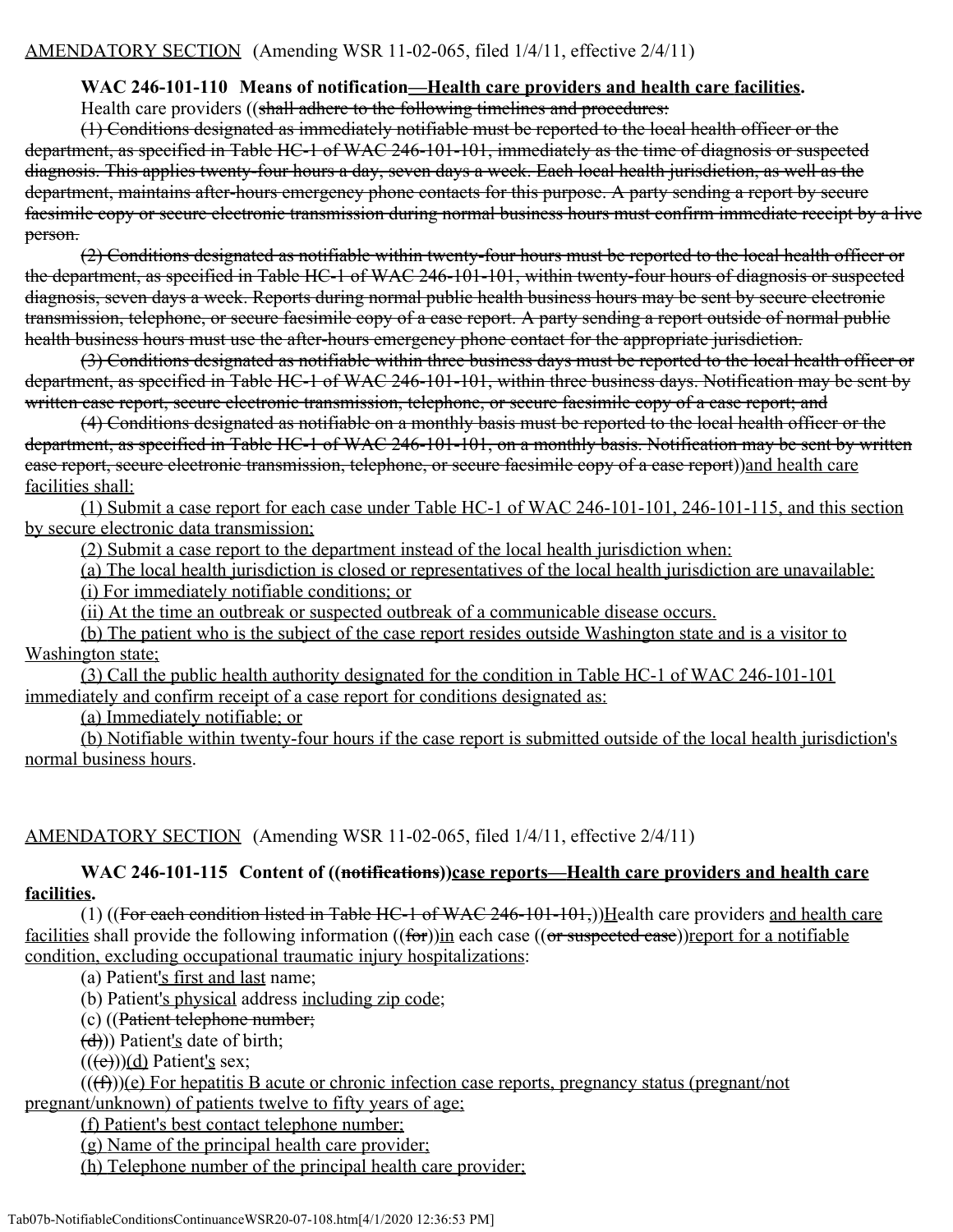AMENDATORY SECTION (Amending WSR 11-02-065, filed 1/4/11, effective 2/4/11)

**WAC 246-101-110 Means of notification—Health care providers and health care facilities.**

Health care providers ((~~shall adhere to the following timelines and procedures:~~

~~(1) Conditions designated as immediately notifiable must be reported to the local health officer or the department, as specified in Table HC-1 of WAC 246-101-101, immediately as the time of diagnosis or suspected diagnosis. This applies twenty-four hours a day, seven days a week. Each local health jurisdiction, as well as the department, maintains after-hours emergency phone contacts for this purpose. A party sending a report by secure facsimile copy or secure electronic transmission during normal business hours must confirm immediate receipt by a live person.~~

~~(2) Conditions designated as notifiable within twenty-four hours must be reported to the local health officer or the department, as specified in Table HC-1 of WAC 246-101-101, within twenty-four hours of diagnosis or suspected diagnosis, seven days a week. Reports during normal public health business hours may be sent by secure electronic transmission, telephone, or secure facsimile copy of a case report. A party sending a report outside of normal public health business hours must use the after-hours emergency phone contact for the appropriate jurisdiction.~~

~~(3) Conditions designated as notifiable within three business days must be reported to the local health officer or department, as specified in Table HC-1 of WAC 246-101-101, within three business days. Notification may be sent by written case report, secure electronic transmission, telephone, or secure facsimile copy of a case report; and~~

~~(4) Conditions designated as notifiable on a monthly basis must be reported to the local health officer or the department, as specified in Table HC-1 of WAC 246-101-101, on a monthly basis. Notification may be sent by written case report, secure electronic transmission, telephone, or secure facsimile copy of a case report~~))and health care facilities shall:

(1) Submit a case report for each case under Table HC-1 of WAC 246-101-101, 246-101-115, and this section by secure electronic data transmission;

(2) Submit a case report to the department instead of the local health jurisdiction when:

(a) The local health jurisdiction is closed or representatives of the local health jurisdiction are unavailable:

(i) For immediately notifiable conditions; or

(ii) At the time an outbreak or suspected outbreak of a communicable disease occurs.

(b) The patient who is the subject of the case report resides outside Washington state and is a visitor to Washington state;

(3) Call the public health authority designated for the condition in Table HC-1 of WAC 246-101-101 immediately and confirm receipt of a case report for conditions designated as:

(a) Immediately notifiable; or

(b) Notifiable within twenty-four hours if the case report is submitted outside of the local health jurisdiction's normal business hours.

AMENDATORY SECTION (Amending WSR 11-02-065, filed 1/4/11, effective 2/4/11)

**WAC 246-101-115 Content of ((~~notifications~~))case reports—Health care providers and health care facilities.**

(1) ((~~For each condition listed in Table HC-1 of WAC 246-101-101,~~))Health care providers and health care facilities shall provide the following information ((~~for~~))in each case ((~~or suspected case~~))report for a notifiable condition, excluding occupational traumatic injury hospitalizations:

(a) Patient's first and last name;

(b) Patient's physical address including zip code;

(c) ((~~Patient telephone number;~~

~~(d)~~)) Patient's date of birth;

(((~~e~~)))(d) Patient's sex;

(((~~f~~)))(e) For hepatitis B acute or chronic infection case reports, pregnancy status (pregnant/not pregnant/unknown) of patients twelve to fifty years of age;

(f) Patient's best contact telephone number;

(g) Name of the principal health care provider;

(h) Telephone number of the principal health care provider;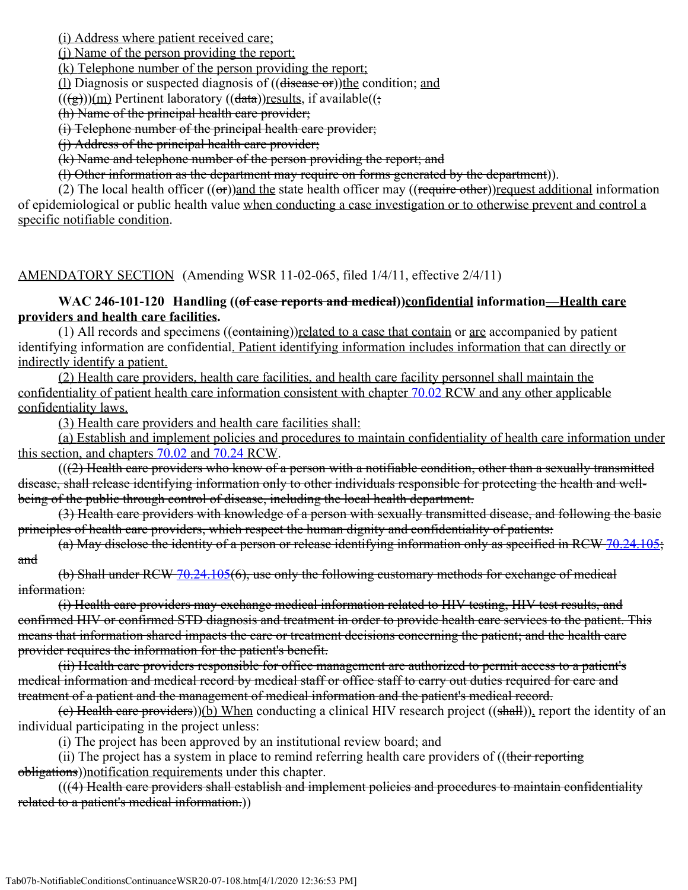<u>(i) Address where patient received care;</u>

<u>(j) Name of the person providing the report;</u>

<u>(k) Telephone number of the person providing the report;</u>

<u>(l)</u> Diagnosis or suspected diagnosis of ((~~disease or~~))<u>the</u> condition; <u>and</u>

((~~(g)~~))<u>(m)</u> Pertinent laboratory ((~~data~~))<u>results</u>, if available((~~;~~

~~(h) Name of the principal health care provider;~~

~~(i) Telephone number of the principal health care provider;~~

~~(j) Address of the principal health care provider;~~

~~(k) Name and telephone number of the person providing the report; and~~

~~(l) Other information as the department may require on forms generated by the department~~)).

(2) The local health officer ((~~or~~))<u>and the</u> state health officer may ((~~require other~~))<u>request additional</u> information of epidemiological or public health value <u>when conducting a case investigation or to otherwise prevent and control a specific notifiable condition</u>.

<u>AMENDATORY SECTION</u> (Amending WSR 11-02-065, filed 1/4/11, effective 2/4/11)

**WAC 246-101-120 Handling ((~~of case reports and medical~~))<u>confidential</u> information<u>—Health care providers and health care facilities</u>.**

(1) All records and specimens ((~~containing~~))<u>related to a case that contain</u> or <u>are</u> accompanied by patient identifying information are confidential<u>. Patient identifying information includes information that can directly or indirectly identify a patient.</u>

<u>(2) Health care providers, health care facilities, and health care facility personnel shall maintain the confidentiality of patient health care information consistent with chapter 70.02 RCW and any other applicable confidentiality laws.</u>

<u>(3) Health care providers and health care facilities shall:</u>

<u>(a) Establish and implement policies and procedures to maintain confidentiality of health care information under this section, and chapters 70.02 and 70.24 RCW</u>.

((~~(2) Health care providers who know of a person with a notifiable condition, other than a sexually transmitted disease, shall release identifying information only to other individuals responsible for protecting the health and well-being of the public through control of disease, including the local health department.~~

~~(3) Health care providers with knowledge of a person with sexually transmitted disease, and following the basic principles of health care providers, which respect the human dignity and confidentiality of patients:~~

~~(a) May disclose the identity of a person or release identifying information only as specified in RCW 70.24.105; and~~

~~(b) Shall under RCW 70.24.105(6), use only the following customary methods for exchange of medical information:~~

~~(i) Health care providers may exchange medical information related to HIV testing, HIV test results, and confirmed HIV or confirmed STD diagnosis and treatment in order to provide health care services to the patient. This means that information shared impacts the care or treatment decisions concerning the patient; and the health care provider requires the information for the patient's benefit.~~

~~(ii) Health care providers responsible for office management are authorized to permit access to a patient's medical information and medical record by medical staff or office staff to carry out duties required for care and treatment of a patient and the management of medical information and the patient's medical record.~~

~~(c) Health care providers~~))<u>(b) When</u> conducting a clinical HIV research project ((~~shall~~))<u>,</u> report the identity of an individual participating in the project unless:

(i) The project has been approved by an institutional review board; and

(ii) The project has a system in place to remind referring health care providers of ((~~their reporting obligations~~))<u>notification requirements</u> under this chapter.

((~~(4) Health care providers shall establish and implement policies and procedures to maintain confidentiality related to a patient's medical information.~~))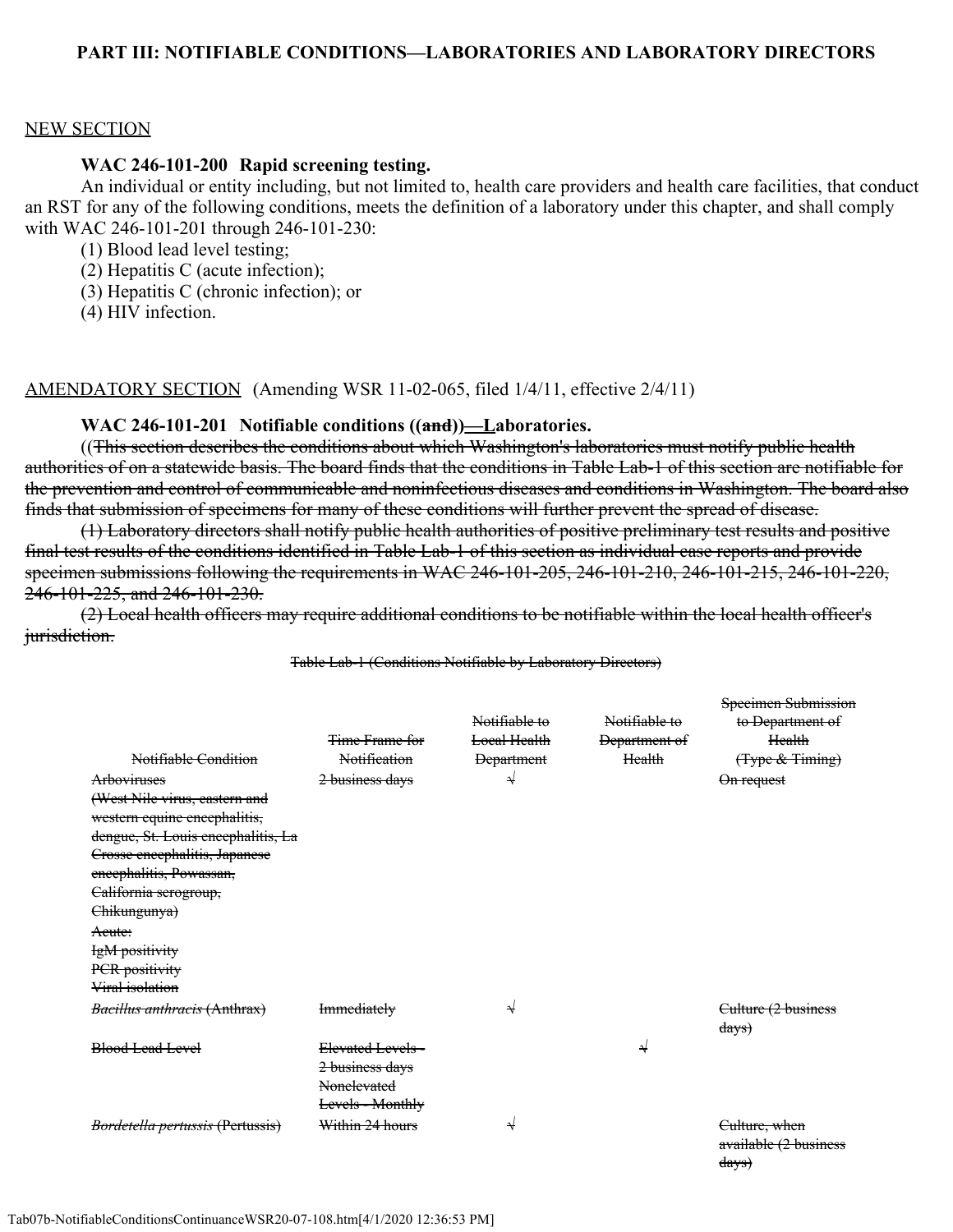**PART III: NOTIFIABLE CONDITIONS—LABORATORIES AND LABORATORY DIRECTORS**

<u>NEW SECTION</u>

**WAC 246-101-200 Rapid screening testing.**

An individual or entity including, but not limited to, health care providers and health care facilities, that conduct an RST for any of the following conditions, meets the definition of a laboratory under this chapter, and shall comply with WAC 246-101-201 through 246-101-230:

(1) Blood lead level testing;

(2) Hepatitis C (acute infection);

(3) Hepatitis C (chronic infection); or

(4) HIV infection.

<u>AMENDATORY SECTION</u> (Amending WSR 11-02-065, filed 1/4/11, effective 2/4/11)

**WAC 246-101-201 Notifiable conditions ((~~and~~))<u>—L</u>aboratories.**

((~~This section describes the conditions about which Washington's laboratories must notify public health authorities of on a statewide basis. The board finds that the conditions in Table Lab-1 of this section are notifiable for the prevention and control of communicable and noninfectious diseases and conditions in Washington. The board also finds that submission of specimens for many of these conditions will further prevent the spread of disease.~~

~~(1) Laboratory directors shall notify public health authorities of positive preliminary test results and positive final test results of the conditions identified in Table Lab-1 of this section as individual case reports and provide specimen submissions following the requirements in WAC 246-101-205, 246-101-210, 246-101-215, 246-101-220, 246-101-225, and 246-101-230.~~

~~(2) Local health officers may require additional conditions to be notifiable within the local health officer's jurisdiction.~~

~~Table Lab-1 (Conditions Notifiable by Laboratory Directors)~~

| ~~Notifiable Condition~~ | ~~Time Frame for Notification~~ | ~~Notifiable to Local Health Department~~ | ~~Notifiable to Department of Health~~ | ~~Specimen Submission to Department of Health (Type & Timing)~~ |
|---|---|---|---|---|
| ~~Arboviruses (West Nile virus, eastern and western equine encephalitis, dengue, St. Louis encephalitis, La Crosse encephalitis, Japanese encephalitis, Powassan, California serogroup, Chikungunya) Acute: IgM positivity PCR positivity Viral isolation~~ | ~~2 business days~~ | ~~√~~ | | ~~On request~~ |
| ~~*Bacillus anthracis* (Anthrax)~~ | ~~Immediately~~ | ~~√~~ | | ~~Culture (2 business days)~~ |
| ~~Blood Lead Level~~ | ~~Elevated Levels - 2 business days Nonelevated Levels - Monthly~~ | | ~~√~~ | |
| ~~*Bordetella pertussis* (Pertussis)~~ | ~~Within 24 hours~~ | ~~√~~ | | ~~Culture, when available (2 business days)~~ |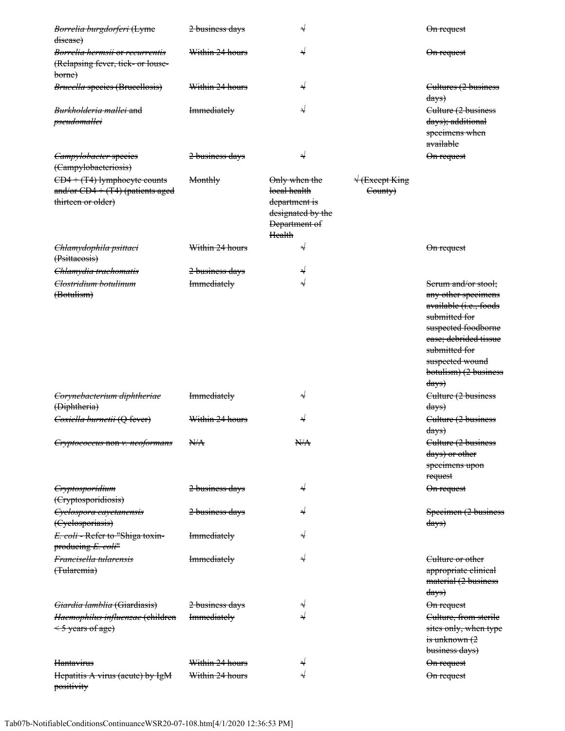| | | | | |
|---|---|---|---|---|
| ~~*Borrelia burgdorferi* (Lyme disease)~~ | ~~2 business days~~ | ~~√~~ | | ~~On request~~ |
| ~~*Borrelia hermsii* or *recurrentis* (Relapsing fever, tick- or louse-borne)~~ | ~~Within 24 hours~~ | ~~√~~ | | ~~On request~~ |
| ~~*Brucella* species (Brucellosis)~~ | ~~Within 24 hours~~ | ~~√~~ | | ~~Cultures (2 business days)~~ |
| ~~*Burkholderia mallei* and *pseudomallei*~~ | ~~Immediately~~ | ~~√~~ | | ~~Culture (2 business days); additional specimens when available~~ |
| ~~*Campylobacter* species (Campylobacteriosis)~~ | ~~2 business days~~ | ~~√~~ | | ~~On request~~ |
| ~~CD4 + (T4) lymphocyte counts and/or CD4 + (T4) (patients aged thirteen or older)~~ | ~~Monthly~~ | ~~Only when the local health department is designated by the Department of Health~~ | ~~√ (Except King County)~~ | |
| ~~*Chlamydophila psittaci* (Psittacosis)~~ | ~~Within 24 hours~~ | ~~√~~ | | ~~On request~~ |
| ~~*Chlamydia trachomatis*~~ | ~~2 business days~~ | ~~√~~ | | |
| ~~*Clostridium botulinum* (Botulism)~~ | ~~Immediately~~ | ~~√~~ | | ~~Serum and/or stool; any other specimens available (i.e., foods submitted for suspected foodborne case; debrided tissue submitted for suspected wound botulism) (2 business days)~~ |
| ~~*Corynebacterium diphtheriae* (Diphtheria)~~ | ~~Immediately~~ | ~~√~~ | | ~~Culture (2 business days)~~ |
| ~~*Coxiella burnetii* (Q fever)~~ | ~~Within 24 hours~~ | ~~√~~ | | ~~Culture (2 business days)~~ |
| ~~*Cryptococcus* non *v. neoformans*~~ | ~~N/A~~ | ~~N/A~~ | | ~~Culture (2 business days) or other specimens upon request~~ |
| ~~*Cryptosporidium* (Cryptosporidiosis)~~ | ~~2 business days~~ | ~~√~~ | | ~~On request~~ |
| ~~*Cyclospora cayetanensis* (Cyclosporiasis)~~ | ~~2 business days~~ | ~~√~~ | | ~~Specimen (2 business days)~~ |
| ~~*E. coli* - Refer to "Shiga toxin-producing *E. coli*"~~ | ~~Immediately~~ | ~~√~~ | | |
| ~~*Francisella tularensis* (Tularemia)~~ | ~~Immediately~~ | ~~√~~ | | ~~Culture or other appropriate clinical material (2 business days)~~ |
| ~~*Giardia lamblia* (Giardiasis)~~ | ~~2 business days~~ | ~~√~~ | | ~~On request~~ |
| ~~*Haemophilus influenzae* (children < 5 years of age)~~ | ~~Immediately~~ | ~~√~~ | | ~~Culture, from sterile sites only, when type is unknown (2 business days)~~ |
| ~~Hantavirus~~ | ~~Within 24 hours~~ | ~~√~~ | | ~~On request~~ |
| ~~Hepatitis A virus (acute) by IgM positivity~~ | ~~Within 24 hours~~ | ~~√~~ | | ~~On request~~ |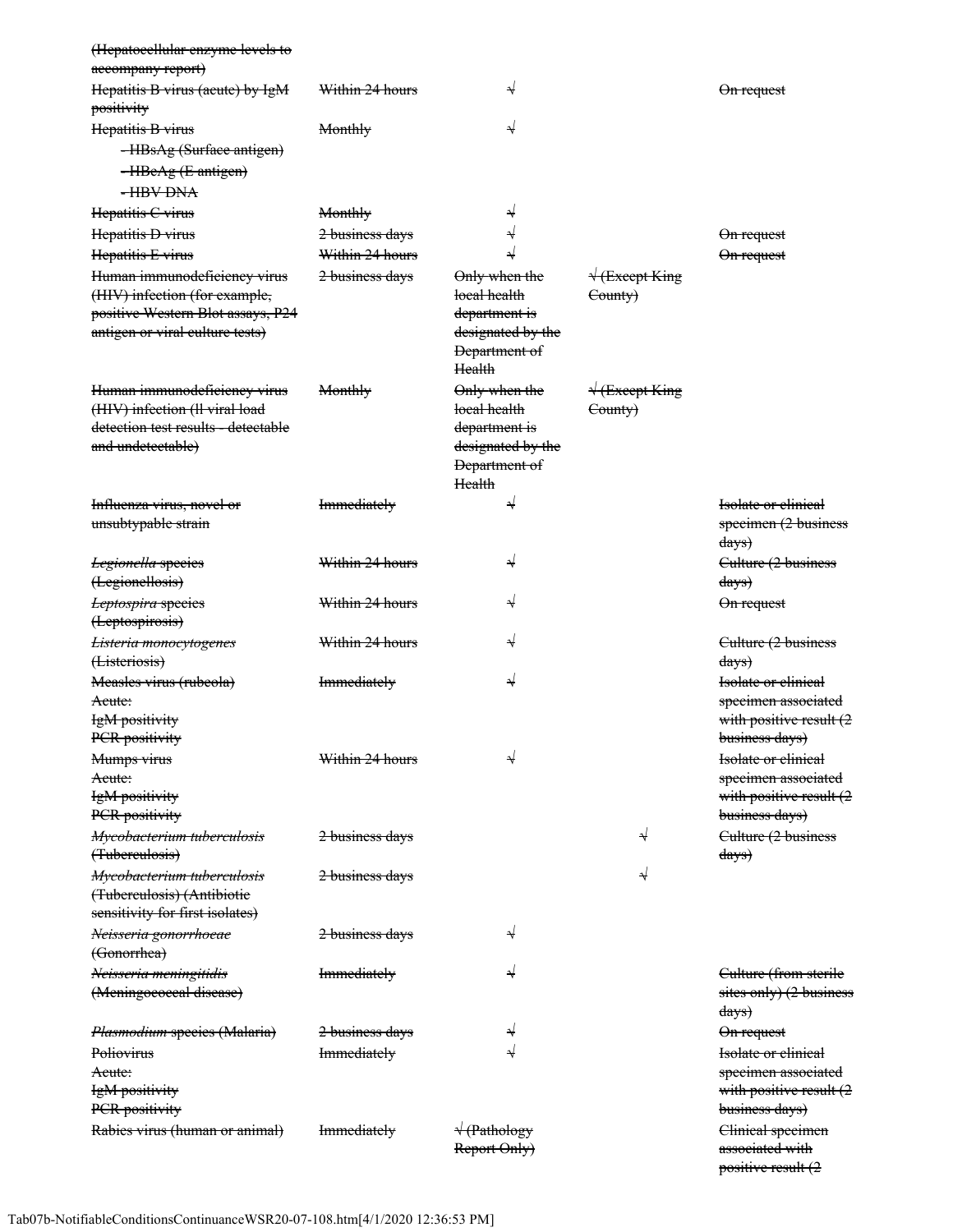| | | | | |
|---|---|---|---|---|
| ~~(Hepatocellular enzyme levels to accompany report)~~ | | | | |
| ~~Hepatitis B virus (acute) by IgM positivity~~ | ~~Within 24 hours~~ | ~~√~~ | | ~~On request~~ |
| ~~Hepatitis B virus~~<br>~~- HBsAg (Surface antigen)~~<br>~~- HBeAg (E antigen)~~<br>~~- HBV DNA~~ | ~~Monthly~~ | ~~√~~ | | |
| ~~Hepatitis C virus~~ | ~~Monthly~~ | ~~√~~ | | |
| ~~Hepatitis D virus~~ | ~~2 business days~~ | ~~√~~ | | ~~On request~~ |
| ~~Hepatitis E virus~~ | ~~Within 24 hours~~ | ~~√~~ | | ~~On request~~ |
| ~~Human immunodeficiency virus (HIV) infection (for example, positive Western Blot assays, P24 antigen or viral culture tests)~~ | ~~2 business days~~ | ~~Only when the local health department is designated by the Department of Health~~ | ~~√ (Except King County)~~ | |
| ~~Human immunodeficiency virus (HIV) infection (ll viral load detection test results - detectable and undetectable)~~ | ~~Monthly~~ | ~~Only when the local health department is designated by the Department of Health~~ | ~~√ (Except King County)~~ | |
| ~~Influenza virus, novel or unsubtypable strain~~ | ~~Immediately~~ | ~~√~~ | | ~~Isolate or clinical specimen (2 business days)~~ |
| ~~*Legionella* species (Legionellosis)~~ | ~~Within 24 hours~~ | ~~√~~ | | ~~Culture (2 business days)~~ |
| ~~*Leptospira* species (Leptospirosis)~~ | ~~Within 24 hours~~ | ~~√~~ | | ~~On request~~ |
| ~~*Listeria monocytogenes* (Listeriosis)~~ | ~~Within 24 hours~~ | ~~√~~ | | ~~Culture (2 business days)~~ |
| ~~Measles virus (rubeola)~~<br>~~Acute:~~<br>~~IgM positivity~~<br>~~PCR positivity~~ | ~~Immediately~~ | ~~√~~ | | ~~Isolate or clinical specimen associated with positive result (2 business days)~~ |
| ~~Mumps virus~~<br>~~Acute:~~<br>~~IgM positivity~~<br>~~PCR positivity~~ | ~~Within 24 hours~~ | ~~√~~ | | ~~Isolate or clinical specimen associated with positive result (2 business days)~~ |
| ~~*Mycobacterium tuberculosis* (Tuberculosis)~~ | ~~2 business days~~ | | ~~√~~ | ~~Culture (2 business days)~~ |
| ~~*Mycobacterium tuberculosis* (Tuberculosis) (Antibiotic sensitivity for first isolates)~~ | ~~2 business days~~ | | ~~√~~ | |
| ~~*Neisseria gonorrhoeae* (Gonorrhea)~~ | ~~2 business days~~ | ~~√~~ | | |
| ~~*Neisseria meningitidis* (Meningococcal disease)~~ | ~~Immediately~~ | ~~√~~ | | ~~Culture (from sterile sites only) (2 business days)~~ |
| ~~*Plasmodium* species (Malaria)~~ | ~~2 business days~~ | ~~√~~ | | ~~On request~~ |
| ~~Poliovirus~~<br>~~Acute:~~<br>~~IgM positivity~~<br>~~PCR positivity~~ | ~~Immediately~~ | ~~√~~ | | ~~Isolate or clinical specimen associated with positive result (2 business days)~~ |
| ~~Rabies virus (human or animal)~~ | ~~Immediately~~ | ~~√ (Pathology Report Only)~~ | | ~~Clinical specimen associated with positive result (2~~ |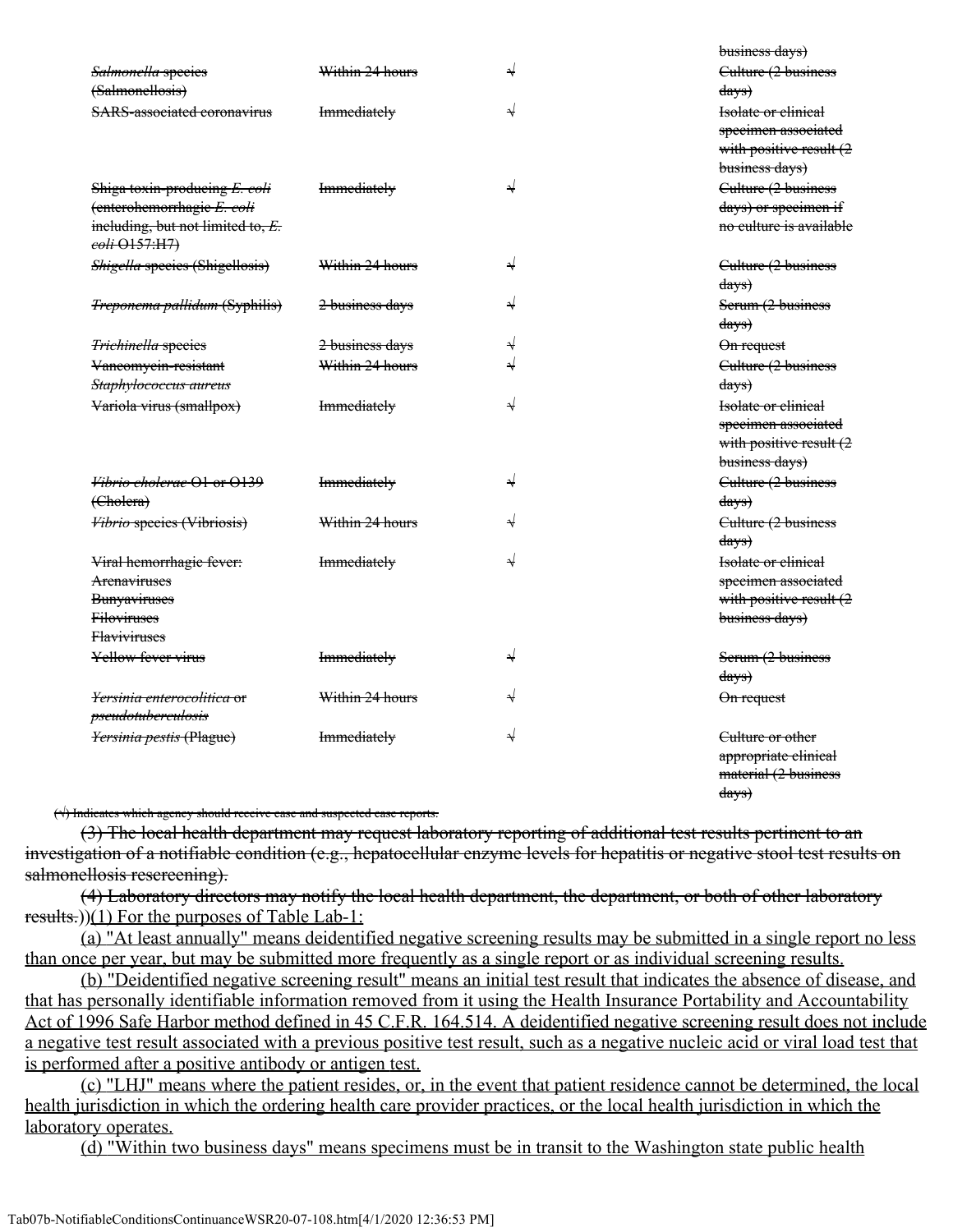| | | | business days) |
|---|---|---|---|
| ~~*Salmonella* species (Salmonellosis)~~ | ~~Within 24 hours~~ | ~~√~~ | ~~Culture (2 business days)~~ |
| ~~SARS-associated coronavirus~~ | ~~Immediately~~ | ~~√~~ | ~~Isolate or clinical specimen associated with positive result (2 business days)~~ |
| ~~Shiga toxin-producing *E. coli* (enterohemorrhagic *E. coli* including, but not limited to, *E. coli* O157:H7)~~ | ~~Immediately~~ | ~~√~~ | ~~Culture (2 business days) or specimen if no culture is available~~ |
| ~~*Shigella* species (Shigellosis)~~ | ~~Within 24 hours~~ | ~~√~~ | ~~Culture (2 business days)~~ |
| ~~*Treponema pallidum* (Syphilis)~~ | ~~2 business days~~ | ~~√~~ | ~~Serum (2 business days)~~ |
| ~~*Trichinella* species~~ | ~~2 business days~~ | ~~√~~ | ~~On request~~ |
| ~~Vancomycin-resistant *Staphylococcus aureus*~~ | ~~Within 24 hours~~ | ~~√~~ | ~~Culture (2 business days)~~ |
| ~~Variola virus (smallpox)~~ | ~~Immediately~~ | ~~√~~ | ~~Isolate or clinical specimen associated with positive result (2 business days)~~ |
| ~~*Vibrio cholerae* O1 or O139 (Cholera)~~ | ~~Immediately~~ | ~~√~~ | ~~Culture (2 business days)~~ |
| ~~*Vibrio* species (Vibriosis)~~ | ~~Within 24 hours~~ | ~~√~~ | ~~Culture (2 business days)~~ |
| ~~Viral hemorrhagic fever: Arenaviruses Bunyaviruses Filoviruses Flaviviruses~~ | ~~Immediately~~ | ~~√~~ | ~~Isolate or clinical specimen associated with positive result (2 business days)~~ |
| ~~Yellow fever virus~~ | ~~Immediately~~ | ~~√~~ | ~~Serum (2 business days)~~ |
| ~~*Yersinia enterocolitica* or *pseudotuberculosis*~~ | ~~Within 24 hours~~ | ~~√~~ | ~~On request~~ |
| ~~*Yersinia pestis* (Plague)~~ | ~~Immediately~~ | ~~√~~ | ~~Culture or other appropriate clinical material (2 business days)~~ |

~~(√) Indicates which agency should receive case and suspected case reports.~~

~~(3) The local health department may request laboratory reporting of additional test results pertinent to an investigation of a notifiable condition (e.g., hepatocellular enzyme levels for hepatitis or negative stool test results on salmonellosis rescreening).~~

~~(4) Laboratory directors may notify the local health department, the department, or both of other laboratory results.~~))<u>(1) For the purposes of Table Lab-1:</u>

<u>(a) "At least annually" means deidentified negative screening results may be submitted in a single report no less than once per year, but may be submitted more frequently as a single report or as individual screening results.</u>

<u>(b) "Deidentified negative screening result" means an initial test result that indicates the absence of disease, and that has personally identifiable information removed from it using the Health Insurance Portability and Accountability Act of 1996 Safe Harbor method defined in 45 C.F.R. 164.514. A deidentified negative screening result does not include a negative test result associated with a previous positive test result, such as a negative nucleic acid or viral load test that is performed after a positive antibody or antigen test.</u>

<u>(c) "LHJ" means where the patient resides, or, in the event that patient residence cannot be determined, the local health jurisdiction in which the ordering health care provider practices, or the local health jurisdiction in which the laboratory operates.</u>

<u>(d) "Within two business days" means specimens must be in transit to the Washington state public health</u>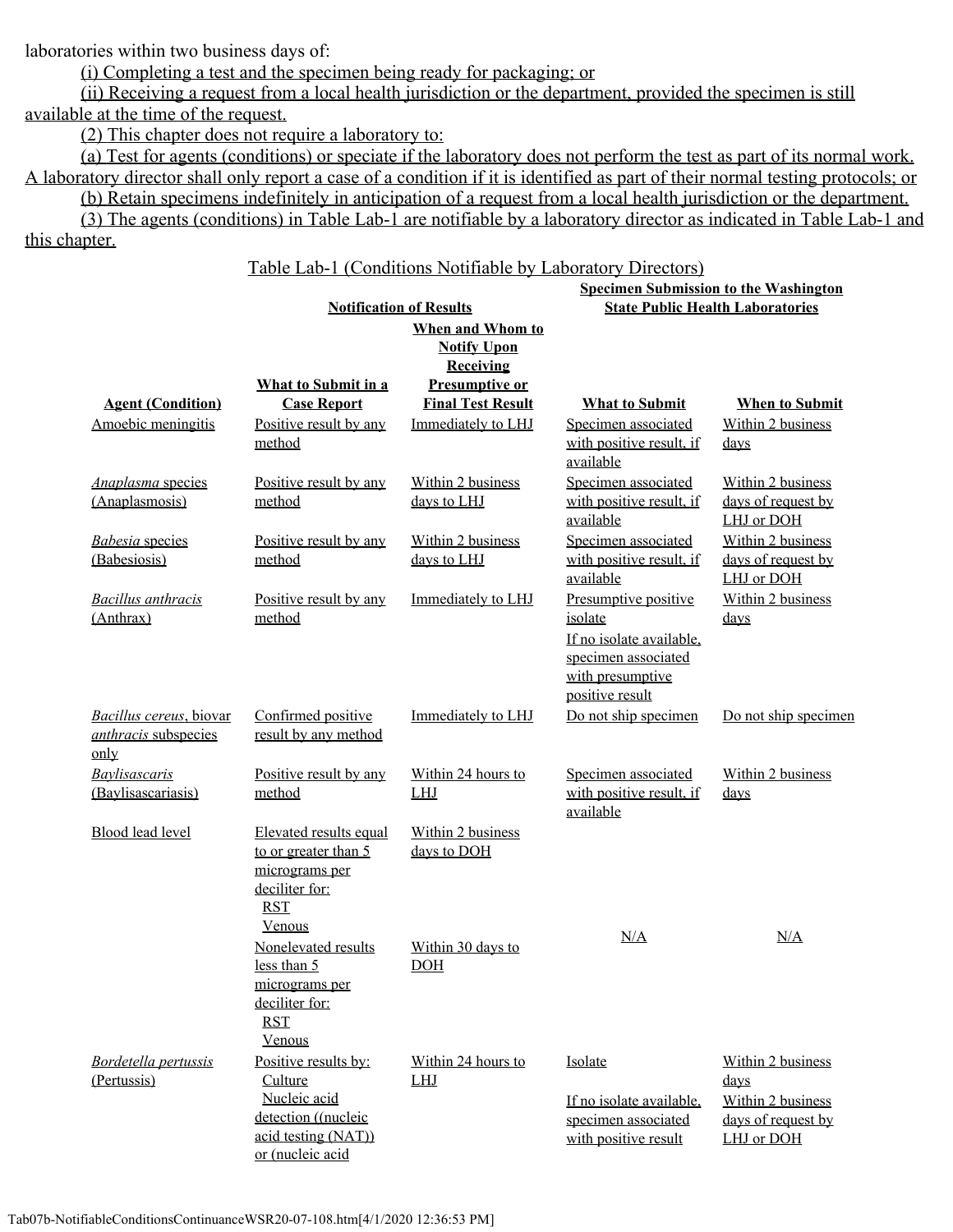laboratories within two business days of:

(i) Completing a test and the specimen being ready for packaging; or

(ii) Receiving a request from a local health jurisdiction or the department, provided the specimen is still available at the time of the request.

(2) This chapter does not require a laboratory to:

(a) Test for agents (conditions) or speciate if the laboratory does not perform the test as part of its normal work. A laboratory director shall only report a case of a condition if it is identified as part of their normal testing protocols; or

(b) Retain specimens indefinitely in anticipation of a request from a local health jurisdiction or the department.

(3) The agents (conditions) in Table Lab-1 are notifiable by a laboratory director as indicated in Table Lab-1 and this chapter.

Table Lab-1 (Conditions Notifiable by Laboratory Directors)

| | **Notification of Results** | | **Specimen Submission to the Washington State Public Health Laboratories** | |
|---|---|---|---|---|
| **Agent (Condition)** | **What to Submit in a Case Report** | **When and Whom to Notify Upon Receiving Presumptive or Final Test Result** | **What to Submit** | **When to Submit** |
| Amoebic meningitis | Positive result by any method | Immediately to LHJ | Specimen associated with positive result, if available | Within 2 business days |
| *Anaplasma* species (Anaplasmosis) | Positive result by any method | Within 2 business days to LHJ | Specimen associated with positive result, if available | Within 2 business days of request by LHJ or DOH |
| *Babesia* species (Babesiosis) | Positive result by any method | Within 2 business days to LHJ | Specimen associated with positive result, if available | Within 2 business days of request by LHJ or DOH |
| *Bacillus anthracis* (Anthrax) | Positive result by any method | Immediately to LHJ | Presumptive positive isolate<br>If no isolate available, specimen associated with presumptive positive result | Within 2 business days |
| *Bacillus cereus*, biovar *anthracis* subspecies only | Confirmed positive result by any method | Immediately to LHJ | Do not ship specimen | Do not ship specimen |
| *Baylisascaris* (Baylisascariasis) | Positive result by any method | Within 24 hours to LHJ | Specimen associated with positive result, if available | Within 2 business days |
| Blood lead level | Elevated results equal to or greater than 5 micrograms per deciliter for:<br>RST<br>Venous<br>Nonelevated results less than 5 micrograms per deciliter for:<br>RST<br>Venous | Within 2 business days to DOH<br><br>Within 30 days to DOH | N/A | N/A |
| *Bordetella pertussis* (Pertussis) | Positive results by:<br>Culture<br>Nucleic acid detection ((nucleic acid testing (NAT)) or (nucleic acid | Within 24 hours to LHJ | Isolate<br>If no isolate available, specimen associated with positive result | Within 2 business days<br>Within 2 business days of request by LHJ or DOH |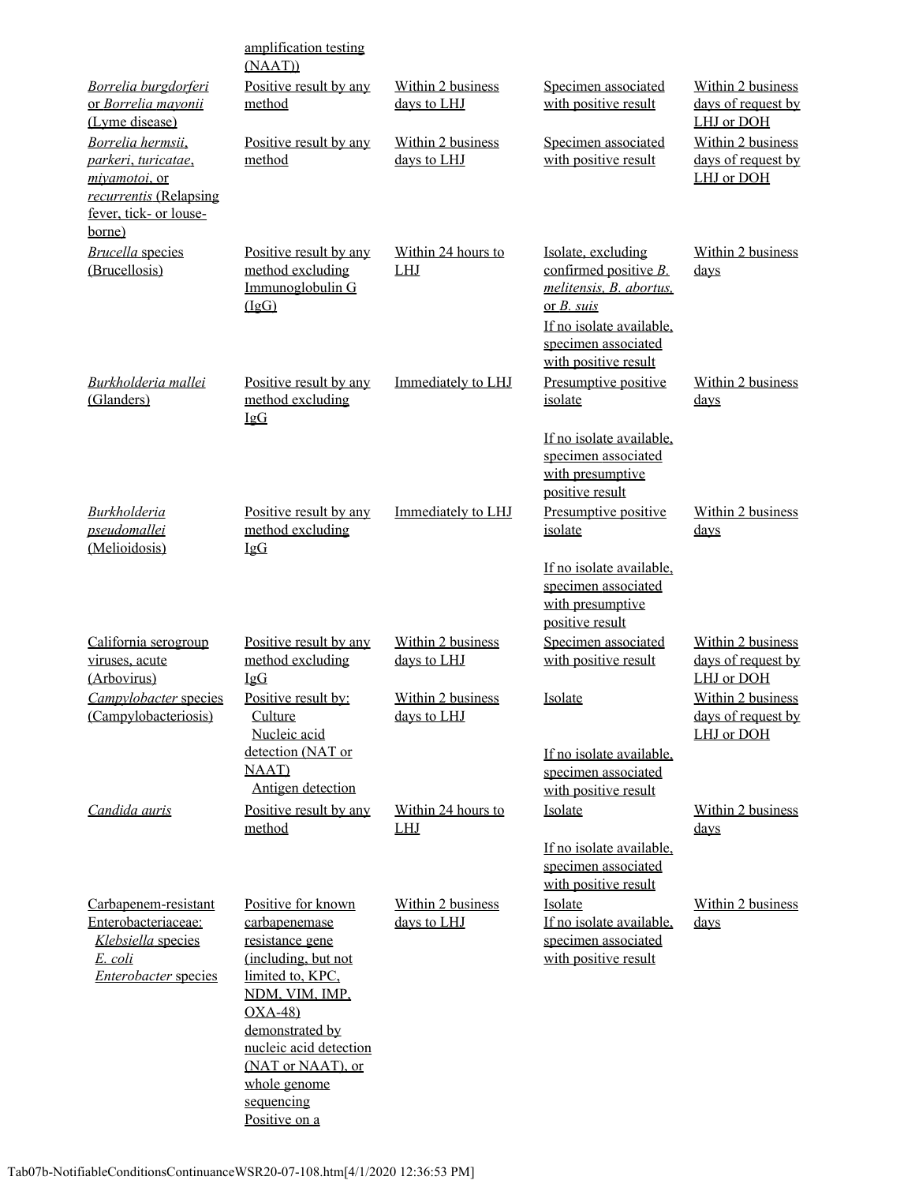| | amplification testing (NAAT)) | | | |
|---|---|---|---|---|
| *Borrelia burgdorferi* or *Borrelia mayonii* (Lyme disease) | Positive result by any method | Within 2 business days to LHJ | Specimen associated with positive result | Within 2 business days of request by LHJ or DOH |
| *Borrelia hermsii*, *parkeri*, *turicatae*, *miyamotoi*, or *recurrentis* (Relapsing fever, tick- or louse-borne) | Positive result by any method | Within 2 business days to LHJ | Specimen associated with positive result | Within 2 business days of request by LHJ or DOH |
| *Brucella* species (Brucellosis) | Positive result by any method excluding Immunoglobulin G (IgG) | Within 24 hours to LHJ | Isolate, excluding confirmed positive *B. melitensis*, *B. abortus*, or *B. suis*<br>If no isolate available, specimen associated with positive result | Within 2 business days |
| *Burkholderia mallei* (Glanders) | Positive result by any method excluding IgG | Immediately to LHJ | Presumptive positive isolate<br>If no isolate available, specimen associated with presumptive positive result | Within 2 business days |
| *Burkholderia pseudomallei* (Melioidosis) | Positive result by any method excluding IgG | Immediately to LHJ | Presumptive positive isolate<br>If no isolate available, specimen associated with presumptive positive result | Within 2 business days |
| California serogroup viruses, acute (Arbovirus) | Positive result by any method excluding IgG | Within 2 business days to LHJ | Specimen associated with positive result | Within 2 business days of request by LHJ or DOH |
| *Campylobacter* species (Campylobacteriosis) | Positive result by:<br>Culture<br>Nucleic acid detection (NAT or NAAT)<br>Antigen detection | Within 2 business days to LHJ | Isolate<br>If no isolate available, specimen associated with positive result | Within 2 business days of request by LHJ or DOH |
| *Candida auris* | Positive result by any method | Within 24 hours to LHJ | Isolate<br>If no isolate available, specimen associated with positive result | Within 2 business days |
| Carbapenem-resistant Enterobacteriaceae:<br>*Klebsiella* species<br>*E. coli*<br>*Enterobacter* species | Positive for known carbapenemase resistance gene (including, but not limited to, KPC, NDM, VIM, IMP, OXA-48) demonstrated by nucleic acid detection (NAT or NAAT), or whole genome sequencing<br>Positive on a | Within 2 business days to LHJ | Isolate<br>If no isolate available, specimen associated with positive result | Within 2 business days |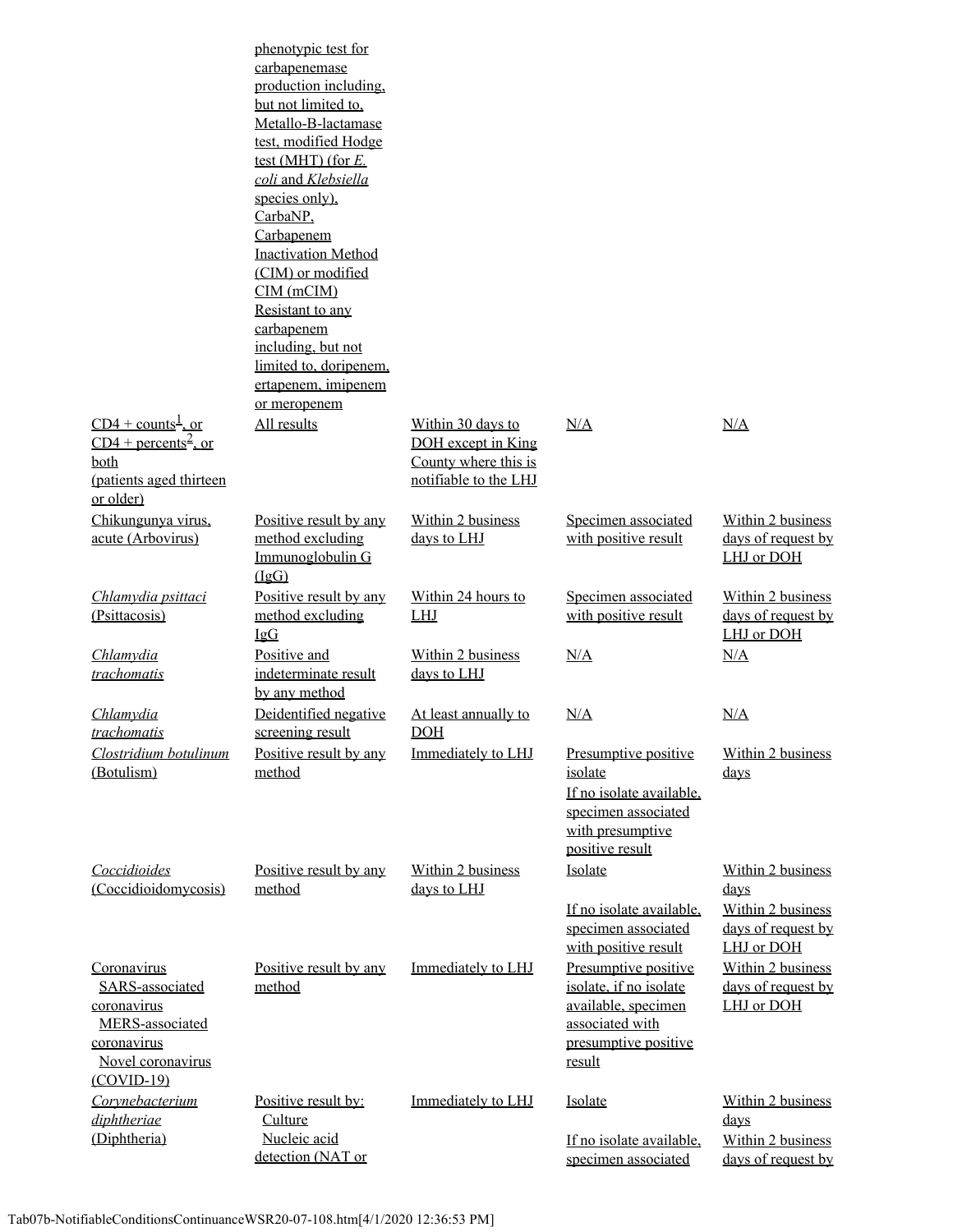| | | | | |
|---|---|---|---|---|
| | phenotypic test for carbapenemase production including, but not limited to, Metallo-B-lactamase test, modified Hodge test (MHT) (for *E. coli* and *Klebsiella* species only), CarbaNP, Carbapenem Inactivation Method (CIM) or modified CIM (mCIM) Resistant to any carbapenem including, but not limited to, doripenem, ertapenem, imipenem or meropenem | | | |
| CD4 + counts[1], or CD4 + percents[2], or both (patients aged thirteen or older) | All results | Within 30 days to DOH except in King County where this is notifiable to the LHJ | N/A | N/A |
| Chikungunya virus, acute (Arbovirus) | Positive result by any method excluding Immunoglobulin G (IgG) | Within 2 business days to LHJ | Specimen associated with positive result | Within 2 business days of request by LHJ or DOH |
| *Chlamydia psittaci* (Psittacosis) | Positive result by any method excluding IgG | Within 24 hours to LHJ | Specimen associated with positive result | Within 2 business days of request by LHJ or DOH |
| *Chlamydia trachomatis* | Positive and indeterminate result by any method | Within 2 business days to LHJ | N/A | N/A |
| *Chlamydia trachomatis* | Deidentified negative screening result | At least annually to DOH | N/A | N/A |
| *Clostridium botulinum* (Botulism) | Positive result by any method | Immediately to LHJ | Presumptive positive isolate<br>If no isolate available, specimen associated with presumptive positive result | Within 2 business days |
| *Coccidioides* (Coccidioidomycosis) | Positive result by any method | Within 2 business days to LHJ | Isolate<br>If no isolate available, specimen associated with positive result | Within 2 business days<br>Within 2 business days of request by LHJ or DOH |
| Coronavirus<br>SARS-associated coronavirus<br>MERS-associated coronavirus<br>Novel coronavirus (COVID-19) | Positive result by any method | Immediately to LHJ | Presumptive positive isolate, if no isolate available, specimen associated with presumptive positive result | Within 2 business days of request by LHJ or DOH |
| *Corynebacterium diphtheriae* (Diphtheria) | Positive result by:<br>Culture<br>Nucleic acid detection (NAT or | Immediately to LHJ | Isolate<br>If no isolate available, specimen associated | Within 2 business days<br>Within 2 business days of request by |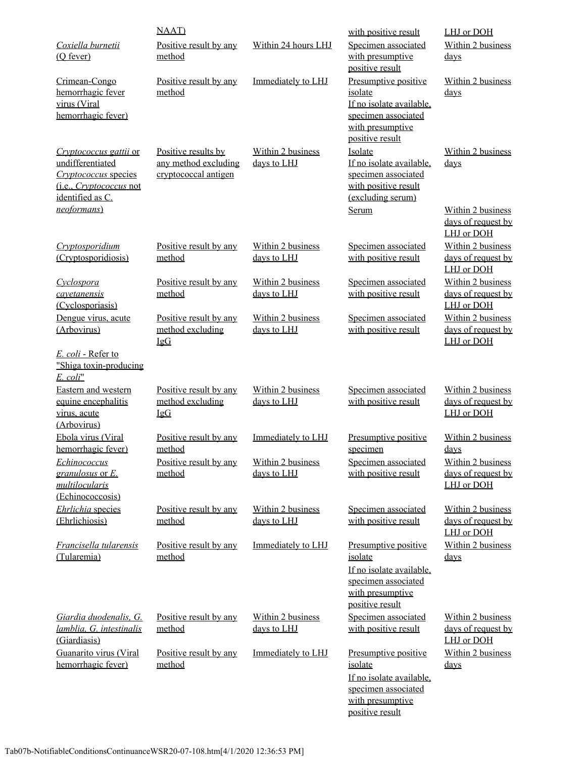| | NAAT) | | with positive result | LHJ or DOH |
|---|---|---|---|---|
| *Coxiella burnetii* (Q fever) | Positive result by any method | Within 24 hours LHJ | Specimen associated with presumptive positive result | Within 2 business days |
| Crimean-Congo hemorrhagic fever virus (Viral hemorrhagic fever) | Positive result by any method | Immediately to LHJ | Presumptive positive isolate<br>If no isolate available, specimen associated with presumptive positive result | Within 2 business days |
| *Cryptococcus gattii* or undifferentiated *Cryptococcus* species (i.e., *Cryptococcus* not identified as *C. neoformans*) | Positive results by any method excluding cryptococcal antigen | Within 2 business days to LHJ | Isolate<br>If no isolate available, specimen associated with positive result (excluding serum) | Within 2 business days |
| | | | Serum | Within 2 business days of request by LHJ or DOH |
| *Cryptosporidium* (Cryptosporidiosis) | Positive result by any method | Within 2 business days to LHJ | Specimen associated with positive result | Within 2 business days of request by LHJ or DOH |
| *Cyclospora cayetanensis* (Cyclosporiasis) | Positive result by any method | Within 2 business days to LHJ | Specimen associated with positive result | Within 2 business days of request by LHJ or DOH |
| Dengue virus, acute (Arbovirus) | Positive result by any method excluding IgG | Within 2 business days to LHJ | Specimen associated with positive result | Within 2 business days of request by LHJ or DOH |
| *E. coli* - Refer to "Shiga toxin-producing *E. coli*" | | | | |
| Eastern and western equine encephalitis virus, acute (Arbovirus) | Positive result by any method excluding IgG | Within 2 business days to LHJ | Specimen associated with positive result | Within 2 business days of request by LHJ or DOH |
| Ebola virus (Viral hemorrhagic fever) | Positive result by any method | Immediately to LHJ | Presumptive positive specimen | Within 2 business days |
| *Echinococcus granulosus* or *E. multilocularis* (Echinococcosis) | Positive result by any method | Within 2 business days to LHJ | Specimen associated with positive result | Within 2 business days of request by LHJ or DOH |
| *Ehrlichia* species (Ehrlichiosis) | Positive result by any method | Within 2 business days to LHJ | Specimen associated with positive result | Within 2 business days of request by LHJ or DOH |
| *Francisella tularensis* (Tularemia) | Positive result by any method | Immediately to LHJ | Presumptive positive isolate<br>If no isolate available, specimen associated with presumptive positive result | Within 2 business days |
| *Giardia duodenalis, G. lamblia, G. intestinalis* (Giardiasis) | Positive result by any method | Within 2 business days to LHJ | Specimen associated with positive result | Within 2 business days of request by LHJ or DOH |
| Guanarito virus (Viral hemorrhagic fever) | Positive result by any method | Immediately to LHJ | Presumptive positive isolate<br>If no isolate available, specimen associated with presumptive positive result | Within 2 business days |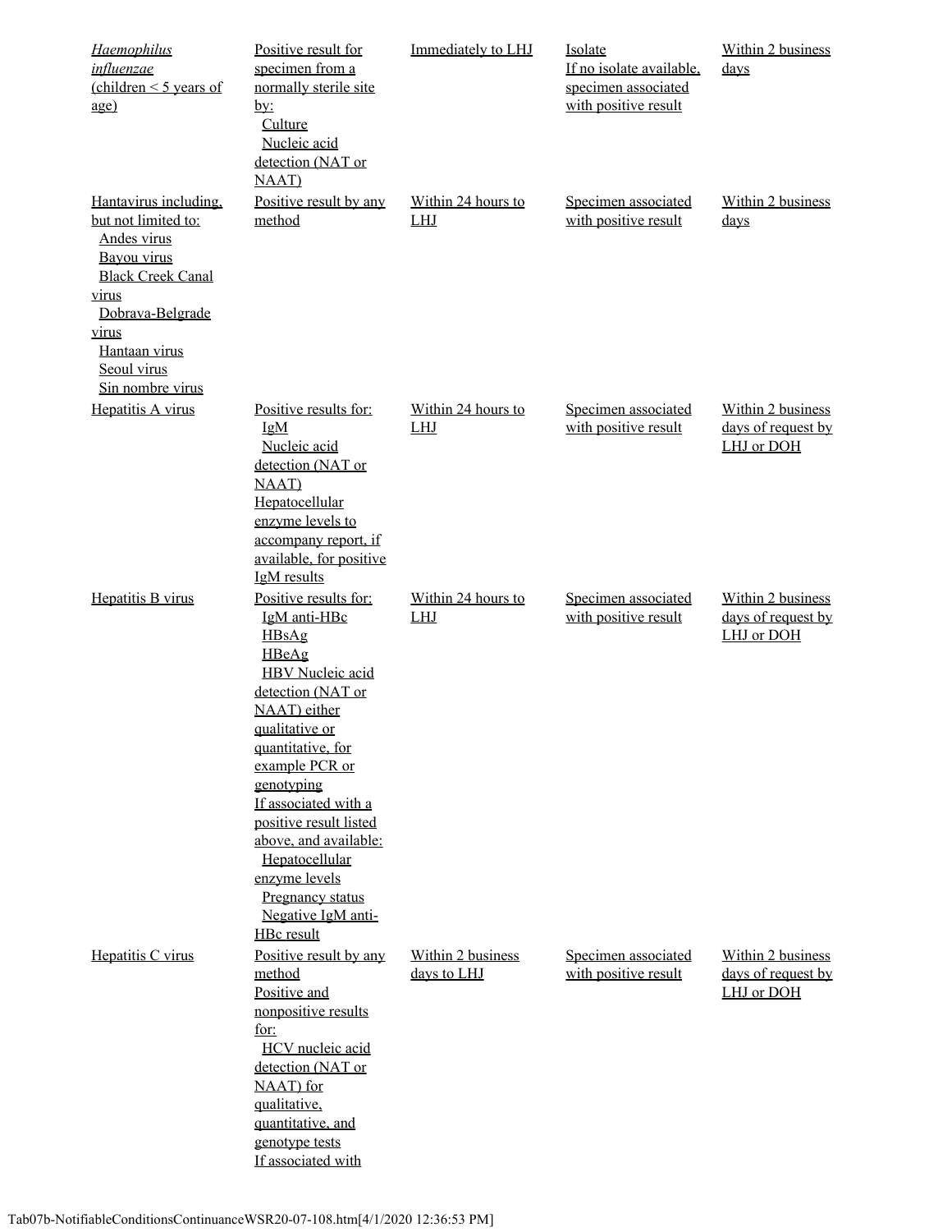| *Haemophilus influenzae* (children < 5 years of age) | Positive result for specimen from a normally sterile site by:<br>Culture<br>Nucleic acid detection (NAT or NAAT) | Immediately to LHJ | Isolate<br>If no isolate available, specimen associated with positive result | Within 2 business days |
|---|---|---|---|---|
| Hantavirus including, but not limited to:<br>Andes virus<br>Bayou virus<br>Black Creek Canal virus<br>Dobrava-Belgrade virus<br>Hantaan virus<br>Seoul virus<br>Sin nombre virus | Positive result by any method | Within 24 hours to LHJ | Specimen associated with positive result | Within 2 business days |
| Hepatitis A virus | Positive results for:<br>IgM<br>Nucleic acid detection (NAT or NAAT)<br>Hepatocellular enzyme levels to accompany report, if available, for positive IgM results | Within 24 hours to LHJ | Specimen associated with positive result | Within 2 business days of request by LHJ or DOH |
| Hepatitis B virus | Positive results for:<br>IgM anti-HBc<br>HBsAg<br>HBeAg<br>HBV Nucleic acid detection (NAT or NAAT) either qualitative or quantitative, for example PCR or genotyping<br>If associated with a positive result listed above, and available:<br>Hepatocellular enzyme levels<br>Pregnancy status<br>Negative IgM anti-HBc result | Within 24 hours to LHJ | Specimen associated with positive result | Within 2 business days of request by LHJ or DOH |
| Hepatitis C virus | Positive result by any method<br>Positive and nonpositive results for:<br>HCV nucleic acid detection (NAT or NAAT) for qualitative, quantitative, and genotype tests<br>If associated with | Within 2 business days to LHJ | Specimen associated with positive result | Within 2 business days of request by LHJ or DOH |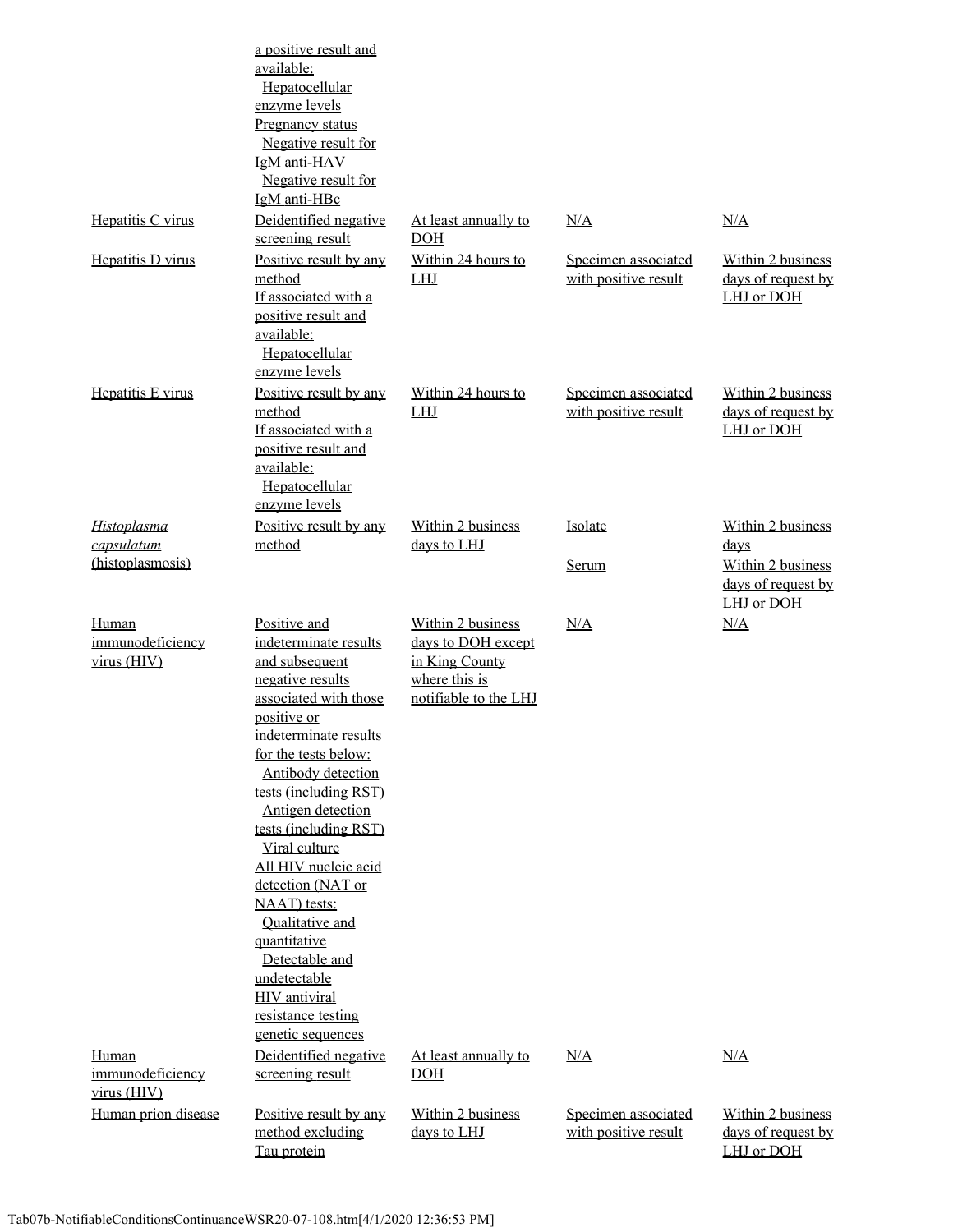| | | | | |
|---|---|---|---|---|
| | a positive result and available:<br>Hepatocellular enzyme levels<br>Pregnancy status<br>Negative result for IgM anti-HAV<br>Negative result for IgM anti-HBc | | | |
| Hepatitis C virus | Deidentified negative screening result | At least annually to DOH | N/A | N/A |
| Hepatitis D virus | Positive result by any method<br>If associated with a positive result and available:<br>Hepatocellular enzyme levels | Within 24 hours to LHJ | Specimen associated with positive result | Within 2 business days of request by LHJ or DOH |
| Hepatitis E virus | Positive result by any method<br>If associated with a positive result and available:<br>Hepatocellular enzyme levels | Within 24 hours to LHJ | Specimen associated with positive result | Within 2 business days of request by LHJ or DOH |
| *Histoplasma capsulatum* (histoplasmosis) | Positive result by any method | Within 2 business days to LHJ | Isolate<br><br>Serum | Within 2 business days<br><br>Within 2 business days of request by LHJ or DOH |
| Human immunodeficiency virus (HIV) | Positive and indeterminate results and subsequent negative results associated with those positive or indeterminate results for the tests below:<br>Antibody detection tests (including RST)<br>Antigen detection tests (including RST)<br>Viral culture<br>All HIV nucleic acid detection (NAT or NAAT) tests:<br>Qualitative and quantitative<br>Detectable and undetectable<br>HIV antiviral resistance testing genetic sequences | Within 2 business days to DOH except in King County where this is notifiable to the LHJ | N/A | N/A |
| Human immunodeficiency virus (HIV) | Deidentified negative screening result | At least annually to DOH | N/A | N/A |
| Human prion disease | Positive result by any method excluding Tau protein | Within 2 business days to LHJ | Specimen associated with positive result | Within 2 business days of request by LHJ or DOH |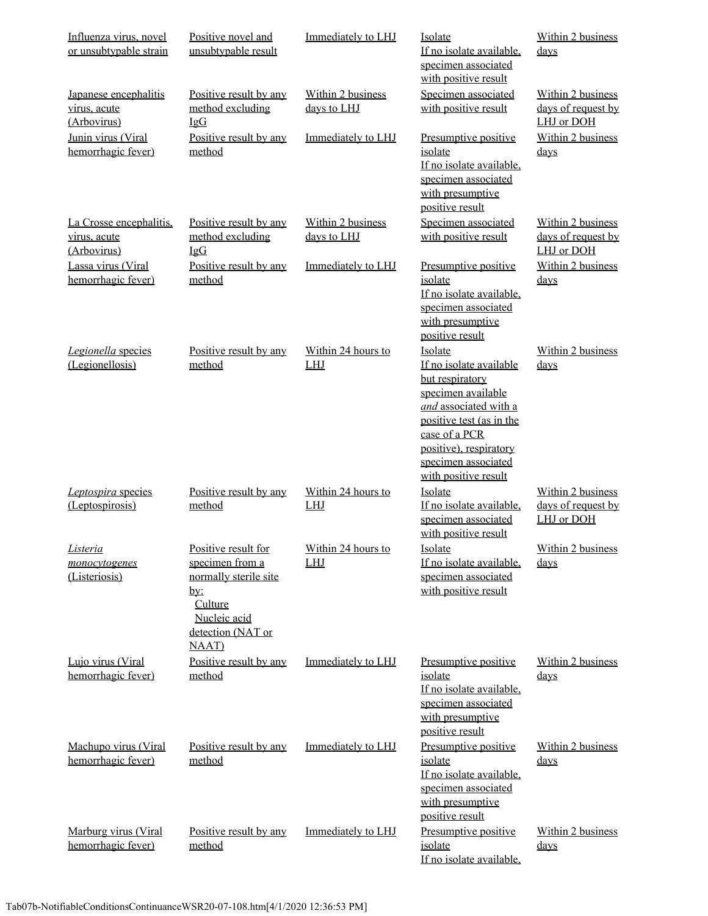| | | | | |
|---|---|---|---|---|
| Influenza virus, novel or unsubtypable strain | Positive novel and unsubtypable result | Immediately to LHJ | Isolate<br>If no isolate available, specimen associated with positive result | Within 2 business days |
| Japanese encephalitis virus, acute (Arbovirus) | Positive result by any method excluding IgG | Within 2 business days to LHJ | Specimen associated with positive result | Within 2 business days of request by LHJ or DOH |
| Junin virus (Viral hemorrhagic fever) | Positive result by any method | Immediately to LHJ | Presumptive positive isolate<br>If no isolate available, specimen associated with presumptive positive result | Within 2 business days |
| La Crosse encephalitis, virus, acute (Arbovirus) | Positive result by any method excluding IgG | Within 2 business days to LHJ | Specimen associated with positive result | Within 2 business days of request by LHJ or DOH |
| Lassa virus (Viral hemorrhagic fever) | Positive result by any method | Immediately to LHJ | Presumptive positive isolate<br>If no isolate available, specimen associated with presumptive positive result | Within 2 business days |
| *Legionella* species (Legionellosis) | Positive result by any method | Within 24 hours to LHJ | Isolate<br>If no isolate available but respiratory specimen available *and* associated with a positive test (as in the case of a PCR positive), respiratory specimen associated with positive result | Within 2 business days |
| *Leptospira* species (Leptospirosis) | Positive result by any method | Within 24 hours to LHJ | Isolate<br>If no isolate available, specimen associated with positive result | Within 2 business days of request by LHJ or DOH |
| *Listeria monocytogenes* (Listeriosis) | Positive result for specimen from a normally sterile site by:<br>Culture<br>Nucleic acid detection (NAT or NAAT) | Within 24 hours to LHJ | Isolate<br>If no isolate available, specimen associated with positive result | Within 2 business days |
| Lujo virus (Viral hemorrhagic fever) | Positive result by any method | Immediately to LHJ | Presumptive positive isolate<br>If no isolate available, specimen associated with presumptive positive result | Within 2 business days |
| Machupo virus (Viral hemorrhagic fever) | Positive result by any method | Immediately to LHJ | Presumptive positive isolate<br>If no isolate available, specimen associated with presumptive positive result | Within 2 business days |
| Marburg virus (Viral hemorrhagic fever) | Positive result by any method | Immediately to LHJ | Presumptive positive isolate<br>If no isolate available, | Within 2 business days |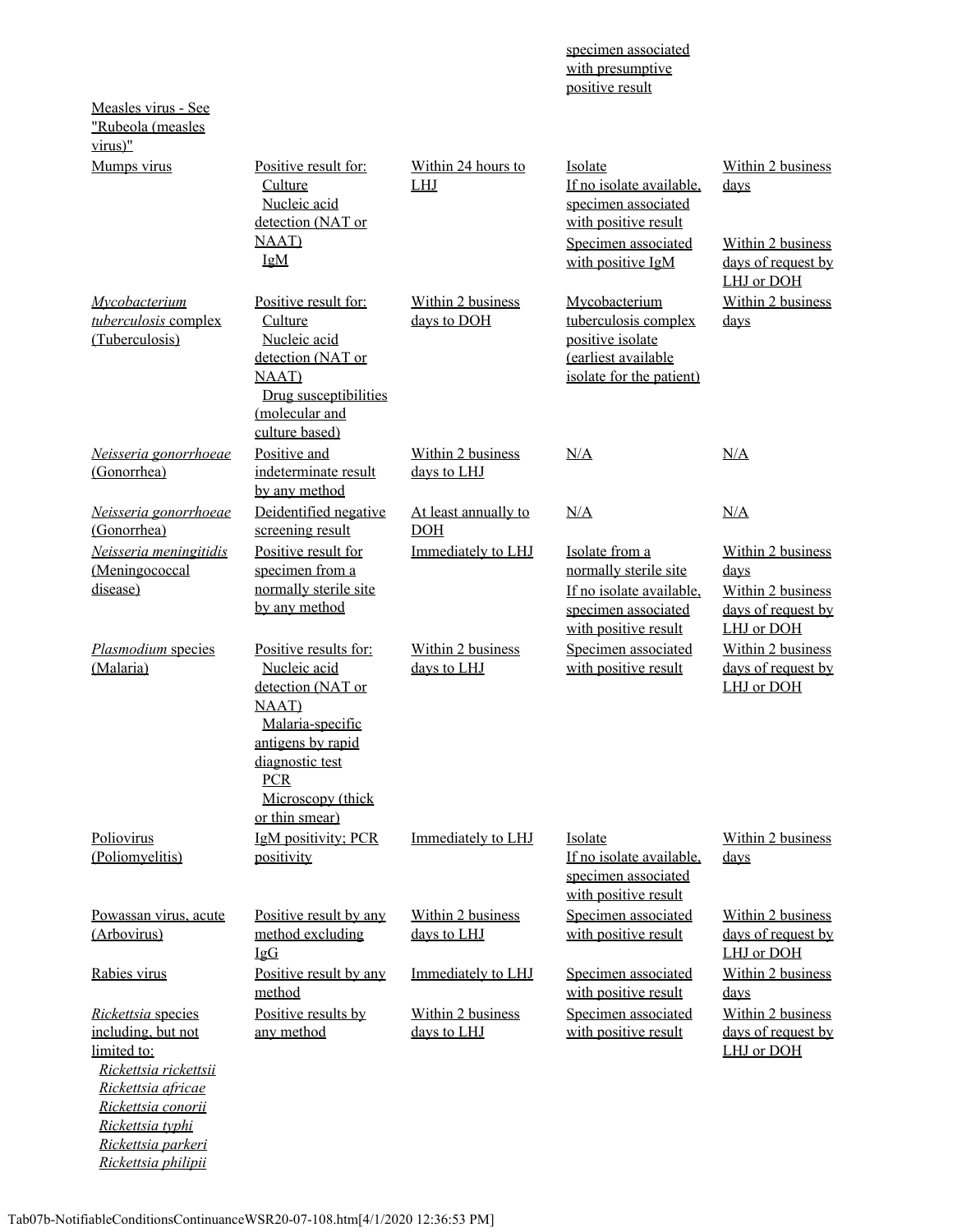| | | | specimen associated with presumptive positive result | |
|---|---|---|---|---|
| Measles virus - See "Rubeola (measles virus)" | | | | |
| Mumps virus | Positive result for: Culture Nucleic acid detection (NAT or NAAT) IgM | Within 24 hours to LHJ | Isolate If no isolate available, specimen associated with positive result | Within 2 business days |
| | | | Specimen associated with positive IgM | Within 2 business days of request by LHJ or DOH |
| *Mycobacterium tuberculosis* complex (Tuberculosis) | Positive result for: Culture Nucleic acid detection (NAT or NAAT) Drug susceptibilities (molecular and culture based) | Within 2 business days to DOH | Mycobacterium tuberculosis complex positive isolate (earliest available isolate for the patient) | Within 2 business days |
| *Neisseria gonorrhoeae* (Gonorrhea) | Positive and indeterminate result by any method | Within 2 business days to LHJ | N/A | N/A |
| *Neisseria gonorrhoeae* (Gonorrhea) | Deidentified negative screening result | At least annually to DOH | N/A | N/A |
| *Neisseria meningitidis* (Meningococcal disease) | Positive result for specimen from a normally sterile site by any method | Immediately to LHJ | Isolate from a normally sterile site | Within 2 business days |
| | | | If no isolate available, specimen associated with positive result | Within 2 business days of request by LHJ or DOH |
| *Plasmodium* species (Malaria) | Positive results for: Nucleic acid detection (NAT or NAAT) Malaria-specific antigens by rapid diagnostic test PCR Microscopy (thick or thin smear) | Within 2 business days to LHJ | Specimen associated with positive result | Within 2 business days of request by LHJ or DOH |
| Poliovirus (Poliomyelitis) | IgM positivity; PCR positivity | Immediately to LHJ | Isolate If no isolate available, specimen associated with positive result | Within 2 business days |
| Powassan virus, acute (Arbovirus) | Positive result by any method excluding IgG | Within 2 business days to LHJ | Specimen associated with positive result | Within 2 business days of request by LHJ or DOH |
| Rabies virus | Positive result by any method | Immediately to LHJ | Specimen associated with positive result | Within 2 business days |
| *Rickettsia* species including, but not limited to: *Rickettsia rickettsii* *Rickettsia africae* *Rickettsia conorii* *Rickettsia typhi* *Rickettsia parkeri* *Rickettsia philipii* | Positive results by any method | Within 2 business days to LHJ | Specimen associated with positive result | Within 2 business days of request by LHJ or DOH |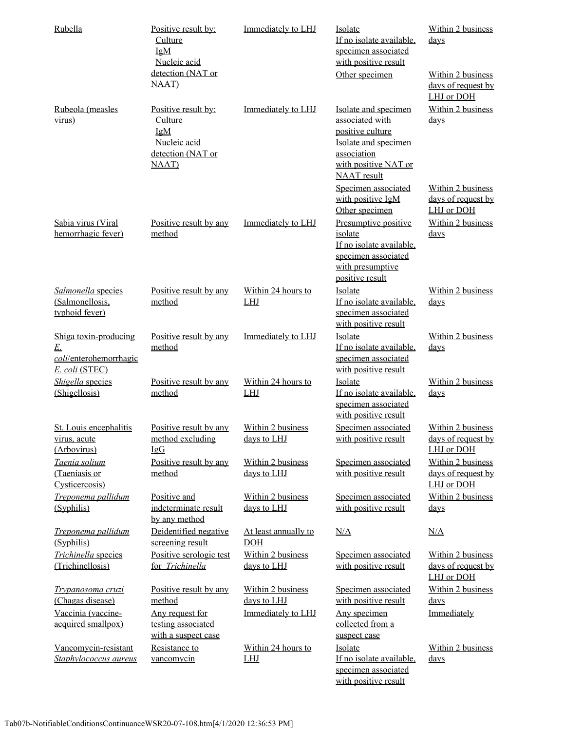| | | | | |
|---|---|---|---|---|
| Rubella | Positive result by: Culture IgM Nucleic acid detection (NAT or NAAT) | Immediately to LHJ | Isolate If no isolate available, specimen associated with positive result | Within 2 business days |
| | | | Other specimen | Within 2 business days of request by LHJ or DOH |
| Rubeola (measles virus) | Positive result by: Culture IgM Nucleic acid detection (NAT or NAAT) | Immediately to LHJ | Isolate and specimen associated with positive culture Isolate and specimen association with positive NAT or NAAT result | Within 2 business days |
| | | | Specimen associated with positive IgM Other specimen | Within 2 business days of request by LHJ or DOH |
| Sabia virus (Viral hemorrhagic fever) | Positive result by any method | Immediately to LHJ | Presumptive positive isolate If no isolate available, specimen associated with presumptive positive result | Within 2 business days |
| *Salmonella* species (Salmonellosis, typhoid fever) | Positive result by any method | Within 24 hours to LHJ | Isolate If no isolate available, specimen associated with positive result | Within 2 business days |
| Shiga toxin-producing *E. coli*/enterohemorrhagic *E. coli* (STEC) | Positive result by any method | Immediately to LHJ | Isolate If no isolate available, specimen associated with positive result | Within 2 business days |
| *Shigella* species (Shigellosis) | Positive result by any method | Within 24 hours to LHJ | Isolate If no isolate available, specimen associated with positive result | Within 2 business days |
| St. Louis encephalitis virus, acute (Arbovirus) | Positive result by any method excluding IgG | Within 2 business days to LHJ | Specimen associated with positive result | Within 2 business days of request by LHJ or DOH |
| *Taenia solium* (Taeniasis or Cysticercosis) | Positive result by any method | Within 2 business days to LHJ | Specimen associated with positive result | Within 2 business days of request by LHJ or DOH |
| *Treponema pallidum* (Syphilis) | Positive and indeterminate result by any method | Within 2 business days to LHJ | Specimen associated with positive result | Within 2 business days |
| *Treponema pallidum* (Syphilis) | Deidentified negative screening result | At least annually to DOH | N/A | N/A |
| *Trichinella* species (Trichinellosis) | Positive serologic test for *Trichinella* | Within 2 business days to LHJ | Specimen associated with positive result | Within 2 business days of request by LHJ or DOH |
| *Trypanosoma cruzi* (Chagas disease) | Positive result by any method | Within 2 business days to LHJ | Specimen associated with positive result | Within 2 business days |
| Vaccinia (vaccine-acquired smallpox) | Any request for testing associated with a suspect case | Immediately to LHJ | Any specimen collected from a suspect case | Immediately |
| Vancomycin-resistant *Staphylococcus aureus* | Resistance to vancomycin | Within 24 hours to LHJ | Isolate If no isolate available, specimen associated with positive result | Within 2 business days |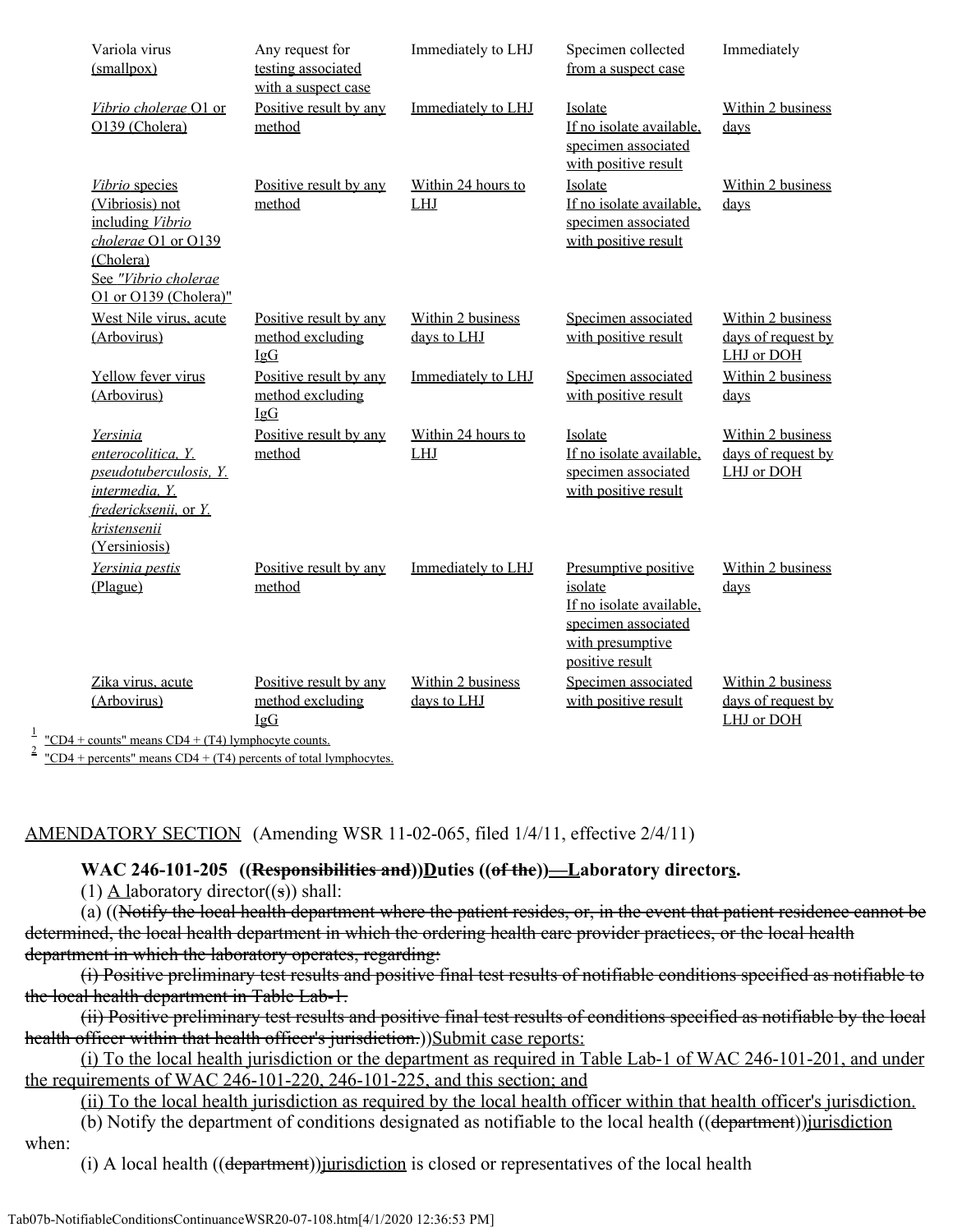| | | | | |
|---|---|---|---|---|
| Variola virus (smallpox) | Any request for testing associated with a suspect case | Immediately to LHJ | Specimen collected from a suspect case | Immediately |
| *Vibrio cholerae* O1 or O139 (Cholera) | Positive result by any method | Immediately to LHJ | Isolate<br>If no isolate available, specimen associated with positive result | Within 2 business days |
| *Vibrio* species (Vibriosis) not including *Vibrio cholerae* O1 or O139 (Cholera)<br>See *"Vibrio cholerae* O1 or O139 (Cholera)" | Positive result by any method | Within 24 hours to LHJ | Isolate<br>If no isolate available, specimen associated with positive result | Within 2 business days |
| West Nile virus, acute (Arbovirus) | Positive result by any method excluding IgG | Within 2 business days to LHJ | Specimen associated with positive result | Within 2 business days of request by LHJ or DOH |
| Yellow fever virus (Arbovirus) | Positive result by any method excluding IgG | Immediately to LHJ | Specimen associated with positive result | Within 2 business days |
| *Yersinia enterocolitica, Y. pseudotuberculosis, Y. intermedia, Y. fredericksenii,* or *Y. kristensenii* (Yersiniosis) | Positive result by any method | Within 24 hours to LHJ | Isolate<br>If no isolate available, specimen associated with positive result | Within 2 business days of request by LHJ or DOH |
| *Yersinia pestis* (Plague) | Positive result by any method | Immediately to LHJ | Presumptive positive isolate<br>If no isolate available, specimen associated with presumptive positive result | Within 2 business days |
| Zika virus, acute (Arbovirus) | Positive result by any method excluding IgG | Within 2 business days to LHJ | Specimen associated with positive result | Within 2 business days of request by LHJ or DOH |

[1] "CD4 + counts" means CD4 + (T4) lymphocyte counts.
[2] "CD4 + percents" means CD4 + (T4) percents of total lymphocytes.

AMENDATORY SECTION (Amending WSR 11-02-065, filed 1/4/11, effective 2/4/11)

**WAC 246-101-205 ((~~Responsibilities and~~))Duties ((~~of the~~))—Laboratory directors.**

(1) A laboratory director((~~s~~)) shall:

(a) ((~~Notify the local health department where the patient resides, or, in the event that patient residence cannot be determined, the local health department in which the ordering health care provider practices, or the local health department in which the laboratory operates, regarding:~~

~~(i) Positive preliminary test results and positive final test results of notifiable conditions specified as notifiable to the local health department in Table Lab-1.~~

~~(ii) Positive preliminary test results and positive final test results of conditions specified as notifiable by the local health officer within that health officer's jurisdiction.~~))Submit case reports:

(i) To the local health jurisdiction or the department as required in Table Lab-1 of WAC 246-101-201, and under the requirements of WAC 246-101-220, 246-101-225, and this section; and

(ii) To the local health jurisdiction as required by the local health officer within that health officer's jurisdiction.

(b) Notify the department of conditions designated as notifiable to the local health ((~~department~~))jurisdiction when:

(i) A local health ((~~department~~))jurisdiction is closed or representatives of the local health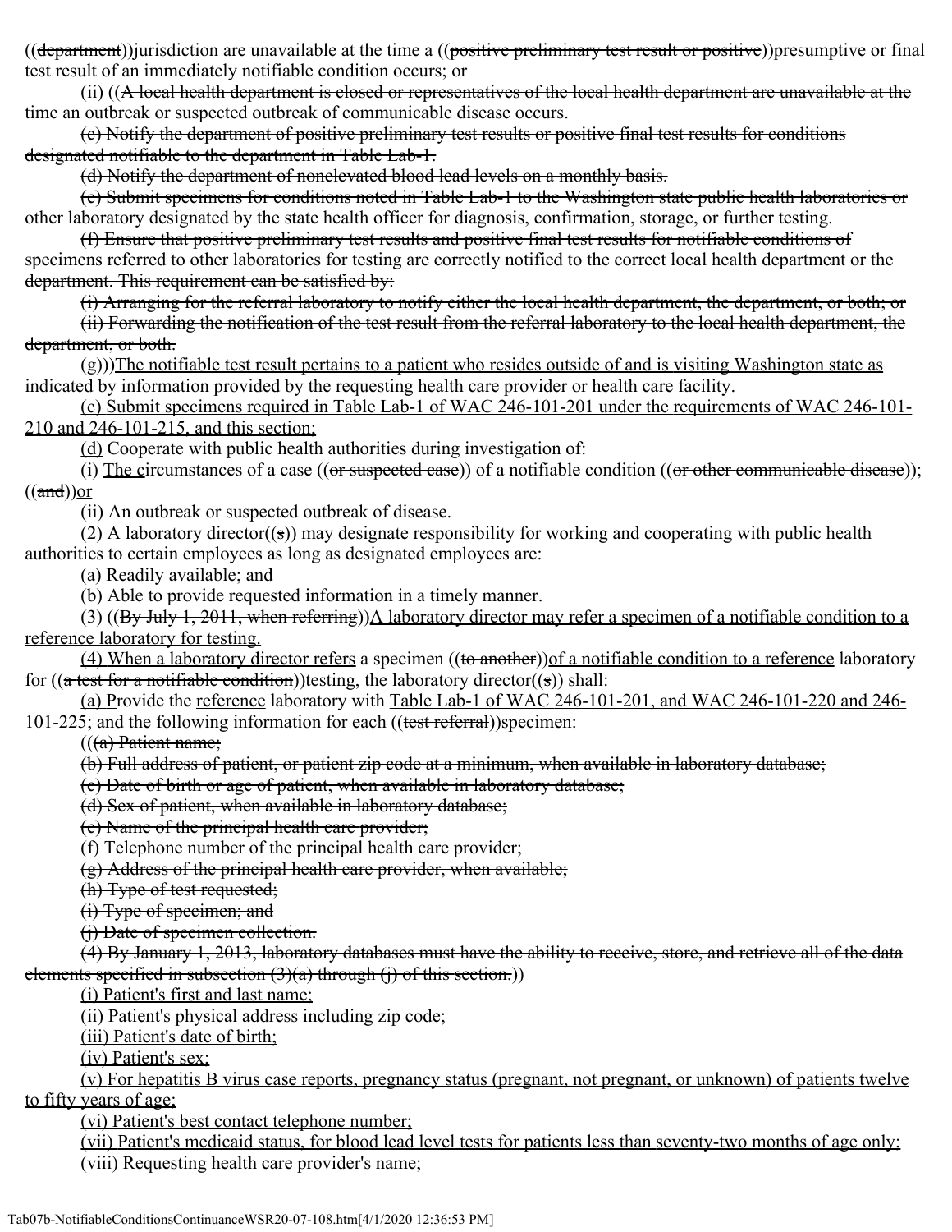((~~department~~))<u>jurisdiction</u> are unavailable at the time a ((~~positive preliminary test result or positive~~))<u>presumptive or</u> final test result of an immediately notifiable condition occurs; or

(ii) ((~~A local health department is closed or representatives of the local health department are unavailable at the time an outbreak or suspected outbreak of communicable disease occurs.~~

~~(c) Notify the department of positive preliminary test results or positive final test results for conditions designated notifiable to the department in Table Lab-1.~~

~~(d) Notify the department of nonelevated blood lead levels on a monthly basis.~~

~~(e) Submit specimens for conditions noted in Table Lab-1 to the Washington state public health laboratories or other laboratory designated by the state health officer for diagnosis, confirmation, storage, or further testing.~~

~~(f) Ensure that positive preliminary test results and positive final test results for notifiable conditions of specimens referred to other laboratories for testing are correctly notified to the correct local health department or the department. This requirement can be satisfied by:~~

~~(i) Arranging for the referral laboratory to notify either the local health department, the department, or both; or~~

~~(ii) Forwarding the notification of the test result from the referral laboratory to the local health department, the department, or both.~~

~~(g)~~))<u>The notifiable test result pertains to a patient who resides outside of and is visiting Washington state as indicated by information provided by the requesting health care provider or health care facility.</u>

<u>(c) Submit specimens required in Table Lab-1 of WAC 246-101-201 under the requirements of WAC 246-101-210 and 246-101-215, and this section;</u>

<u>(d)</u> Cooperate with public health authorities during investigation of:

(i) <u>The c</u>ircumstances of a case ((~~or suspected case~~)) of a notifiable condition ((~~or other communicable disease~~)); ((~~and~~))<u>or</u>

(ii) An outbreak or suspected outbreak of disease.

(2) <u>A l</u>aboratory director((~~s~~)) may designate responsibility for working and cooperating with public health authorities to certain employees as long as designated employees are:

(a) Readily available; and

(b) Able to provide requested information in a timely manner.

(3) ((~~By July 1, 2011, when referring~~))<u>A laboratory director may refer a specimen of a notifiable condition to a reference laboratory for testing.</u>

<u>(4) When a laboratory director refers</u> a specimen ((~~to another~~))<u>of a notifiable condition to a reference</u> laboratory for ((~~a test for a notifiable condition~~))<u>testing</u>, <u>the</u> laboratory director((~~s~~)) shall<u>:</u>

<u>(a) P</u>rovide the <u>reference</u> laboratory with <u>Table Lab-1 of WAC 246-101-201, and WAC 246-101-220 and 246-101-225; and</u> the following information for each ((~~test referral~~))<u>specimen</u>:

((~~(a) Patient name;~~

~~(b) Full address of patient, or patient zip code at a minimum, when available in laboratory database;~~

~~(c) Date of birth or age of patient, when available in laboratory database;~~

~~(d) Sex of patient, when available in laboratory database;~~

~~(e) Name of the principal health care provider;~~

~~(f) Telephone number of the principal health care provider;~~

~~(g) Address of the principal health care provider, when available;~~

~~(h) Type of test requested;~~

~~(i) Type of specimen; and~~

~~(j) Date of specimen collection.~~

~~(4) By January 1, 2013, laboratory databases must have the ability to receive, store, and retrieve all of the data elements specified in subsection (3)(a) through (j) of this section.~~))

<u>(i) Patient's first and last name;</u>

<u>(ii) Patient's physical address including zip code;</u>

<u>(iii) Patient's date of birth;</u>

<u>(iv) Patient's sex;</u>

<u>(v) For hepatitis B virus case reports, pregnancy status (pregnant, not pregnant, or unknown) of patients twelve to fifty years of age;</u>

<u>(vi) Patient's best contact telephone number;</u>

<u>(vii) Patient's medicaid status, for blood lead level tests for patients less than seventy-two months of age only;</u>

<u>(viii) Requesting health care provider's name;</u>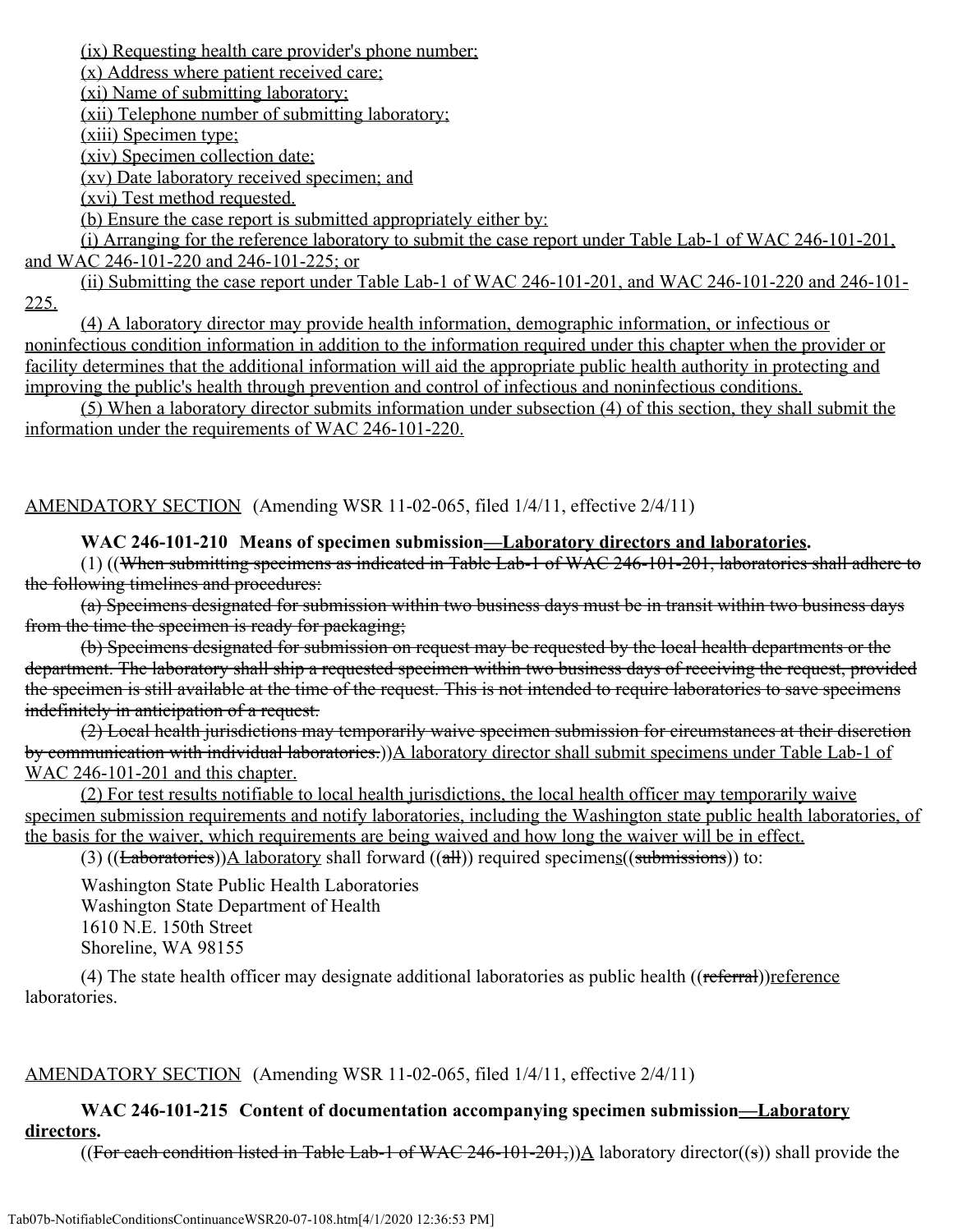(ix) Requesting health care provider's phone number;

(x) Address where patient received care;

(xi) Name of submitting laboratory;

(xii) Telephone number of submitting laboratory;

(xiii) Specimen type;

(xiv) Specimen collection date;

(xv) Date laboratory received specimen; and

(xvi) Test method requested.

(b) Ensure the case report is submitted appropriately either by:

(i) Arranging for the reference laboratory to submit the case report under Table Lab-1 of WAC 246-101-201, and WAC 246-101-220 and 246-101-225; or

(ii) Submitting the case report under Table Lab-1 of WAC 246-101-201, and WAC 246-101-220 and 246-101-225.

(4) A laboratory director may provide health information, demographic information, or infectious or noninfectious condition information in addition to the information required under this chapter when the provider or facility determines that the additional information will aid the appropriate public health authority in protecting and improving the public's health through prevention and control of infectious and noninfectious conditions.

(5) When a laboratory director submits information under subsection (4) of this section, they shall submit the information under the requirements of WAC 246-101-220.

AMENDATORY SECTION (Amending WSR 11-02-065, filed 1/4/11, effective 2/4/11)

**WAC 246-101-210 Means of specimen submission—Laboratory directors and laboratories.**

(1) ((~~When submitting specimens as indicated in Table Lab-1 of WAC 246-101-201, laboratories shall adhere to the following timelines and procedures:~~

~~(a) Specimens designated for submission within two business days must be in transit within two business days from the time the specimen is ready for packaging;~~

~~(b) Specimens designated for submission on request may be requested by the local health departments or the department. The laboratory shall ship a requested specimen within two business days of receiving the request, provided the specimen is still available at the time of the request. This is not intended to require laboratories to save specimens indefinitely in anticipation of a request.~~

~~(2) Local health jurisdictions may temporarily waive specimen submission for circumstances at their discretion by communication with individual laboratories.~~))A laboratory director shall submit specimens under Table Lab-1 of WAC 246-101-201 and this chapter.

(2) For test results notifiable to local health jurisdictions, the local health officer may temporarily waive specimen submission requirements and notify laboratories, including the Washington state public health laboratories, of the basis for the waiver, which requirements are being waived and how long the waiver will be in effect.

(3) ((~~Laboratories~~))A laboratory shall forward ((~~all~~)) required specimens((~~submissions~~)) to:

Washington State Public Health Laboratories
Washington State Department of Health
1610 N.E. 150th Street
Shoreline, WA 98155

(4) The state health officer may designate additional laboratories as public health ((~~referral~~))reference laboratories.

AMENDATORY SECTION (Amending WSR 11-02-065, filed 1/4/11, effective 2/4/11)

**WAC 246-101-215 Content of documentation accompanying specimen submission—Laboratory directors.**

((~~For each condition listed in Table Lab-1 of WAC 246-101-201,~~))A laboratory director((~~s~~)) shall provide the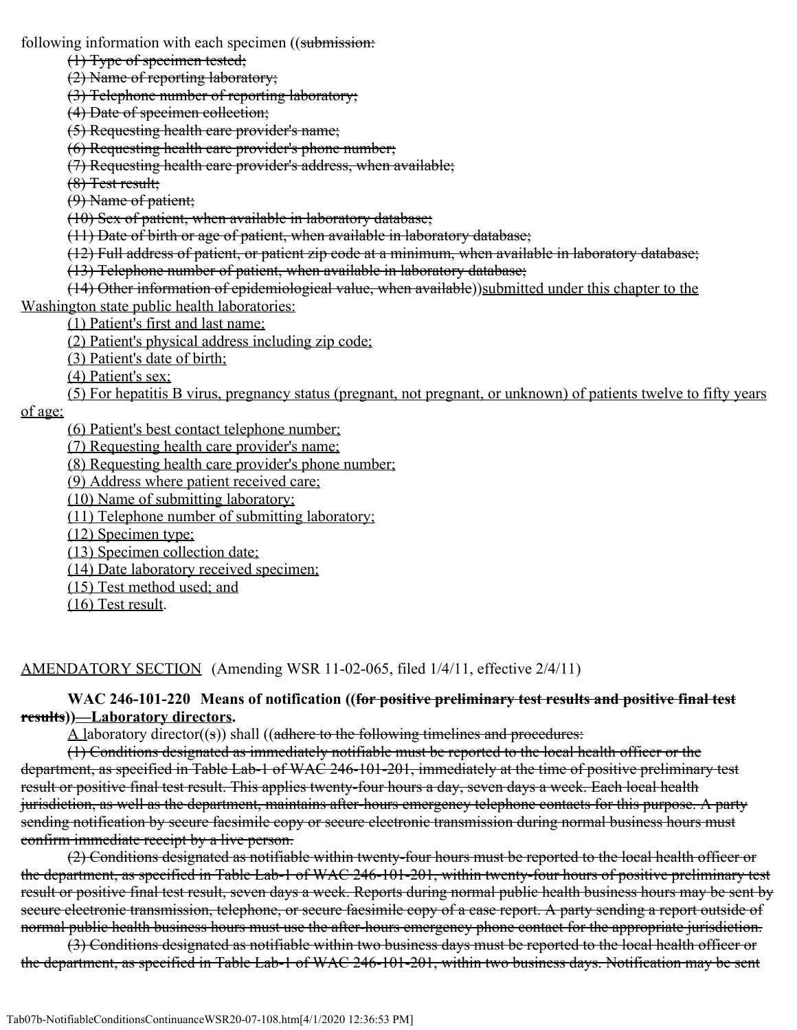following information with each specimen ((~~submission:~~

~~(1) Type of specimen tested;~~

~~(2) Name of reporting laboratory;~~

~~(3) Telephone number of reporting laboratory;~~

~~(4) Date of specimen collection;~~

~~(5) Requesting health care provider's name;~~

~~(6) Requesting health care provider's phone number;~~

~~(7) Requesting health care provider's address, when available;~~

~~(8) Test result;~~

~~(9) Name of patient;~~

~~(10) Sex of patient, when available in laboratory database;~~

~~(11) Date of birth or age of patient, when available in laboratory database;~~

~~(12) Full address of patient, or patient zip code at a minimum, when available in laboratory database;~~

~~(13) Telephone number of patient, when available in laboratory database;~~

~~(14) Other information of epidemiological value, when available~~))<u>submitted under this chapter to the Washington state public health laboratories:</u>

<u>(1) Patient's first and last name;</u>

<u>(2) Patient's physical address including zip code;</u>

<u>(3) Patient's date of birth;</u>

<u>(4) Patient's sex;</u>

<u>(5) For hepatitis B virus, pregnancy status (pregnant, not pregnant, or unknown) of patients twelve to fifty years of age;</u>

<u>(6) Patient's best contact telephone number;</u>

<u>(7) Requesting health care provider's name;</u>

<u>(8) Requesting health care provider's phone number;</u>

<u>(9) Address where patient received care;</u>

<u>(10) Name of submitting laboratory;</u>

<u>(11) Telephone number of submitting laboratory;</u>

<u>(12) Specimen type;</u>

<u>(13) Specimen collection date;</u>

<u>(14) Date laboratory received specimen;</u>

<u>(15) Test method used; and</u>

<u>(16) Test result</u>.

<u>AMENDATORY SECTION</u> (Amending WSR 11-02-065, filed 1/4/11, effective 2/4/11)

**WAC 246-101-220 Means of notification ((~~for positive preliminary test results and positive final test results~~))<u>—Laboratory directors</u>.**

<u>A l</u>aboratory director((~~s~~)) shall ((~~adhere to the following timelines and procedures:~~

~~(1) Conditions designated as immediately notifiable must be reported to the local health officer or the department, as specified in Table Lab-1 of WAC 246-101-201, immediately at the time of positive preliminary test result or positive final test result. This applies twenty-four hours a day, seven days a week. Each local health jurisdiction, as well as the department, maintains after-hours emergency telephone contacts for this purpose. A party sending notification by secure facsimile copy or secure electronic transmission during normal business hours must confirm immediate receipt by a live person.~~

~~(2) Conditions designated as notifiable within twenty-four hours must be reported to the local health officer or the department, as specified in Table Lab-1 of WAC 246-101-201, within twenty-four hours of positive preliminary test result or positive final test result, seven days a week. Reports during normal public health business hours may be sent by secure electronic transmission, telephone, or secure facsimile copy of a case report. A party sending a report outside of normal public health business hours must use the after-hours emergency phone contact for the appropriate jurisdiction.~~

~~(3) Conditions designated as notifiable within two business days must be reported to the local health officer or the department, as specified in Table Lab-1 of WAC 246-101-201, within two business days. Notification may be sent~~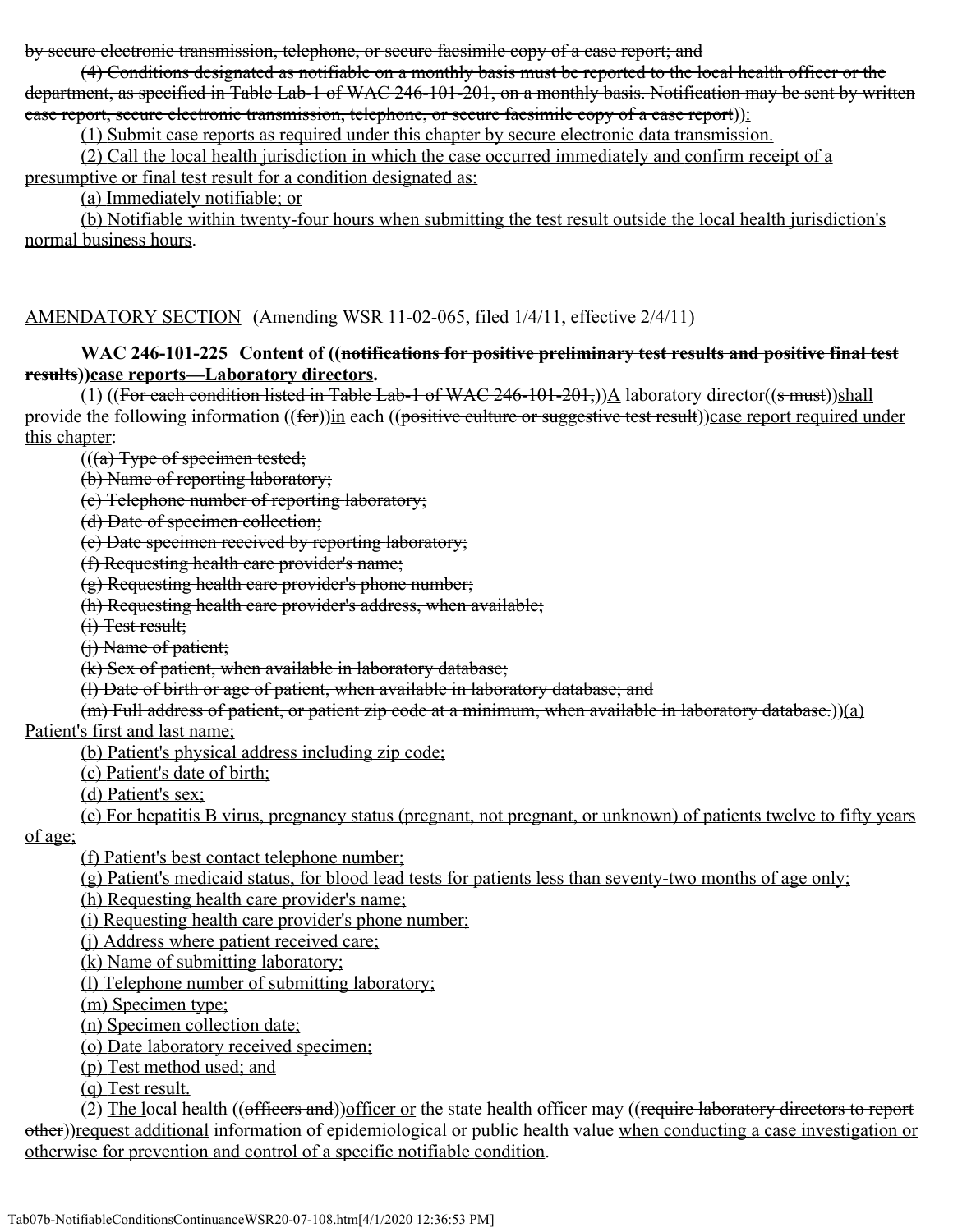by secure electronic transmission, telephone, or secure facsimile copy of a case report; and

(4) Conditions designated as notifiable on a monthly basis must be reported to the local health officer or the department, as specified in Table Lab-1 of WAC 246-101-201, on a monthly basis. Notification may be sent by written case report, secure electronic transmission, telephone, or secure facsimile copy of a case report)):

(1) Submit case reports as required under this chapter by secure electronic data transmission.

(2) Call the local health jurisdiction in which the case occurred immediately and confirm receipt of a presumptive or final test result for a condition designated as:

(a) Immediately notifiable; or

(b) Notifiable within twenty-four hours when submitting the test result outside the local health jurisdiction's normal business hours.

AMENDATORY SECTION (Amending WSR 11-02-065, filed 1/4/11, effective 2/4/11)

**WAC 246-101-225 Content of ((notifications for positive preliminary test results and positive final test results))case reports—Laboratory directors.**

(1) ((For each condition listed in Table Lab-1 of WAC 246-101-201,))A laboratory director((s must))shall provide the following information ((for))in each ((positive culture or suggestive test result))case report required under this chapter:

(((a) Type of specimen tested;

(b) Name of reporting laboratory;

(c) Telephone number of reporting laboratory;

(d) Date of specimen collection;

(e) Date specimen received by reporting laboratory;

(f) Requesting health care provider's name;

(g) Requesting health care provider's phone number;

(h) Requesting health care provider's address, when available;

(i) Test result;

(j) Name of patient;

(k) Sex of patient, when available in laboratory database;

(l) Date of birth or age of patient, when available in laboratory database; and

(m) Full address of patient, or patient zip code at a minimum, when available in laboratory database.))(a) Patient's first and last name;

(b) Patient's physical address including zip code;

(c) Patient's date of birth;

(d) Patient's sex;

(e) For hepatitis B virus, pregnancy status (pregnant, not pregnant, or unknown) of patients twelve to fifty years of age;

(f) Patient's best contact telephone number;

(g) Patient's medicaid status, for blood lead tests for patients less than seventy-two months of age only;

(h) Requesting health care provider's name;

(i) Requesting health care provider's phone number;

(j) Address where patient received care;

(k) Name of submitting laboratory;

(l) Telephone number of submitting laboratory;

(m) Specimen type;

(n) Specimen collection date;

(o) Date laboratory received specimen;

(p) Test method used; and

(q) Test result.

(2) The local health ((officers and))officer or the state health officer may ((require laboratory directors to report other))request additional information of epidemiological or public health value when conducting a case investigation or otherwise for prevention and control of a specific notifiable condition.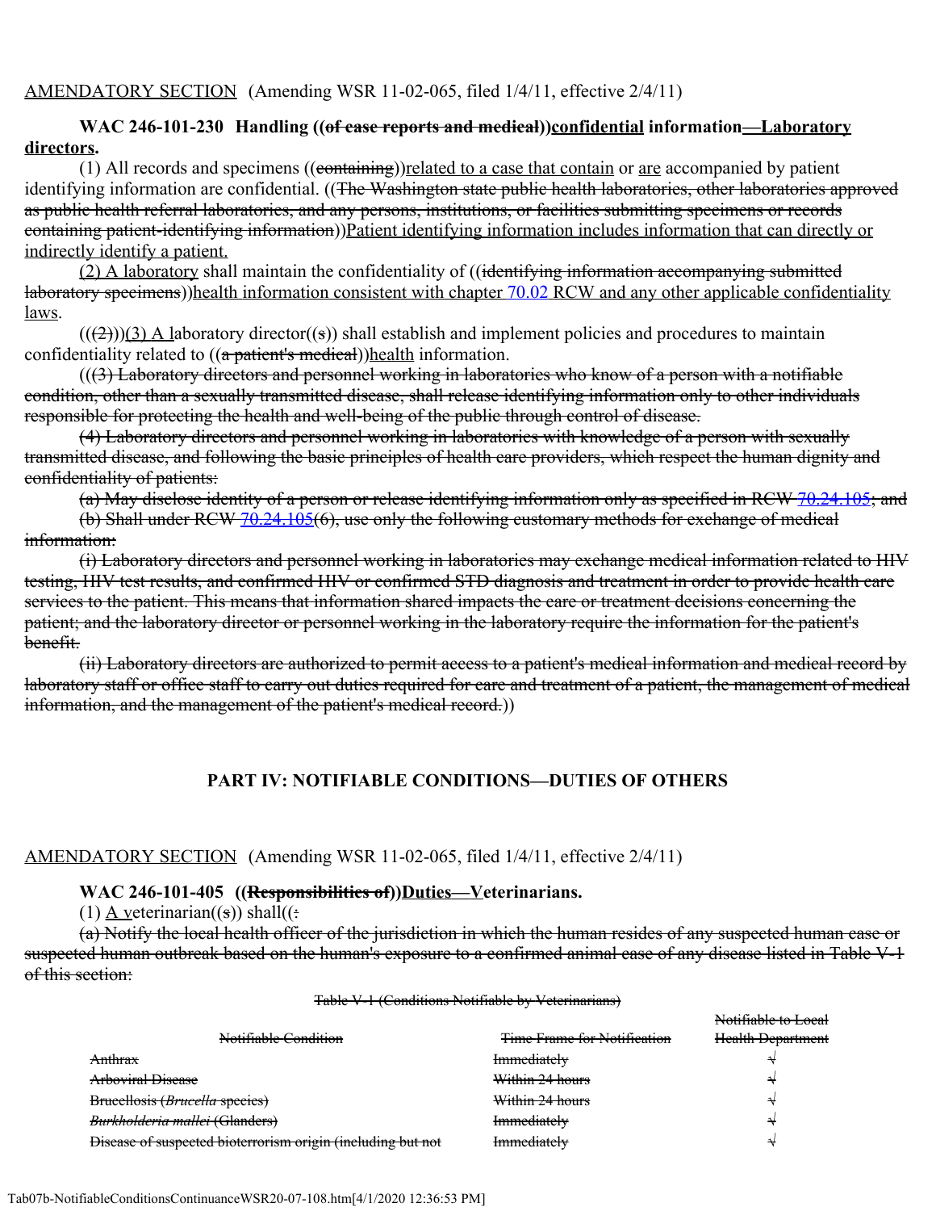AMENDATORY SECTION (Amending WSR 11-02-065, filed 1/4/11, effective 2/4/11)

**WAC 246-101-230 Handling ((~~of case reports and medical~~))<u>confidential</u> information<u>—Laboratory directors</u>.**

(1) All records and specimens ((~~containing~~))<u>related to a case that contain</u> or <u>are</u> accompanied by patient identifying information are confidential. ((~~The Washington state public health laboratories, other laboratories approved as public health referral laboratories, and any persons, institutions, or facilities submitting specimens or records containing patient-identifying information~~))<u>Patient identifying information includes information that can directly or indirectly identify a patient.</u>

<u>(2) A laboratory</u> shall maintain the confidentiality of ((~~identifying information accompanying submitted laboratory specimens~~))<u>health information consistent with chapter 70.02 RCW and any other applicable confidentiality laws</u>.

((~~(2)~~))<u>(3) A l</u>aboratory director((~~s~~)) shall establish and implement policies and procedures to maintain confidentiality related to ((~~a patient's medical~~))<u>health</u> information.

((~~(3) Laboratory directors and personnel working in laboratories who know of a person with a notifiable condition, other than a sexually transmitted disease, shall release identifying information only to other individuals responsible for protecting the health and well-being of the public through control of disease.~~

~~(4) Laboratory directors and personnel working in laboratories with knowledge of a person with sexually transmitted disease, and following the basic principles of health care providers, which respect the human dignity and confidentiality of patients:~~

~~(a) May disclose identity of a person or release identifying information only as specified in RCW 70.24.105; and~~

~~(b) Shall under RCW 70.24.105(6), use only the following customary methods for exchange of medical information:~~

~~(i) Laboratory directors and personnel working in laboratories may exchange medical information related to HIV testing, HIV test results, and confirmed HIV or confirmed STD diagnosis and treatment in order to provide health care services to the patient. This means that information shared impacts the care or treatment decisions concerning the patient; and the laboratory director or personnel working in the laboratory require the information for the patient's benefit.~~

~~(ii) Laboratory directors are authorized to permit access to a patient's medical information and medical record by laboratory staff or office staff to carry out duties required for care and treatment of a patient, the management of medical information, and the management of the patient's medical record.~~))

## PART IV: NOTIFIABLE CONDITIONS—DUTIES OF OTHERS

AMENDATORY SECTION (Amending WSR 11-02-065, filed 1/4/11, effective 2/4/11)

**WAC 246-101-405 ((~~Responsibilities of~~))<u>Duties—V</u>eterinarians.**

(1) <u>A v</u>eterinarian((~~s~~)) shall((~~:~~

~~(a) Notify the local health officer of the jurisdiction in which the human resides of any suspected human case or suspected human outbreak based on the human's exposure to a confirmed animal case of any disease listed in Table V-1 of this section:~~

~~Table V-1 (Conditions Notifiable by Veterinarians)~~

| ~~Notifiable Condition~~ | ~~Time Frame for Notification~~ | ~~Notifiable to Local Health Department~~ |
|---|---|---|
| ~~Anthrax~~ | ~~Immediately~~ | ~~√~~ |
| ~~Arboviral Disease~~ | ~~Within 24 hours~~ | ~~√~~ |
| ~~Brucellosis (*Brucella* species)~~ | ~~Within 24 hours~~ | ~~√~~ |
| ~~*Burkholderia mallei* (Glanders)~~ | ~~Immediately~~ | ~~√~~ |
| ~~Disease of suspected bioterrorism origin (including but not~~ | ~~Immediately~~ | ~~√~~ |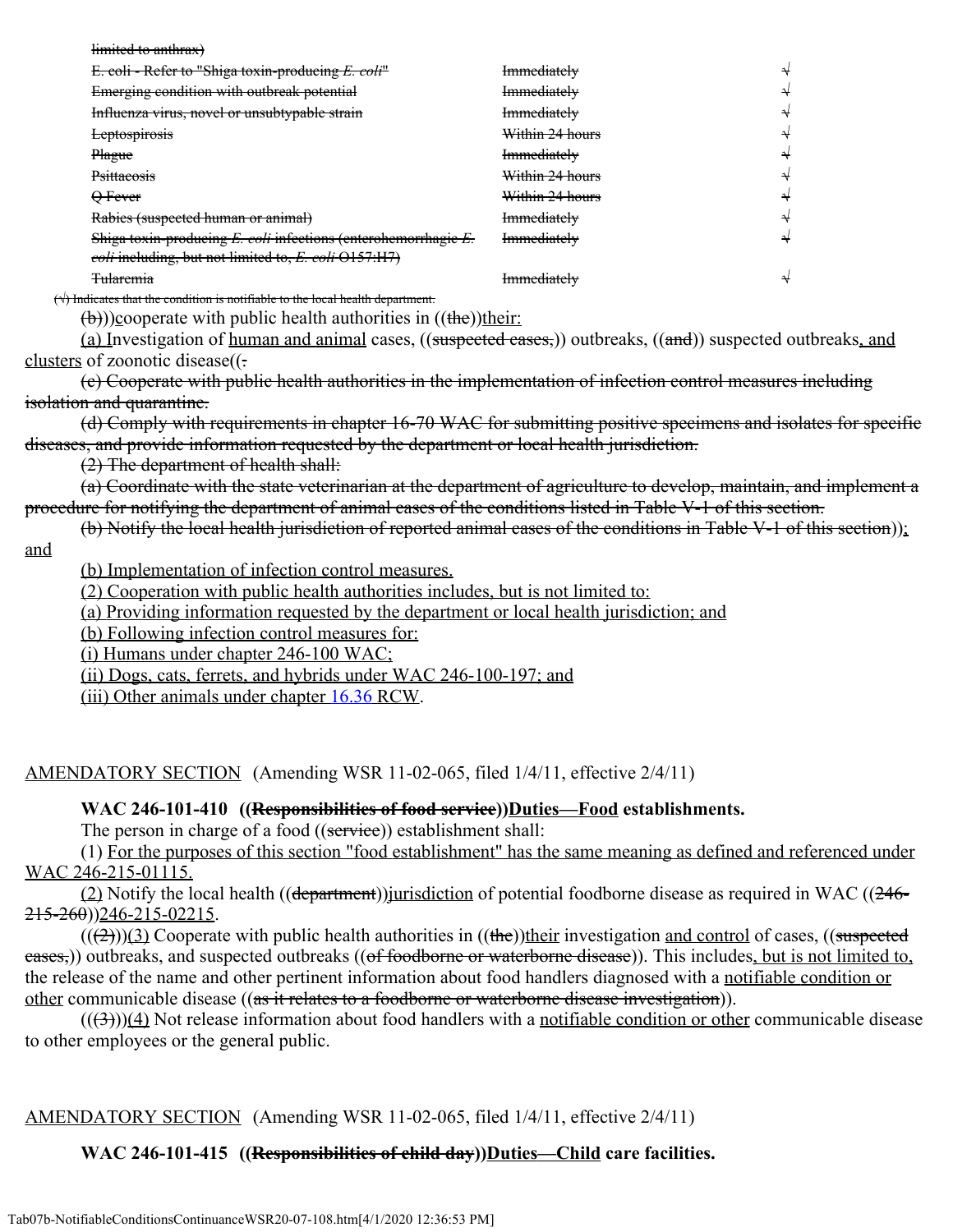| | | |
|---|---|---|
| ~~limited to anthrax)~~ | | |
| ~~E. coli - Refer to "Shiga toxin-producing *E. coli*"~~ | ~~Immediately~~ | ~~√~~ |
| ~~Emerging condition with outbreak potential~~ | ~~Immediately~~ | ~~√~~ |
| ~~Influenza virus, novel or unsubtypable strain~~ | ~~Immediately~~ | ~~√~~ |
| ~~Leptospirosis~~ | ~~Within 24 hours~~ | ~~√~~ |
| ~~Plague~~ | ~~Immediately~~ | ~~√~~ |
| ~~Psittacosis~~ | ~~Within 24 hours~~ | ~~√~~ |
| ~~Q Fever~~ | ~~Within 24 hours~~ | ~~√~~ |
| ~~Rabies (suspected human or animal)~~ | ~~Immediately~~ | ~~√~~ |
| ~~Shiga toxin-producing *E. coli* infections (enterohemorrhagic *E. coli* including, but not limited to, *E. coli* O157:H7)~~ | ~~Immediately~~ | ~~√~~ |
| ~~Tularemia~~ | ~~Immediately~~ | ~~√~~ |

~~(√) Indicates that the condition is notifiable to the local health department.~~

~~(b)~~))cooperate with public health authorities in ((~~the~~))their:

(a) Investigation of human and animal cases, ((~~suspected cases,~~)) outbreaks, ((~~and~~)) suspected outbreaks, and clusters of zoonotic disease((~~.~~

~~(c) Cooperate with public health authorities in the implementation of infection control measures including isolation and quarantine.~~

~~(d) Comply with requirements in chapter 16-70 WAC for submitting positive specimens and isolates for specific diseases, and provide information requested by the department or local health jurisdiction.~~

~~(2) The department of health shall:~~

~~(a) Coordinate with the state veterinarian at the department of agriculture to develop, maintain, and implement a procedure for notifying the department of animal cases of the conditions listed in Table V-1 of this section.~~

~~(b) Notify the local health jurisdiction of reported animal cases of the conditions in Table V-1 of this section~~)); and

(b) Implementation of infection control measures.

(2) Cooperation with public health authorities includes, but is not limited to:

(a) Providing information requested by the department or local health jurisdiction; and

(b) Following infection control measures for:

(i) Humans under chapter 246-100 WAC;

(ii) Dogs, cats, ferrets, and hybrids under WAC 246-100-197; and

(iii) Other animals under chapter 16.36 RCW.

AMENDATORY SECTION (Amending WSR 11-02-065, filed 1/4/11, effective 2/4/11)

**WAC 246-101-410 ((~~Responsibilities of food service~~))Duties—Food establishments.**

The person in charge of a food ((~~service~~)) establishment shall:

(1) For the purposes of this section "food establishment" has the same meaning as defined and referenced under WAC 246-215-01115.

(2) Notify the local health ((~~department~~))jurisdiction of potential foodborne disease as required in WAC ((~~246-215-260~~))246-215-02215.

((~~(2)~~))(3) Cooperate with public health authorities in ((~~the~~))their investigation and control of cases, ((~~suspected cases,~~)) outbreaks, and suspected outbreaks ((~~of foodborne or waterborne disease~~)). This includes, but is not limited to, the release of the name and other pertinent information about food handlers diagnosed with a notifiable condition or other communicable disease ((~~as it relates to a foodborne or waterborne disease investigation~~)).

((~~(3)~~))(4) Not release information about food handlers with a notifiable condition or other communicable disease to other employees or the general public.

AMENDATORY SECTION (Amending WSR 11-02-065, filed 1/4/11, effective 2/4/11)

**WAC 246-101-415 ((~~Responsibilities of child day~~))Duties—Child care facilities.**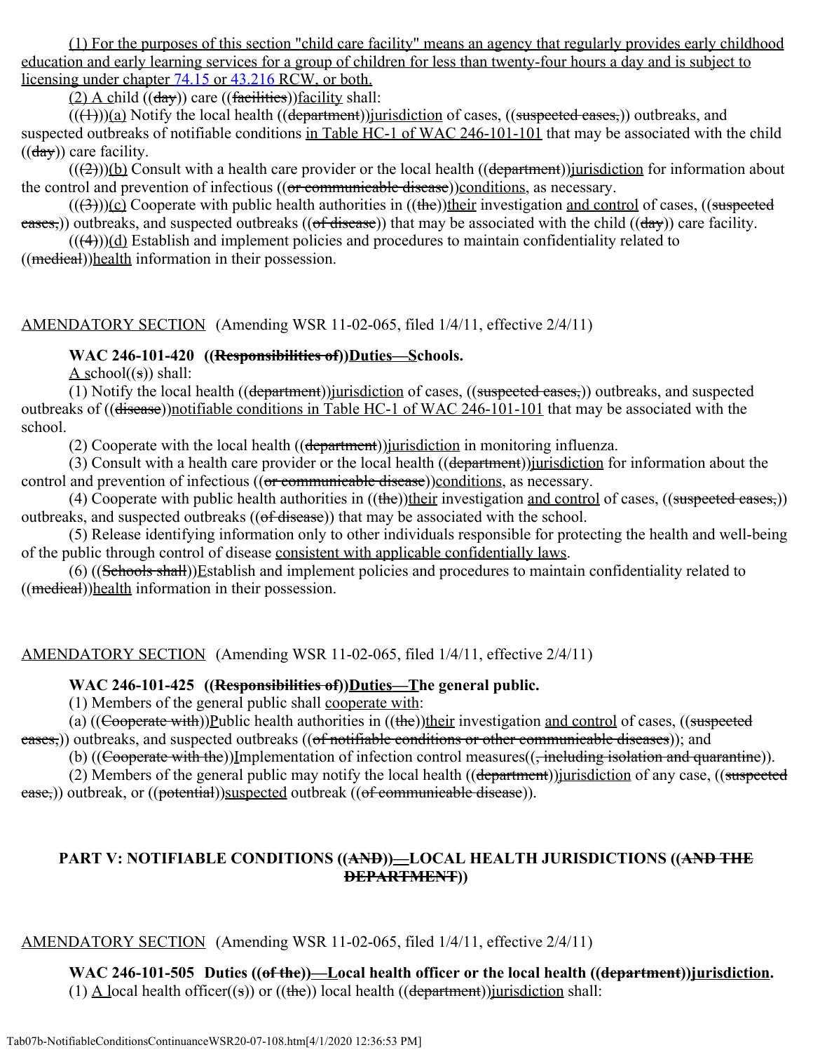(1) For the purposes of this section "child care facility" means an agency that regularly provides early childhood education and early learning services for a group of children for less than twenty-four hours a day and is subject to licensing under chapter 74.15 or 43.216 RCW, or both.

(2) A child ((day)) care ((facilities))facility shall:

(((1)))(a) Notify the local health ((department))jurisdiction of cases, ((suspected cases,)) outbreaks, and suspected outbreaks of notifiable conditions in Table HC-1 of WAC 246-101-101 that may be associated with the child ((day)) care facility.

(((2)))(b) Consult with a health care provider or the local health ((department))jurisdiction for information about the control and prevention of infectious ((or communicable disease))conditions, as necessary.

(((3)))(c) Cooperate with public health authorities in ((the))their investigation and control of cases, ((suspected cases,)) outbreaks, and suspected outbreaks ((of disease)) that may be associated with the child ((day)) care facility.

(((4)))(d) Establish and implement policies and procedures to maintain confidentiality related to ((medical))health information in their possession.

AMENDATORY SECTION (Amending WSR 11-02-065, filed 1/4/11, effective 2/4/11)

**WAC 246-101-420 ((Responsibilities of))Duties—Schools.**

A school((s)) shall:

(1) Notify the local health ((department))jurisdiction of cases, ((suspected cases,)) outbreaks, and suspected outbreaks of ((disease))notifiable conditions in Table HC-1 of WAC 246-101-101 that may be associated with the school.

(2) Cooperate with the local health ((department))jurisdiction in monitoring influenza.

(3) Consult with a health care provider or the local health ((department))jurisdiction for information about the control and prevention of infectious ((or communicable disease))conditions, as necessary.

(4) Cooperate with public health authorities in ((the))their investigation and control of cases, ((suspected cases,)) outbreaks, and suspected outbreaks ((of disease)) that may be associated with the school.

(5) Release identifying information only to other individuals responsible for protecting the health and well-being of the public through control of disease consistent with applicable confidentially laws.

(6) ((Schools shall))Establish and implement policies and procedures to maintain confidentiality related to ((medical))health information in their possession.

AMENDATORY SECTION (Amending WSR 11-02-065, filed 1/4/11, effective 2/4/11)

**WAC 246-101-425 ((Responsibilities of))Duties—The general public.**

(1) Members of the general public shall cooperate with:

(a) ((Cooperate with))Public health authorities in ((the))their investigation and control of cases, ((suspected cases,)) outbreaks, and suspected outbreaks ((of notifiable conditions or other communicable diseases)); and

(b) ((Cooperate with the))Implementation of infection control measures((, including isolation and quarantine)).

(2) Members of the general public may notify the local health ((department))jurisdiction of any case, ((suspected case,)) outbreak, or ((potential))suspected outbreak ((of communicable disease)).

## PART V: NOTIFIABLE CONDITIONS ((AND))—LOCAL HEALTH JURISDICTIONS ((AND THE DEPARTMENT))

AMENDATORY SECTION (Amending WSR 11-02-065, filed 1/4/11, effective 2/4/11)

**WAC 246-101-505 Duties ((of the))—Local health officer or the local health ((department))jurisdiction.**

(1) A local health officer((s)) or ((the)) local health ((department))jurisdiction shall: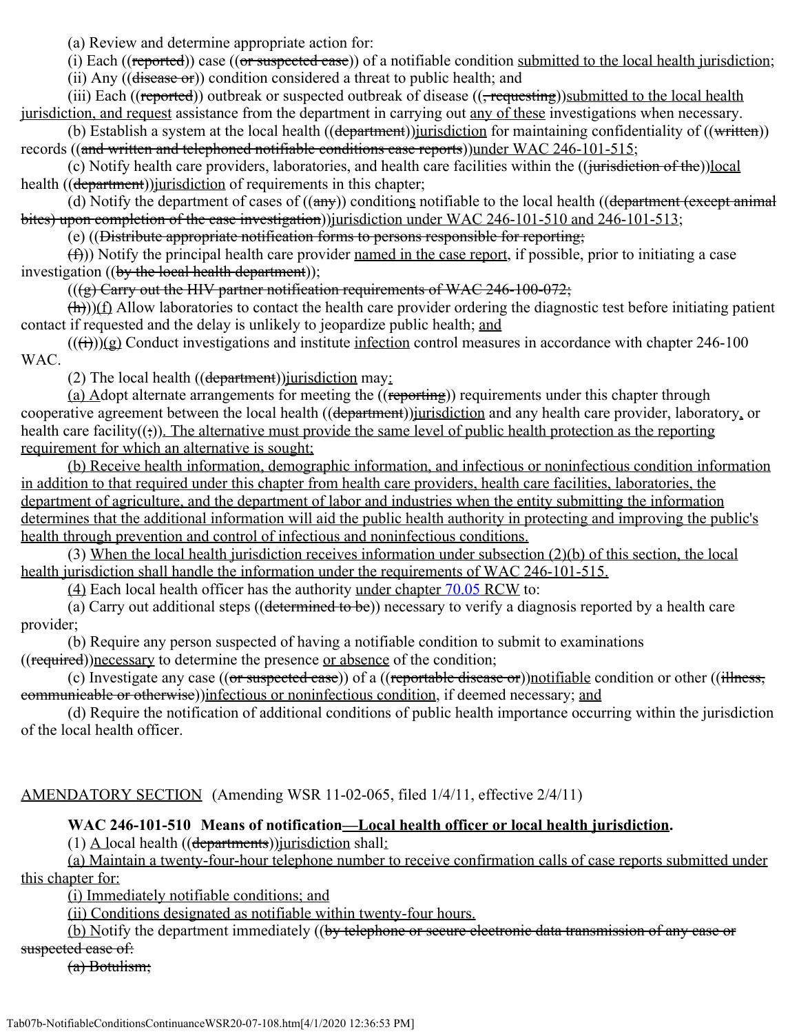(a) Review and determine appropriate action for:

(i) Each ((~~reported~~)) case ((~~or suspected case~~)) of a notifiable condition <u>submitted to the local health jurisdiction</u>;

(ii) Any ((~~disease or~~)) condition considered a threat to public health; and

(iii) Each ((~~reported~~)) outbreak or suspected outbreak of disease ((~~, requesting~~))<u>submitted to the local health jurisdiction, and request</u> assistance from the department in carrying out <u>any of these</u> investigations when necessary.

(b) Establish a system at the local health ((~~department~~))<u>jurisdiction</u> for maintaining confidentiality of ((~~written~~)) records ((~~and written and telephoned notifiable conditions case reports~~))<u>under WAC 246-101-515</u>;

(c) Notify health care providers, laboratories, and health care facilities within the ((~~jurisdiction of the~~))<u>local</u> health ((~~department~~))<u>jurisdiction</u> of requirements in this chapter;

(d) Notify the department of cases of ((~~any~~)) condition<u>s</u> notifiable to the local health ((~~department (except animal bites) upon completion of the case investigation~~))<u>jurisdiction under WAC 246-101-510 and 246-101-513</u>;

(e) ((~~Distribute appropriate notification forms to persons responsible for reporting;~~

~~(f)~~)) Notify the principal health care provider <u>named in the case report</u>, if possible, prior to initiating a case investigation ((~~by the local health department~~));

(((~~g) Carry out the HIV partner notification requirements of WAC 246-100-072;~~

~~(h)~~))<u>(f)</u> Allow laboratories to contact the health care provider ordering the diagnostic test before initiating patient contact if requested and the delay is unlikely to jeopardize public health; <u>and</u>

((~~(i)~~))<u>(g)</u> Conduct investigations and institute <u>infection</u> control measures in accordance with chapter 246-100 WAC.

(2) The local health ((~~department~~))<u>jurisdiction</u> may<u>:</u>

<u>(a) A</u>dopt alternate arrangements for meeting the ((~~reporting~~)) requirements under this chapter through cooperative agreement between the local health ((~~department~~))<u>jurisdiction</u> and any health care provider, laboratory<u>,</u> or health care facility((~~;~~))<u>. The alternative must provide the same level of public health protection as the reporting requirement for which an alternative is sought;</u>

<u>(b) Receive health information, demographic information, and infectious or noninfectious condition information in addition to that required under this chapter from health care providers, health care facilities, laboratories, the department of agriculture, and the department of labor and industries when the entity submitting the information determines that the additional information will aid the public health authority in protecting and improving the public's health through prevention and control of infectious and noninfectious conditions.</u>

(3) <u>When the local health jurisdiction receives information under subsection (2)(b) of this section, the local health jurisdiction shall handle the information under the requirements of WAC 246-101-515.</u>

<u>(4)</u> Each local health officer has the authority <u>under chapter 70.05 RCW</u> to:

(a) Carry out additional steps ((~~determined to be~~)) necessary to verify a diagnosis reported by a health care provider;

(b) Require any person suspected of having a notifiable condition to submit to examinations ((~~required~~))<u>necessary</u> to determine the presence <u>or absence</u> of the condition;

(c) Investigate any case ((~~or suspected case~~)) of a ((~~reportable disease or~~))<u>notifiable</u> condition or other ((~~illness, communicable or otherwise~~))<u>infectious or noninfectious condition</u>, if deemed necessary; <u>and</u>

(d) Require the notification of additional conditions of public health importance occurring within the jurisdiction of the local health officer.

<u>AMENDATORY SECTION</u> (Amending WSR 11-02-065, filed 1/4/11, effective 2/4/11)

**WAC 246-101-510 Means of notification<u>—Local health officer or local health jurisdiction</u>.**

(1) <u>A</u> local health ((~~departments~~))<u>jurisdiction</u> shall<u>:</u>

<u>(a) Maintain a twenty-four-hour telephone number to receive confirmation calls of case reports submitted under this chapter for:</u>

<u>(i) Immediately notifiable conditions; and</u>

<u>(ii) Conditions designated as notifiable within twenty-four hours.</u>

<u>(b) N</u>otify the department immediately ((~~by telephone or secure electronic data transmission of any case or suspected case of:~~

~~(a) Botulism;~~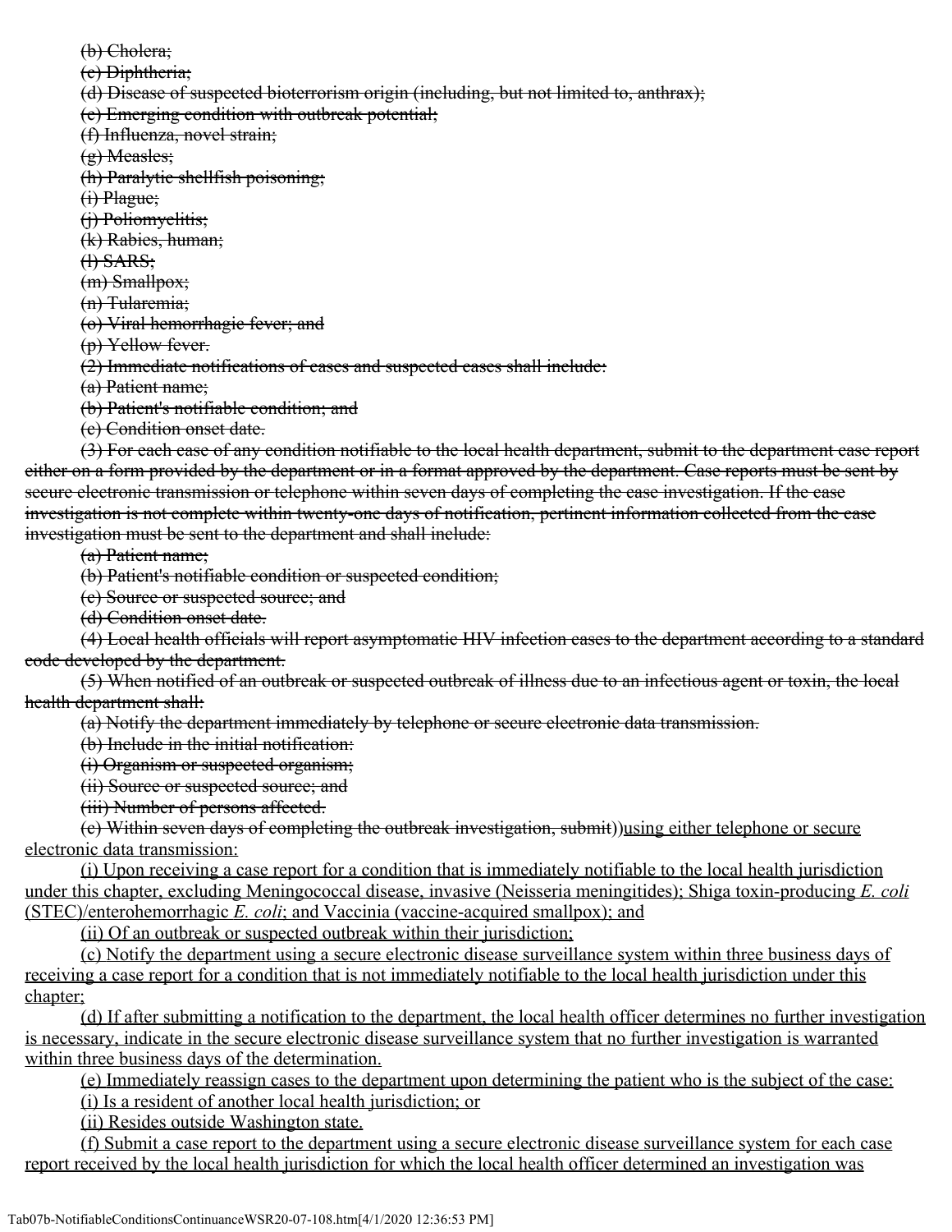~~(b) Cholera;~~

~~(c) Diphtheria;~~

~~(d) Disease of suspected bioterrorism origin (including, but not limited to, anthrax);~~

~~(e) Emerging condition with outbreak potential;~~

~~(f) Influenza, novel strain;~~

~~(g) Measles;~~

~~(h) Paralytic shellfish poisoning;~~

~~(i) Plague;~~

~~(j) Poliomyelitis;~~

~~(k) Rabies, human;~~

~~(l) SARS;~~

~~(m) Smallpox;~~

~~(n) Tularemia;~~

~~(o) Viral hemorrhagic fever; and~~

~~(p) Yellow fever.~~

~~(2) Immediate notifications of cases and suspected cases shall include:~~

~~(a) Patient name;~~

~~(b) Patient's notifiable condition; and~~

~~(c) Condition onset date.~~

~~(3) For each case of any condition notifiable to the local health department, submit to the department case report either on a form provided by the department or in a format approved by the department. Case reports must be sent by secure electronic transmission or telephone within seven days of completing the case investigation. If the case investigation is not complete within twenty-one days of notification, pertinent information collected from the case investigation must be sent to the department and shall include:~~

~~(a) Patient name;~~

~~(b) Patient's notifiable condition or suspected condition;~~

~~(c) Source or suspected source; and~~

~~(d) Condition onset date.~~

~~(4) Local health officials will report asymptomatic HIV infection cases to the department according to a standard code developed by the department.~~

~~(5) When notified of an outbreak or suspected outbreak of illness due to an infectious agent or toxin, the local health department shall:~~

~~(a) Notify the department immediately by telephone or secure electronic data transmission.~~

~~(b) Include in the initial notification:~~

~~(i) Organism or suspected organism;~~

~~(ii) Source or suspected source; and~~

~~(iii) Number of persons affected.~~

~~(c) Within seven days of completing the outbreak investigation, submit~~))<u>using either telephone or secure electronic data transmission:</u>

<u>(i) Upon receiving a case report for a condition that is immediately notifiable to the local health jurisdiction under this chapter, excluding Meningococcal disease, invasive (Neisseria meningitides); Shiga toxin-producing *E. coli* (STEC)/enterohemorrhagic *E. coli*; and Vaccinia (vaccine-acquired smallpox); and</u>

<u>(ii) Of an outbreak or suspected outbreak within their jurisdiction;</u>

<u>(c) Notify the department using a secure electronic disease surveillance system within three business days of receiving a case report for a condition that is not immediately notifiable to the local health jurisdiction under this chapter;</u>

<u>(d) If after submitting a notification to the department, the local health officer determines no further investigation is necessary, indicate in the secure electronic disease surveillance system that no further investigation is warranted within three business days of the determination.</u>

<u>(e) Immediately reassign cases to the department upon determining the patient who is the subject of the case:</u>

<u>(i) Is a resident of another local health jurisdiction; or</u>

<u>(ii) Resides outside Washington state.</u>

<u>(f) Submit a case report to the department using a secure electronic disease surveillance system for each case report received by the local health jurisdiction for which the local health officer determined an investigation was</u>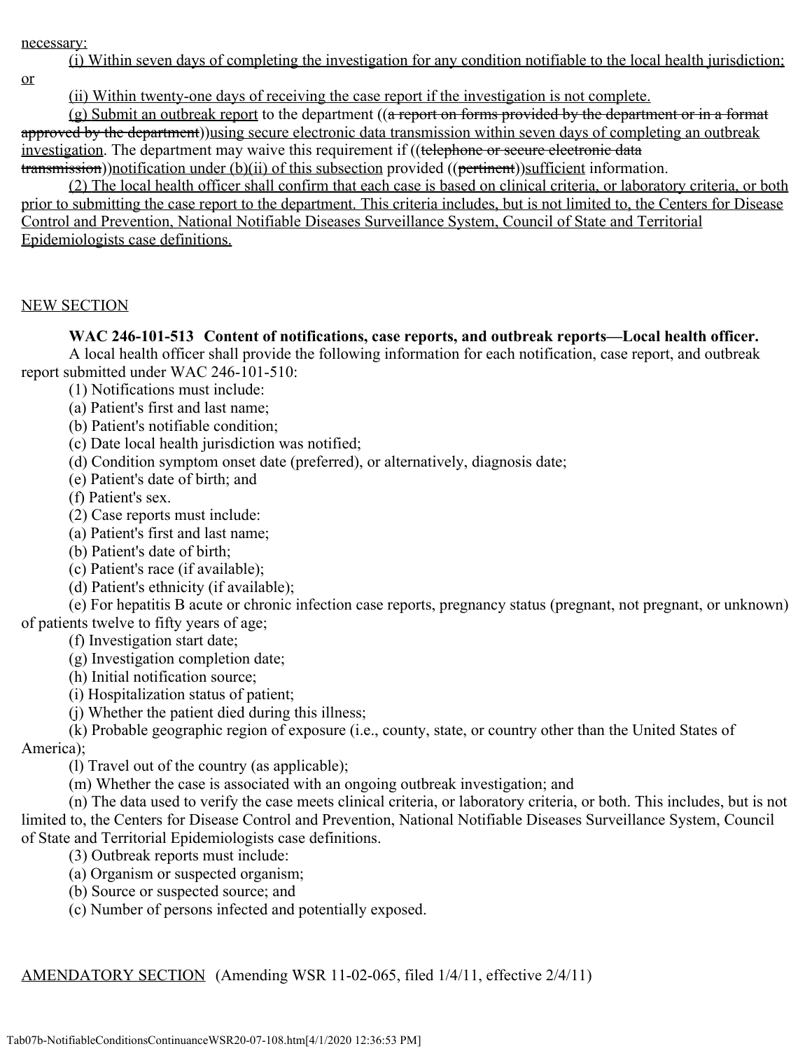necessary:

(i) Within seven days of completing the investigation for any condition notifiable to the local health jurisdiction; or

(ii) Within twenty-one days of receiving the case report if the investigation is not complete.

(g) Submit an outbreak report to the department ((~~a report on forms provided by the department or in a format approved by the department~~))using secure electronic data transmission within seven days of completing an outbreak investigation. The department may waive this requirement if ((~~telephone or secure electronic data transmission~~))notification under (b)(ii) of this subsection provided ((~~pertinent~~))sufficient information.

(2) The local health officer shall confirm that each case is based on clinical criteria, or laboratory criteria, or both prior to submitting the case report to the department. This criteria includes, but is not limited to, the Centers for Disease Control and Prevention, National Notifiable Diseases Surveillance System, Council of State and Territorial Epidemiologists case definitions.

NEW SECTION

**WAC 246-101-513 Content of notifications, case reports, and outbreak reports—Local health officer.** A local health officer shall provide the following information for each notification, case report, and outbreak report submitted under WAC 246-101-510:

(1) Notifications must include:

(a) Patient's first and last name;

(b) Patient's notifiable condition;

(c) Date local health jurisdiction was notified;

(d) Condition symptom onset date (preferred), or alternatively, diagnosis date;

(e) Patient's date of birth; and

(f) Patient's sex.

(2) Case reports must include:

(a) Patient's first and last name;

(b) Patient's date of birth;

(c) Patient's race (if available);

(d) Patient's ethnicity (if available);

(e) For hepatitis B acute or chronic infection case reports, pregnancy status (pregnant, not pregnant, or unknown) of patients twelve to fifty years of age;

(f) Investigation start date;

(g) Investigation completion date;

(h) Initial notification source;

(i) Hospitalization status of patient;

(j) Whether the patient died during this illness;

(k) Probable geographic region of exposure (i.e., county, state, or country other than the United States of America);

(l) Travel out of the country (as applicable);

(m) Whether the case is associated with an ongoing outbreak investigation; and

(n) The data used to verify the case meets clinical criteria, or laboratory criteria, or both. This includes, but is not limited to, the Centers for Disease Control and Prevention, National Notifiable Diseases Surveillance System, Council of State and Territorial Epidemiologists case definitions.

(3) Outbreak reports must include:

(a) Organism or suspected organism;

(b) Source or suspected source; and

(c) Number of persons infected and potentially exposed.

AMENDATORY SECTION (Amending WSR 11-02-065, filed 1/4/11, effective 2/4/11)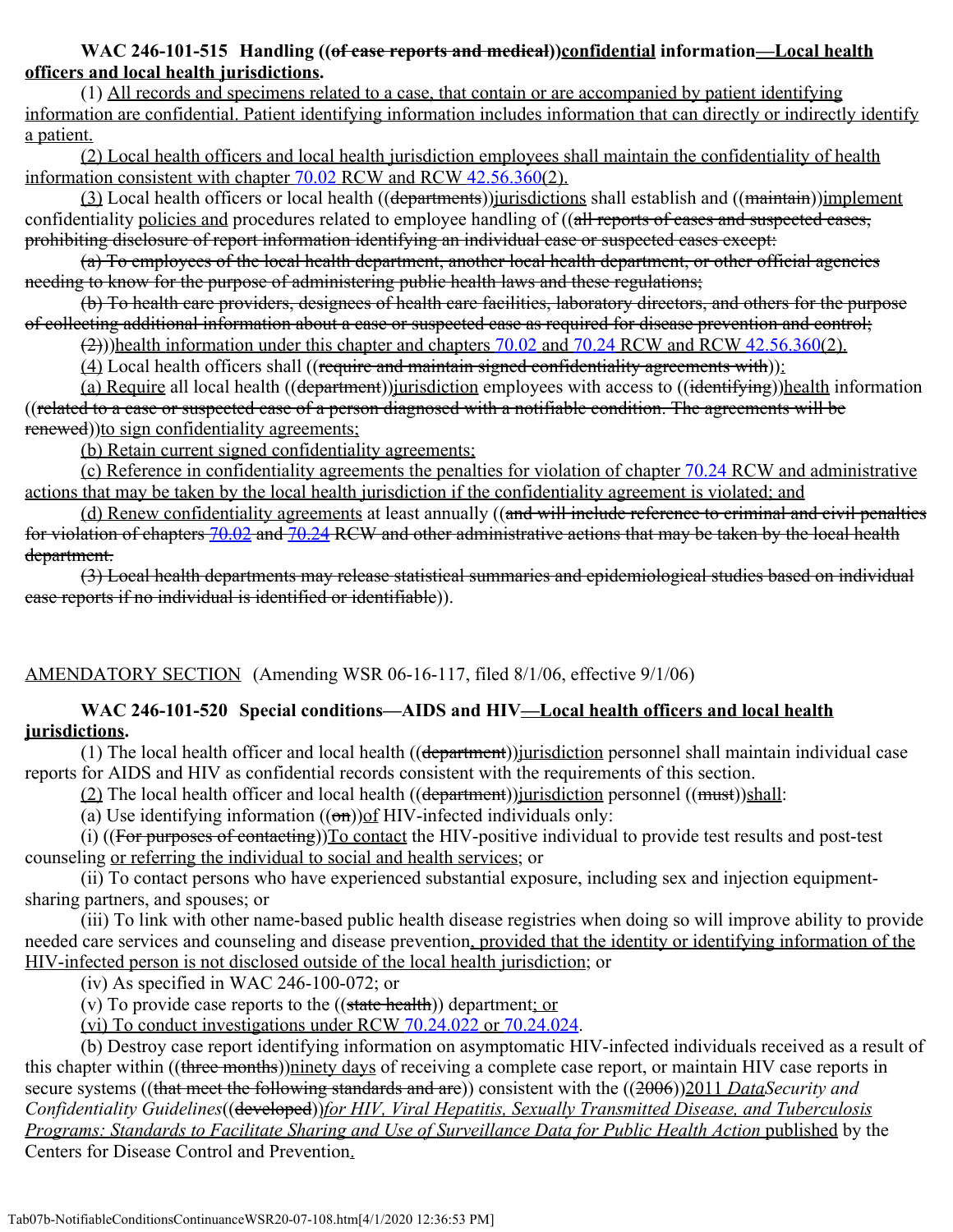**WAC 246-101-515 Handling ((~~of case reports and medical~~))<u>confidential</u> information<u>—Local health officers and local health jurisdictions</u>.**

(1) <u>All records and specimens related to a case, that contain or are accompanied by patient identifying information are confidential. Patient identifying information includes information that can directly or indirectly identify a patient.</u>

<u>(2) Local health officers and local health jurisdiction employees shall maintain the confidentiality of health information consistent with chapter 70.02 RCW and RCW 42.56.360(2).</u>

<u>(3)</u> Local health officers or local health ((~~departments~~))<u>jurisdictions</u> shall establish and ((~~maintain~~))<u>implement</u> confidentiality <u>policies and</u> procedures related to employee handling of ((~~all reports of cases and suspected cases, prohibiting disclosure of report information identifying an individual case or suspected cases except:~~

~~(a) To employees of the local health department, another local health department, or other official agencies needing to know for the purpose of administering public health laws and these regulations;~~

~~(b) To health care providers, designees of health care facilities, laboratory directors, and others for the purpose of collecting additional information about a case or suspected case as required for disease prevention and control;~~

~~(2)~~))<u>health information under this chapter and chapters 70.02 and 70.24 RCW and RCW 42.56.360(2).</u>

<u>(4)</u> Local health officers shall ((~~require and maintain signed confidentiality agreements with~~))<u>:</u>

<u>(a) Require</u> all local health ((~~department~~))<u>jurisdiction</u> employees with access to ((~~identifying~~))<u>health</u> information ((~~related to a case or suspected case of a person diagnosed with a notifiable condition. The agreements will be renewed~~))<u>to sign confidentiality agreements;</u>

<u>(b) Retain current signed confidentiality agreements;</u>

<u>(c) Reference in confidentiality agreements the penalties for violation of chapter 70.24 RCW and administrative actions that may be taken by the local health jurisdiction if the confidentiality agreement is violated; and</u>

<u>(d) Renew confidentiality agreements</u> at least annually ((~~and will include reference to criminal and civil penalties for violation of chapters 70.02 and 70.24 RCW and other administrative actions that may be taken by the local health department.~~

~~(3) Local health departments may release statistical summaries and epidemiological studies based on individual case reports if no individual is identified or identifiable~~)).

<u>AMENDATORY SECTION</u> (Amending WSR 06-16-117, filed 8/1/06, effective 9/1/06)

**WAC 246-101-520 Special conditions—AIDS and HIV<u>—Local health officers and local health jurisdictions</u>.**

(1) The local health officer and local health ((~~department~~))<u>jurisdiction</u> personnel shall maintain individual case reports for AIDS and HIV as confidential records consistent with the requirements of this section.

<u>(2)</u> The local health officer and local health ((~~department~~))<u>jurisdiction</u> personnel ((~~must~~))<u>shall</u>:

(a) Use identifying information ((~~on~~))<u>of</u> HIV-infected individuals only:

(i) ((~~For purposes of contacting~~))<u>To contact</u> the HIV-positive individual to provide test results and post-test counseling <u>or referring the individual to social and health services</u>; or

(ii) To contact persons who have experienced substantial exposure, including sex and injection equipment-sharing partners, and spouses; or

(iii) To link with other name-based public health disease registries when doing so will improve ability to provide needed care services and counseling and disease prevention<u>, provided that the identity or identifying information of the HIV-infected person is not disclosed outside of the local health jurisdiction</u>; or

(iv) As specified in WAC 246-100-072; or

(v) To provide case reports to the ((~~state health~~)) department<u>; or</u>

<u>(vi) To conduct investigations under RCW 70.24.022 or 70.24.024</u>.

(b) Destroy case report identifying information on asymptomatic HIV-infected individuals received as a result of this chapter within ((~~three months~~))<u>ninety days</u> of receiving a complete case report, or maintain HIV case reports in secure systems ((~~that meet the following standards and are~~)) consistent with the ((~~2006~~))<u>2011</u> *<u>Data</u>Security and Confidentiality Guidelines*((~~developed~~))*<u>for HIV, Viral Hepatitis, Sexually Transmitted Disease, and Tuberculosis Programs: Standards to Facilitate Sharing and Use of Surveillance Data for Public Health Action</u>* <u>published</u> by the Centers for Disease Control and Prevention<u>.</u>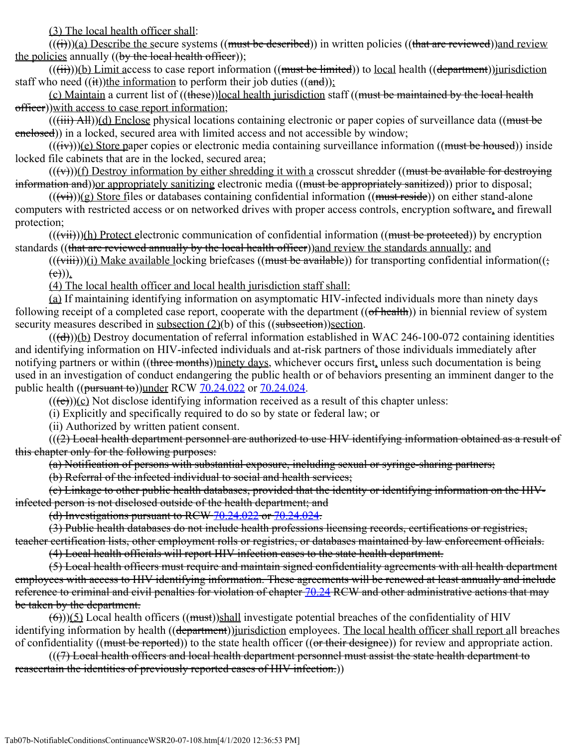(3) The local health officer shall:

(((i)))(a) Describe the secure systems ((must be described)) in written policies ((that are reviewed))and review the policies annually ((by the local health officer));

(((ii)))(b) Limit access to case report information ((must be limited)) to local health ((department))jurisdiction staff who need ((it))the information to perform their job duties ((and));

(c) Maintain a current list of ((these))local health jurisdiction staff ((must be maintained by the local health officer))with access to case report information;

(((iii) All))(d) Enclose physical locations containing electronic or paper copies of surveillance data ((must be enclosed)) in a locked, secured area with limited access and not accessible by window;

(((iv)))(e) Store paper copies or electronic media containing surveillance information ((must be housed)) inside locked file cabinets that are in the locked, secured area;

(((v)))(f) Destroy information by either shredding it with a crosscut shredder ((must be available for destroying information and))or appropriately sanitizing electronic media ((must be appropriately sanitized)) prior to disposal;

(((vi)))(g) Store files or databases containing confidential information ((must reside)) on either stand-alone computers with restricted access or on networked drives with proper access controls, encryption software, and firewall protection;

(((vii)))(h) Protect electronic communication of confidential information ((must be protected)) by encryption standards ((that are reviewed annually by the local health officer))and review the standards annually; and

(((viii)))(i) Make available locking briefcases ((must be available)) for transporting confidential information((;
(c))).

(4) The local health officer and local health jurisdiction staff shall:

(a) If maintaining identifying information on asymptomatic HIV-infected individuals more than ninety days following receipt of a completed case report, cooperate with the department ((of health)) in biennial review of system security measures described in subsection (2)(b) of this ((subsection))section.

(((d)))(b) Destroy documentation of referral information established in WAC 246-100-072 containing identities and identifying information on HIV-infected individuals and at-risk partners of those individuals immediately after notifying partners or within ((three months))ninety days, whichever occurs first, unless such documentation is being used in an investigation of conduct endangering the public health or of behaviors presenting an imminent danger to the public health ((pursuant to))under RCW 70.24.022 or 70.24.024.

(((e)))(c) Not disclose identifying information received as a result of this chapter unless:

(i) Explicitly and specifically required to do so by state or federal law; or

(ii) Authorized by written patient consent.

(((2) Local health department personnel are authorized to use HIV identifying information obtained as a result of this chapter only for the following purposes:

(a) Notification of persons with substantial exposure, including sexual or syringe-sharing partners;

(b) Referral of the infected individual to social and health services;

(c) Linkage to other public health databases, provided that the identity or identifying information on the HIV-infected person is not disclosed outside of the health department; and

(d) Investigations pursuant to RCW 70.24.022 or 70.24.024.

(3) Public health databases do not include health professions licensing records, certifications or registries, teacher certification lists, other employment rolls or registries, or databases maintained by law enforcement officials.

(4) Local health officials will report HIV infection cases to the state health department.

(5) Local health officers must require and maintain signed confidentiality agreements with all health department employees with access to HIV identifying information. These agreements will be renewed at least annually and include reference to criminal and civil penalties for violation of chapter 70.24 RCW and other administrative actions that may be taken by the department.

(6)))(5) Local health officers ((must))shall investigate potential breaches of the confidentiality of HIV identifying information by health ((department))jurisdiction employees. The local health officer shall report all breaches of confidentiality ((must be reported)) to the state health officer ((or their designee)) for review and appropriate action.

(((7) Local health officers and local health department personnel must assist the state health department to reascertain the identities of previously reported cases of HIV infection.))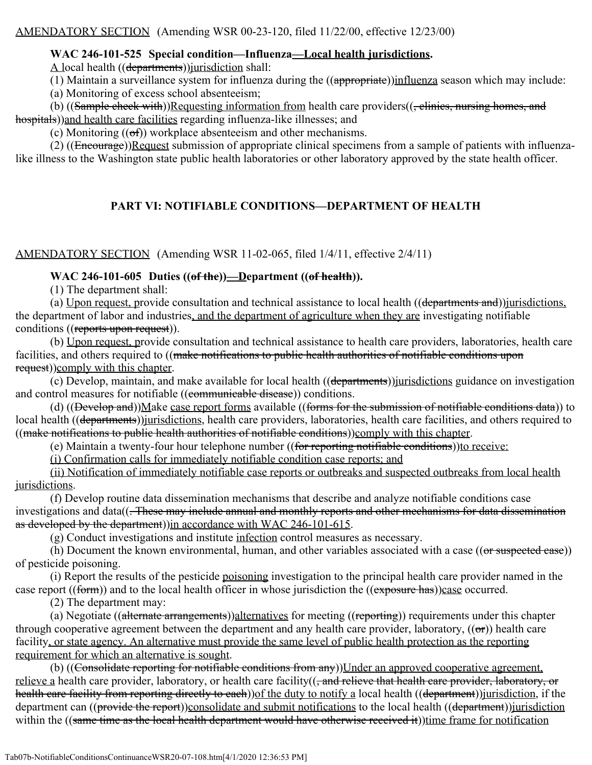<u>AMENDATORY SECTION</u> (Amending WSR 00-23-120, filed 11/22/00, effective 12/23/00)

**WAC 246-101-525 Special condition—Influenza<u>—Local health jurisdictions</u>.**

<u>A</u> local health ((~~departments~~))<u>jurisdiction</u> shall:

(1) Maintain a surveillance system for influenza during the ((~~appropriate~~))<u>influenza</u> season which may include:

(a) Monitoring of excess school absenteeism;

(b) ((~~Sample check with~~))<u>Requesting information from</u> health care providers((~~, clinics, nursing homes, and hospitals~~))<u>and health care facilities</u> regarding influenza-like illnesses; and

(c) Monitoring ((~~of~~)) workplace absenteeism and other mechanisms.

(2) ((~~Encourage~~))<u>Request</u> submission of appropriate clinical specimens from a sample of patients with influenza-like illness to the Washington state public health laboratories or other laboratory approved by the state health officer.

## PART VI: NOTIFIABLE CONDITIONS—DEPARTMENT OF HEALTH

<u>AMENDATORY SECTION</u> (Amending WSR 11-02-065, filed 1/4/11, effective 2/4/11)

**WAC 246-101-605 Duties ((~~of the~~))<u>—D</u>epartment ((~~of health~~)).**

(1) The department shall:

(a) <u>Upon request, p</u>rovide consultation and technical assistance to local health ((~~departments and~~))<u>jurisdictions,</u> the department of labor and industries<u>, and the department of agriculture when they are</u> investigating notifiable conditions ((~~reports upon request~~)).

(b) <u>Upon request, p</u>rovide consultation and technical assistance to health care providers, laboratories, health care facilities, and others required to ((~~make notifications to public health authorities of notifiable conditions upon request~~))<u>comply with this chapter</u>.

(c) Develop, maintain, and make available for local health ((~~departments~~))<u>jurisdictions</u> guidance on investigation and control measures for notifiable ((~~communicable disease~~)) conditions.

(d) ((~~Develop and~~))<u>M</u>ake <u>case report forms</u> available ((~~forms for the submission of notifiable conditions data~~)) to local health ((~~departments~~))<u>jurisdictions</u>, health care providers, laboratories, health care facilities, and others required to ((~~make notifications to public health authorities of notifiable conditions~~))<u>comply with this chapter</u>.

(e) Maintain a twenty-four hour telephone number ((~~for reporting notifiable conditions~~))<u>to receive:</u>

<u>(i) Confirmation calls for immediately notifiable condition case reports; and</u>

<u>(ii) Notification of immediately notifiable case reports or outbreaks and suspected outbreaks from local health jurisdictions</u>.

(f) Develop routine data dissemination mechanisms that describe and analyze notifiable conditions case investigations and data((~~. These may include annual and monthly reports and other mechanisms for data dissemination as developed by the department~~))<u>in accordance with WAC 246-101-615</u>.

(g) Conduct investigations and institute <u>infection</u> control measures as necessary.

(h) Document the known environmental, human, and other variables associated with a case ((~~or suspected case~~)) of pesticide poisoning.

(i) Report the results of the pesticide <u>poisoning</u> investigation to the principal health care provider named in the case report ((~~form~~)) and to the local health officer in whose jurisdiction the ((~~exposure has~~))<u>case</u> occurred.

(2) The department may:

(a) Negotiate ((~~alternate arrangements~~))<u>alternatives</u> for meeting ((~~reporting~~)) requirements under this chapter through cooperative agreement between the department and any health care provider, laboratory, ((~~or~~)) health care facility<u>, or state agency. An alternative must provide the same level of public health protection as the reporting requirement for which an alternative is sought</u>.

(b) ((~~Consolidate reporting for notifiable conditions from any~~))<u>Under an approved cooperative agreement, relieve a</u> health care provider, laboratory, or health care facility((~~, and relieve that health care provider, laboratory, or health care facility from reporting directly to each~~))<u>of the duty to notify a</u> local health ((~~department~~))<u>jurisdiction</u>, if the department can ((~~provide the report~~))<u>consolidate and submit notifications</u> to the local health ((~~department~~))<u>jurisdiction</u> within the ((~~same time as the local health department would have otherwise received it~~))<u>time frame for notification</u>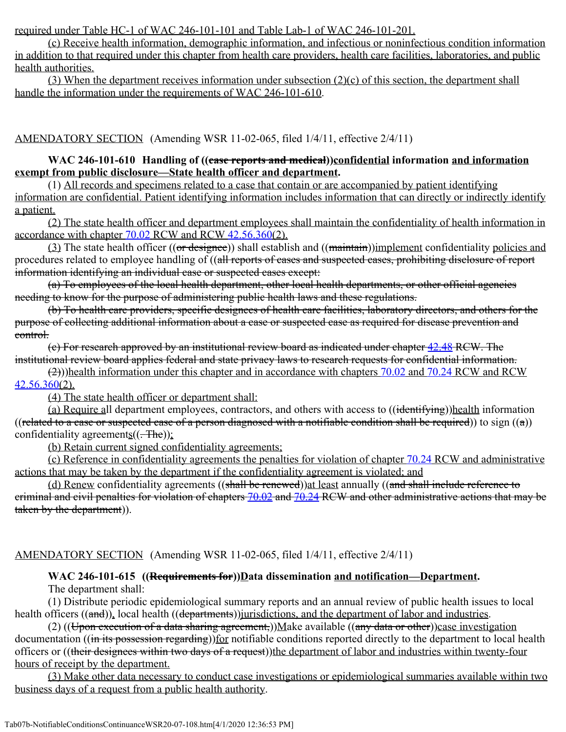required under Table HC-1 of WAC 246-101-101 and Table Lab-1 of WAC 246-101-201.

(c) Receive health information, demographic information, and infectious or noninfectious condition information in addition to that required under this chapter from health care providers, health care facilities, laboratories, and public health authorities.

(3) When the department receives information under subsection (2)(c) of this section, the department shall handle the information under the requirements of WAC 246-101-610.

AMENDATORY SECTION (Amending WSR 11-02-065, filed 1/4/11, effective 2/4/11)

**WAC 246-101-610 Handling of ((case reports and medical))confidential information and information exempt from public disclosure—State health officer and department.**

(1) All records and specimens related to a case that contain or are accompanied by patient identifying information are confidential. Patient identifying information includes information that can directly or indirectly identify a patient.

(2) The state health officer and department employees shall maintain the confidentiality of health information in accordance with chapter 70.02 RCW and RCW 42.56.360(2).

(3) The state health officer ((or designee)) shall establish and ((maintain))implement confidentiality policies and procedures related to employee handling of ((all reports of cases and suspected cases, prohibiting disclosure of report information identifying an individual case or suspected cases except:

(a) To employees of the local health department, other local health departments, or other official agencies needing to know for the purpose of administering public health laws and these regulations.

(b) To health care providers, specific designees of health care facilities, laboratory directors, and others for the purpose of collecting additional information about a case or suspected case as required for disease prevention and control.

(c) For research approved by an institutional review board as indicated under chapter 42.48 RCW. The institutional review board applies federal and state privacy laws to research requests for confidential information.

(2)))health information under this chapter and in accordance with chapters 70.02 and 70.24 RCW and RCW 42.56.360(2).

(4) The state health officer or department shall:

(a) Require all department employees, contractors, and others with access to ((identifying))health information ((related to a case or suspected case of a person diagnosed with a notifiable condition shall be required)) to sign ((a)) confidentiality agreements((. The));

(b) Retain current signed confidentiality agreements;

(c) Reference in confidentiality agreements the penalties for violation of chapter 70.24 RCW and administrative actions that may be taken by the department if the confidentiality agreement is violated; and

(d) Renew confidentiality agreements ((shall be renewed))at least annually ((and shall include reference to criminal and civil penalties for violation of chapters 70.02 and 70.24 RCW and other administrative actions that may be taken by the department)).

AMENDATORY SECTION (Amending WSR 11-02-065, filed 1/4/11, effective 2/4/11)

**WAC 246-101-615 ((Requirements for))Data dissemination and notification—Department.**

The department shall:

(1) Distribute periodic epidemiological summary reports and an annual review of public health issues to local health officers ((and)), local health ((departments))jurisdictions, and the department of labor and industries.

(2) ((Upon execution of a data sharing agreement,))Make available ((any data or other))case investigation documentation ((in its possession regarding))for notifiable conditions reported directly to the department to local health officers or ((their designees within two days of a request))the department of labor and industries within twenty-four hours of receipt by the department.

(3) Make other data necessary to conduct case investigations or epidemiological summaries available within two business days of a request from a public health authority.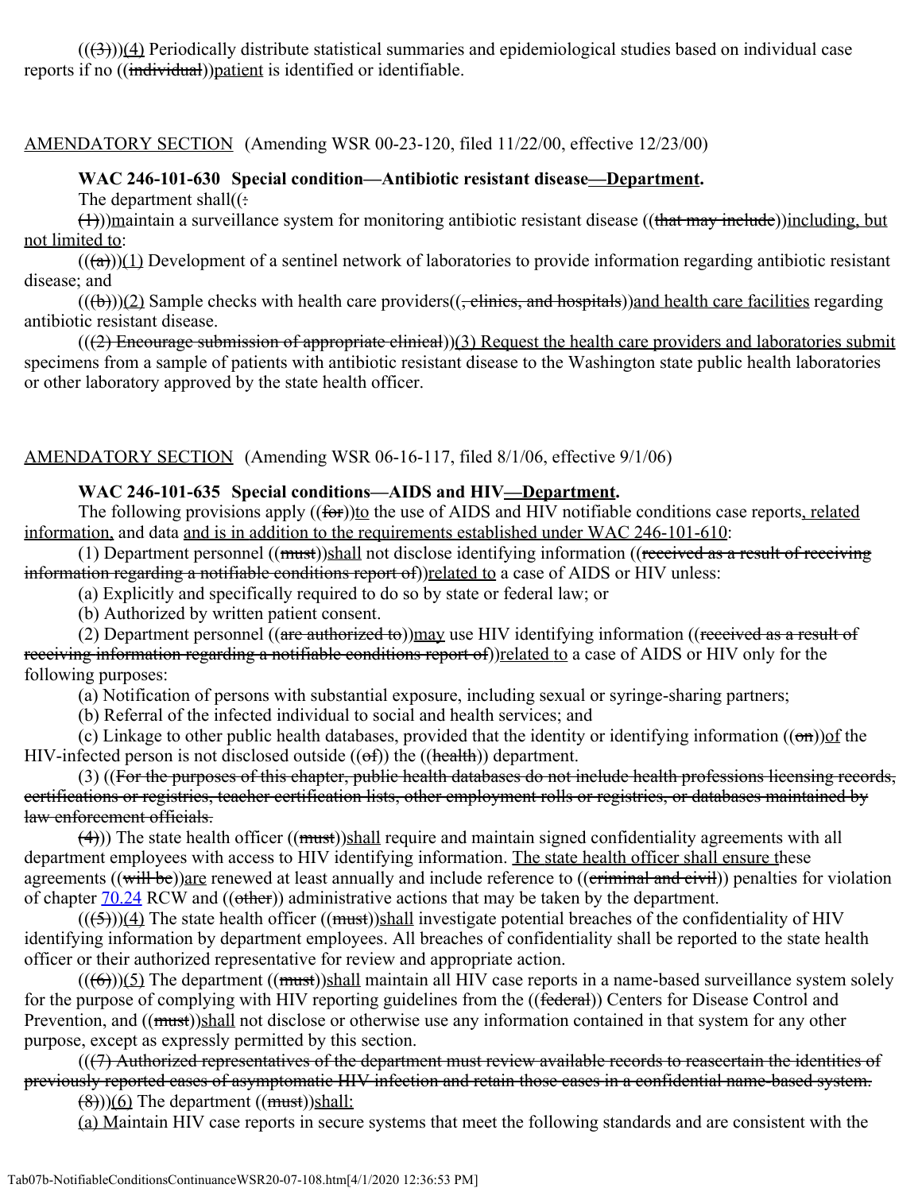((~~(3)~~))<u>(4)</u> Periodically distribute statistical summaries and epidemiological studies based on individual case reports if no ((~~individual~~))<u>patient</u> is identified or identifiable.

<u>AMENDATORY SECTION</u> (Amending WSR 00-23-120, filed 11/22/00, effective 12/23/00)

**WAC 246-101-630 Special condition—Antibiotic resistant disease<u>—Department</u>.**

The department shall((~~:~~

~~(1)~~))<u>m</u>aintain a surveillance system for monitoring antibiotic resistant disease ((~~that may include~~))<u>including, but not limited to</u>:

((~~(a)~~))<u>(1)</u> Development of a sentinel network of laboratories to provide information regarding antibiotic resistant disease; and

((~~(b)~~))<u>(2)</u> Sample checks with health care providers((~~, clinics, and hospitals~~))<u>and health care facilities</u> regarding antibiotic resistant disease.

((~~(2) Encourage submission of appropriate clinical~~))<u>(3) Request the health care providers and laboratories submit</u> specimens from a sample of patients with antibiotic resistant disease to the Washington state public health laboratories or other laboratory approved by the state health officer.

<u>AMENDATORY SECTION</u> (Amending WSR 06-16-117, filed 8/1/06, effective 9/1/06)

**WAC 246-101-635 Special conditions—AIDS and HIV<u>—Department</u>.**

The following provisions apply ((~~for~~))<u>to</u> the use of AIDS and HIV notifiable conditions case reports<u>, related information,</u> and data <u>and is in addition to the requirements established under WAC 246-101-610</u>:

(1) Department personnel ((~~must~~))<u>shall</u> not disclose identifying information ((~~received as a result of receiving information regarding a notifiable conditions report of~~))<u>related to</u> a case of AIDS or HIV unless:

(a) Explicitly and specifically required to do so by state or federal law; or

(b) Authorized by written patient consent.

(2) Department personnel ((~~are authorized to~~))<u>may</u> use HIV identifying information ((~~received as a result of receiving information regarding a notifiable conditions report of~~))<u>related to</u> a case of AIDS or HIV only for the following purposes:

(a) Notification of persons with substantial exposure, including sexual or syringe-sharing partners;

(b) Referral of the infected individual to social and health services; and

(c) Linkage to other public health databases, provided that the identity or identifying information ((~~on~~))<u>of</u> the HIV-infected person is not disclosed outside ((~~of~~)) the ((~~health~~)) department.

(3) ((~~For the purposes of this chapter, public health databases do not include health professions licensing records, certifications or registries, teacher certification lists, other employment rolls or registries, or databases maintained by law enforcement officials.~~

~~(4)~~)) The state health officer ((~~must~~))<u>shall</u> require and maintain signed confidentiality agreements with all department employees with access to HIV identifying information. <u>The state health officer shall ensure t</u>hese agreements ((~~will be~~))<u>are</u> renewed at least annually and include reference to ((~~criminal and civil~~)) penalties for violation of chapter 70.24 RCW and ((~~other~~)) administrative actions that may be taken by the department.

((~~(5)~~))<u>(4)</u> The state health officer ((~~must~~))<u>shall</u> investigate potential breaches of the confidentiality of HIV identifying information by department employees. All breaches of confidentiality shall be reported to the state health officer or their authorized representative for review and appropriate action.

((~~(6)~~))<u>(5)</u> The department ((~~must~~))<u>shall</u> maintain all HIV case reports in a name-based surveillance system solely for the purpose of complying with HIV reporting guidelines from the ((~~federal~~)) Centers for Disease Control and Prevention, and ((~~must~~))<u>shall</u> not disclose or otherwise use any information contained in that system for any other purpose, except as expressly permitted by this section.

((~~(7) Authorized representatives of the department must review available records to reascertain the identities of previously reported cases of asymptomatic HIV infection and retain those cases in a confidential name-based system.~~

~~(8)~~))<u>(6)</u> The department ((~~must~~))<u>shall:</u>

<u>(a) M</u>aintain HIV case reports in secure systems that meet the following standards and are consistent with the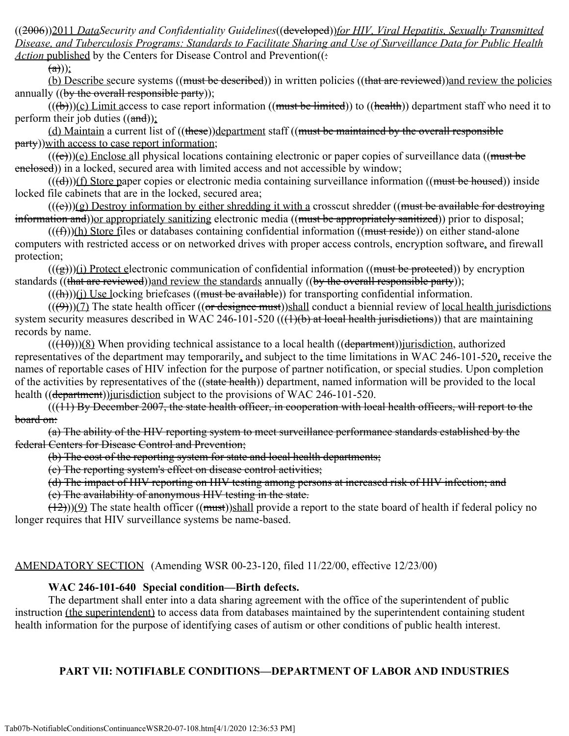((2006))2011 *Data* *Security and Confidentiality Guidelines*((developed))*for HIV, Viral Hepatitis, Sexually Transmitted Disease, and Tuberculosis Programs: Standards to Facilitate Sharing and Use of Surveillance Data for Public Health Action* published by the Centers for Disease Control and Prevention((:
(a)));

(b) Describe secure systems ((must be described)) in written policies ((that are reviewed))and review the policies annually ((by the overall responsible party));

(((b)))(c) Limit access to case report information ((must be limited)) to ((health)) department staff who need it to perform their job duties ((and));

(d) Maintain a current list of ((these))department staff ((must be maintained by the overall responsible party))with access to case report information;

(((c)))(e) Enclose all physical locations containing electronic or paper copies of surveillance data ((must be enclosed)) in a locked, secured area with limited access and not accessible by window;

(((d)))(f) Store paper copies or electronic media containing surveillance information ((must be housed)) inside locked file cabinets that are in the locked, secured area;

(((e)))(g) Destroy information by either shredding it with a crosscut shredder ((must be available for destroying information and))or appropriately sanitizing electronic media ((must be appropriately sanitized)) prior to disposal;

(((f)))(h) Store files or databases containing confidential information ((must reside)) on either stand-alone computers with restricted access or on networked drives with proper access controls, encryption software, and firewall protection;

(((g)))(i) Protect electronic communication of confidential information ((must be protected)) by encryption standards ((that are reviewed))and review the standards annually ((by the overall responsible party));

(((h)))(j) Use locking briefcases ((must be available)) for transporting confidential information.

(((9)))(7) The state health officer ((or designee must))shall conduct a biennial review of local health jurisdictions system security measures described in WAC 246-101-520 (((1)(b) at local health jurisdictions)) that are maintaining records by name.

(((10)))(8) When providing technical assistance to a local health ((department))jurisdiction, authorized representatives of the department may temporarily, and subject to the time limitations in WAC 246-101-520, receive the names of reportable cases of HIV infection for the purpose of partner notification, or special studies. Upon completion of the activities by representatives of the ((state health)) department, named information will be provided to the local health ((department))jurisdiction subject to the provisions of WAC 246-101-520.

(((11) By December 2007, the state health officer, in cooperation with local health officers, will report to the board on:

(a) The ability of the HIV reporting system to meet surveillance performance standards established by the federal Centers for Disease Control and Prevention;

(b) The cost of the reporting system for state and local health departments;

(c) The reporting system's effect on disease control activities;

(d) The impact of HIV reporting on HIV testing among persons at increased risk of HIV infection; and

(e) The availability of anonymous HIV testing in the state.

(12)))(9) The state health officer ((must))shall provide a report to the state board of health if federal policy no longer requires that HIV surveillance systems be name-based.

AMENDATORY SECTION (Amending WSR 00-23-120, filed 11/22/00, effective 12/23/00)

**WAC 246-101-640 Special condition—Birth defects.**

The department shall enter into a data sharing agreement with the office of the superintendent of public instruction (the superintendent) to access data from databases maintained by the superintendent containing student health information for the purpose of identifying cases of autism or other conditions of public health interest.

## PART VII: NOTIFIABLE CONDITIONS—DEPARTMENT OF LABOR AND INDUSTRIES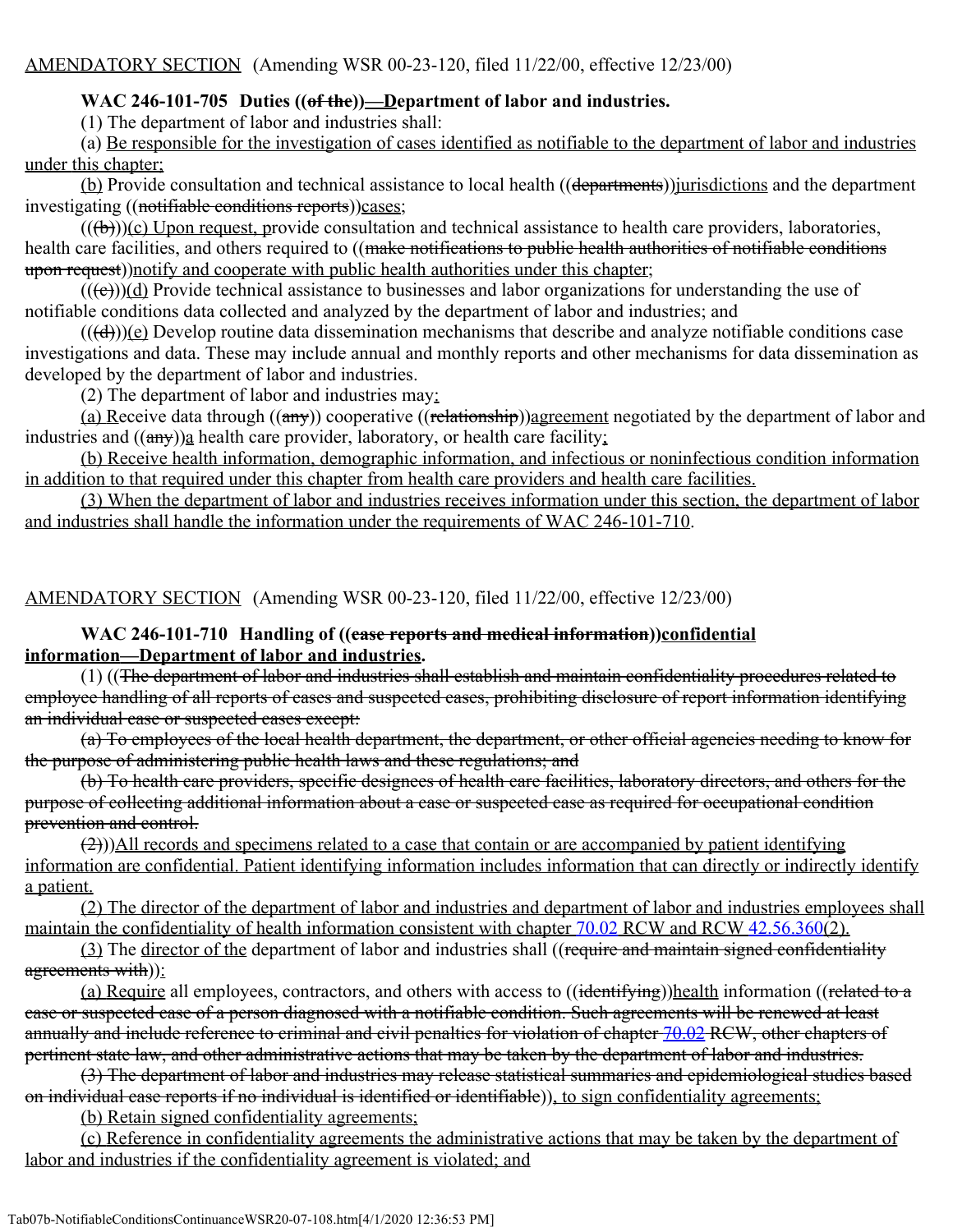AMENDATORY SECTION (Amending WSR 00-23-120, filed 11/22/00, effective 12/23/00)

**WAC 246-101-705 Duties ((of the))—Department of labor and industries.**

(1) The department of labor and industries shall:

(a) Be responsible for the investigation of cases identified as notifiable to the department of labor and industries under this chapter;

(b) Provide consultation and technical assistance to local health ((departments))jurisdictions and the department investigating ((notifiable conditions reports))cases;

(((b)))(c) Upon request, provide consultation and technical assistance to health care providers, laboratories, health care facilities, and others required to ((make notifications to public health authorities of notifiable conditions upon request))notify and cooperate with public health authorities under this chapter;

(((c)))(d) Provide technical assistance to businesses and labor organizations for understanding the use of notifiable conditions data collected and analyzed by the department of labor and industries; and

(((d)))(e) Develop routine data dissemination mechanisms that describe and analyze notifiable conditions case investigations and data. These may include annual and monthly reports and other mechanisms for data dissemination as developed by the department of labor and industries.

(2) The department of labor and industries may:

(a) Receive data through ((any)) cooperative ((relationship))agreement negotiated by the department of labor and industries and ((any))a health care provider, laboratory, or health care facility;

(b) Receive health information, demographic information, and infectious or noninfectious condition information in addition to that required under this chapter from health care providers and health care facilities.

(3) When the department of labor and industries receives information under this section, the department of labor and industries shall handle the information under the requirements of WAC 246-101-710.

AMENDATORY SECTION (Amending WSR 00-23-120, filed 11/22/00, effective 12/23/00)

**WAC 246-101-710 Handling of ((case reports and medical information))confidential information—Department of labor and industries.**

(1) ((The department of labor and industries shall establish and maintain confidentiality procedures related to employee handling of all reports of cases and suspected cases, prohibiting disclosure of report information identifying an individual case or suspected cases except:

(a) To employees of the local health department, the department, or other official agencies needing to know for the purpose of administering public health laws and these regulations; and

(b) To health care providers, specific designees of health care facilities, laboratory directors, and others for the purpose of collecting additional information about a case or suspected case as required for occupational condition prevention and control.

(2)))All records and specimens related to a case that contain or are accompanied by patient identifying information are confidential. Patient identifying information includes information that can directly or indirectly identify a patient.

(2) The director of the department of labor and industries and department of labor and industries employees shall maintain the confidentiality of health information consistent with chapter 70.02 RCW and RCW 42.56.360(2).

(3) The director of the department of labor and industries shall ((require and maintain signed confidentiality agreements with)):

(a) Require all employees, contractors, and others with access to ((identifying))health information ((related to a case or suspected case of a person diagnosed with a notifiable condition. Such agreements will be renewed at least annually and include reference to criminal and civil penalties for violation of chapter 70.02 RCW, other chapters of pertinent state law, and other administrative actions that may be taken by the department of labor and industries.

(3) The department of labor and industries may release statistical summaries and epidemiological studies based on individual case reports if no individual is identified or identifiable)), to sign confidentiality agreements;

(b) Retain signed confidentiality agreements;

(c) Reference in confidentiality agreements the administrative actions that may be taken by the department of labor and industries if the confidentiality agreement is violated; and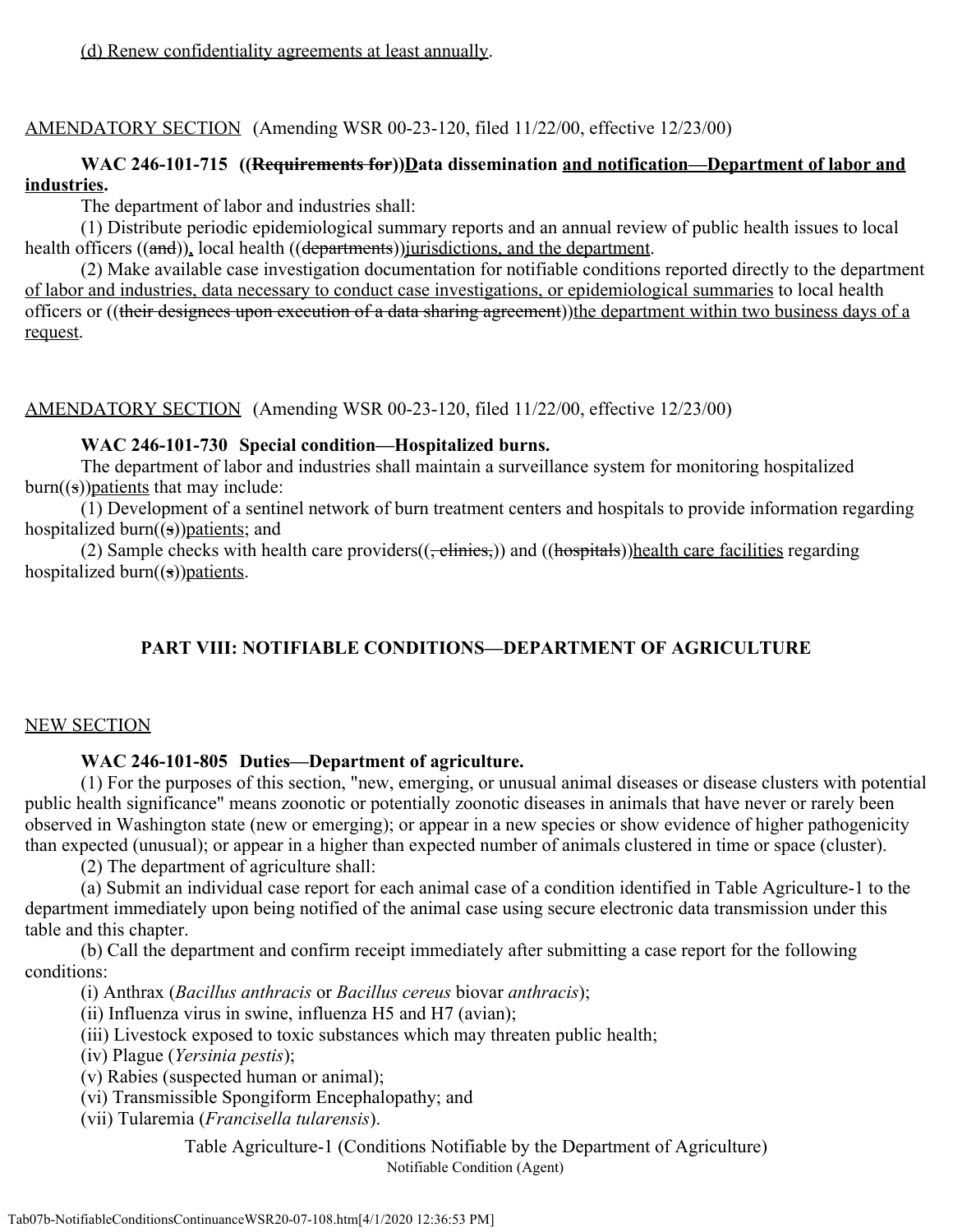(d) Renew confidentiality agreements at least annually.

AMENDATORY SECTION (Amending WSR 00-23-120, filed 11/22/00, effective 12/23/00)

**WAC 246-101-715 ((~~Requirements for~~))Data dissemination and notification—Department of labor and industries.**

The department of labor and industries shall:

(1) Distribute periodic epidemiological summary reports and an annual review of public health issues to local health officers ((~~and~~)), local health ((~~departments~~))jurisdictions, and the department.

(2) Make available case investigation documentation for notifiable conditions reported directly to the department of labor and industries, data necessary to conduct case investigations, or epidemiological summaries to local health officers or ((~~their designees upon execution of a data sharing agreement~~))the department within two business days of a request.

AMENDATORY SECTION (Amending WSR 00-23-120, filed 11/22/00, effective 12/23/00)

**WAC 246-101-730 Special condition—Hospitalized burns.**

The department of labor and industries shall maintain a surveillance system for monitoring hospitalized burn((~~s~~))patients that may include:

(1) Development of a sentinel network of burn treatment centers and hospitals to provide information regarding hospitalized burn((~~s~~))patients; and

(2) Sample checks with health care providers((~~, clinics,~~)) and ((~~hospitals~~))health care facilities regarding hospitalized burn((~~s~~))patients.

## PART VIII: NOTIFIABLE CONDITIONS—DEPARTMENT OF AGRICULTURE

NEW SECTION

**WAC 246-101-805 Duties—Department of agriculture.**

(1) For the purposes of this section, "new, emerging, or unusual animal diseases or disease clusters with potential public health significance" means zoonotic or potentially zoonotic diseases in animals that have never or rarely been observed in Washington state (new or emerging); or appear in a new species or show evidence of higher pathogenicity than expected (unusual); or appear in a higher than expected number of animals clustered in time or space (cluster).

(2) The department of agriculture shall:

(a) Submit an individual case report for each animal case of a condition identified in Table Agriculture-1 to the department immediately upon being notified of the animal case using secure electronic data transmission under this table and this chapter.

(b) Call the department and confirm receipt immediately after submitting a case report for the following conditions:

(i) Anthrax (*Bacillus anthracis* or *Bacillus cereus* biovar *anthracis*);

(ii) Influenza virus in swine, influenza H5 and H7 (avian);

(iii) Livestock exposed to toxic substances which may threaten public health;

(iv) Plague (*Yersinia pestis*);

(v) Rabies (suspected human or animal);

(vi) Transmissible Spongiform Encephalopathy; and

(vii) Tularemia (*Francisella tularensis*).

Table Agriculture-1 (Conditions Notifiable by the Department of Agriculture)

Notifiable Condition (Agent)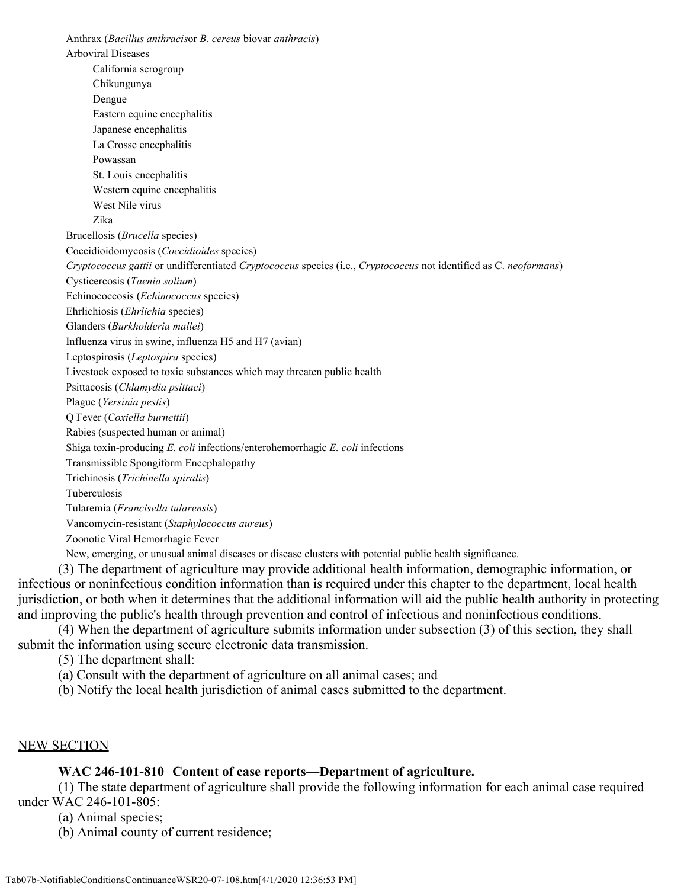Anthrax (*Bacillus anthracis*or *B. cereus* biovar *anthracis*)

Arboviral Diseases

- California serogroup
- Chikungunya
- Dengue
- Eastern equine encephalitis
- Japanese encephalitis
- La Crosse encephalitis
- Powassan
- St. Louis encephalitis
- Western equine encephalitis
- West Nile virus
- Zika

Brucellosis (*Brucella* species)

Coccidioidomycosis (*Coccidioides* species)

*Cryptococcus gattii* or undifferentiated *Cryptococcus* species (i.e., *Cryptococcus* not identified as C. *neoformans*)

Cysticercosis (*Taenia solium*)

Echinococcosis (*Echinococcus* species)

Ehrlichiosis (*Ehrlichia* species)

Glanders (*Burkholderia mallei*)

Influenza virus in swine, influenza H5 and H7 (avian)

Leptospirosis (*Leptospira* species)

Livestock exposed to toxic substances which may threaten public health

Psittacosis (*Chlamydia psittaci*)

Plague (*Yersinia pestis*)

Q Fever (*Coxiella burnettii*)

Rabies (suspected human or animal)

Shiga toxin-producing *E. coli* infections/enterohemorrhagic *E. coli* infections

Transmissible Spongiform Encephalopathy

Trichinosis (*Trichinella spiralis*)

Tuberculosis

Tularemia (*Francisella tularensis*)

Vancomycin-resistant (*Staphylococcus aureus*)

Zoonotic Viral Hemorrhagic Fever

New, emerging, or unusual animal diseases or disease clusters with potential public health significance.

(3) The department of agriculture may provide additional health information, demographic information, or infectious or noninfectious condition information than is required under this chapter to the department, local health jurisdiction, or both when it determines that the additional information will aid the public health authority in protecting and improving the public's health through prevention and control of infectious and noninfectious conditions.

(4) When the department of agriculture submits information under subsection (3) of this section, they shall submit the information using secure electronic data transmission.

(5) The department shall:

(a) Consult with the department of agriculture on all animal cases; and

(b) Notify the local health jurisdiction of animal cases submitted to the department.

NEW SECTION

**WAC 246-101-810 Content of case reports—Department of agriculture.**

(1) The state department of agriculture shall provide the following information for each animal case required under WAC 246-101-805:

(a) Animal species;

(b) Animal county of current residence;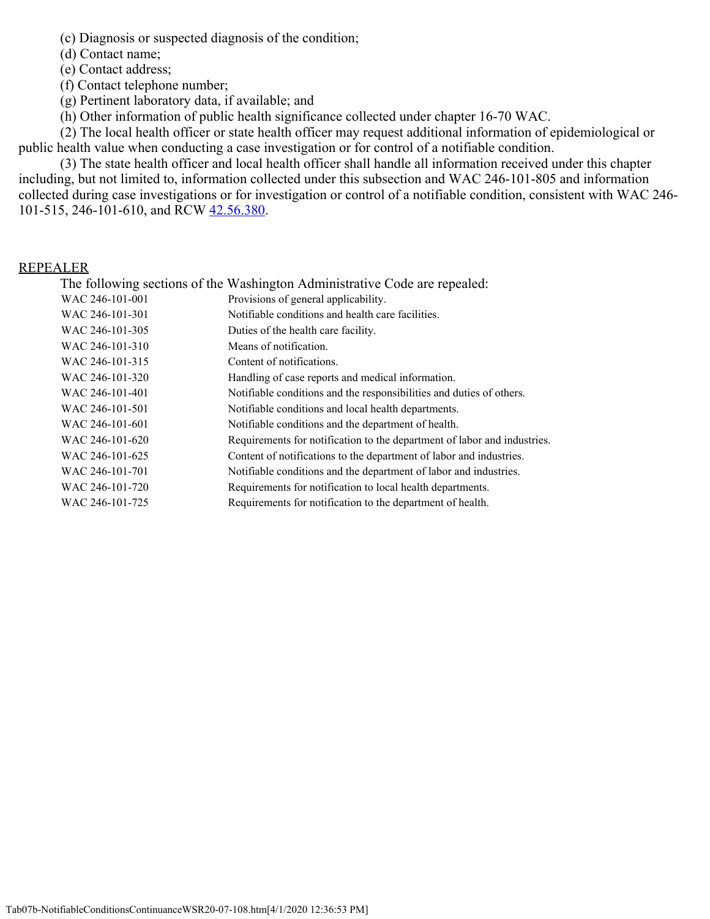(c) Diagnosis or suspected diagnosis of the condition;

(d) Contact name;

(e) Contact address;

(f) Contact telephone number;

(g) Pertinent laboratory data, if available; and

(h) Other information of public health significance collected under chapter 16-70 WAC.

(2) The local health officer or state health officer may request additional information of epidemiological or public health value when conducting a case investigation or for control of a notifiable condition.

(3) The state health officer and local health officer shall handle all information received under this chapter including, but not limited to, information collected under this subsection and WAC 246-101-805 and information collected during case investigations or for investigation or control of a notifiable condition, consistent with WAC 246-101-515, 246-101-610, and RCW 42.56.380.

REPEALER

The following sections of the Washington Administrative Code are repealed:

| | |
|---|---|
| WAC 246-101-001 | Provisions of general applicability. |
| WAC 246-101-301 | Notifiable conditions and health care facilities. |
| WAC 246-101-305 | Duties of the health care facility. |
| WAC 246-101-310 | Means of notification. |
| WAC 246-101-315 | Content of notifications. |
| WAC 246-101-320 | Handling of case reports and medical information. |
| WAC 246-101-401 | Notifiable conditions and the responsibilities and duties of others. |
| WAC 246-101-501 | Notifiable conditions and local health departments. |
| WAC 246-101-601 | Notifiable conditions and the department of health. |
| WAC 246-101-620 | Requirements for notification to the department of labor and industries. |
| WAC 246-101-625 | Content of notifications to the department of labor and industries. |
| WAC 246-101-701 | Notifiable conditions and the department of labor and industries. |
| WAC 246-101-720 | Requirements for notification to local health departments. |
| WAC 246-101-725 | Requirements for notification to the department of health. |